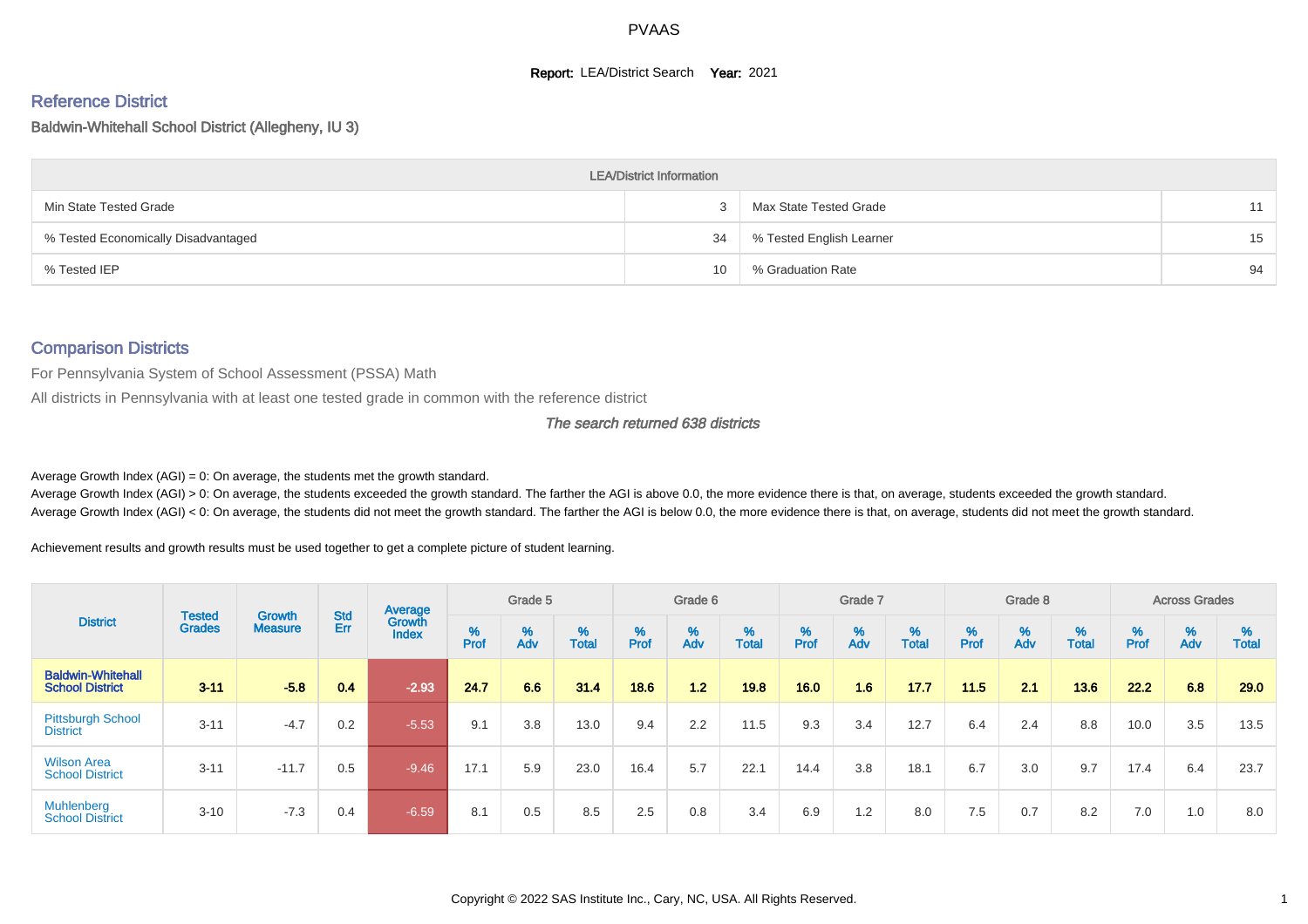# PVAAS

**Report:** LEA/District Search **Year:** 2021

## Reference District

Baldwin-Whitehall School District (Allegheny, IU 3)

| LEA/District Information | | | |
|---|---|---|---|
| Min State Tested Grade | 3 | Max State Tested Grade | 11 |
| % Tested Economically Disadvantaged | 34 | % Tested English Learner | 15 |
| % Tested IEP | 10 | % Graduation Rate | 94 |

## Comparison Districts

For Pennsylvania System of School Assessment (PSSA) Math

All districts in Pennsylvania with at least one tested grade in common with the reference district

*The search returned 638 districts*

Average Growth Index (AGI) = 0: On average, the students met the growth standard.
Average Growth Index (AGI) > 0: On average, the students exceeded the growth standard. The farther the AGI is above 0.0, the more evidence there is that, on average, students exceeded the growth standard.
Average Growth Index (AGI) < 0: On average, the students did not meet the growth standard. The farther the AGI is below 0.0, the more evidence there is that, on average, students did not meet the growth standard.

Achievement results and growth results must be used together to get a complete picture of student learning.

| District | Tested Grades | Growth Measure | Std Err | Average Growth Index | Grade 5 | | | Grade 6 | | | Grade 7 | | | Grade 8 | | | Across Grades | | |
|---|---|---|---|---|---|---|---|---|---|---|---|---|---|---|---|---|---|---|---|
| | | | | | % Prof | % Adv | % Total | % Prof | % Adv | % Total | % Prof | % Adv | % Total | % Prof | % Adv | % Total | % Prof | % Adv | % Total |
| **Baldwin-Whitehall School District** | **3-11** | **-5.8** | **0.4** | **-2.93** | **24.7** | **6.6** | **31.4** | **18.6** | **1.2** | **19.8** | **16.0** | **1.6** | **17.7** | **11.5** | **2.1** | **13.6** | **22.2** | **6.8** | **29.0** |
| Pittsburgh School District | 3-11 | -4.7 | 0.2 | -5.53 | 9.1 | 3.8 | 13.0 | 9.4 | 2.2 | 11.5 | 9.3 | 3.4 | 12.7 | 6.4 | 2.4 | 8.8 | 10.0 | 3.5 | 13.5 |
| Wilson Area School District | 3-11 | -11.7 | 0.5 | -9.46 | 17.1 | 5.9 | 23.0 | 16.4 | 5.7 | 22.1 | 14.4 | 3.8 | 18.1 | 6.7 | 3.0 | 9.7 | 17.4 | 6.4 | 23.7 |
| Muhlenberg School District | 3-10 | -7.3 | 0.4 | -6.59 | 8.1 | 0.5 | 8.5 | 2.5 | 0.8 | 3.4 | 6.9 | 1.2 | 8.0 | 7.5 | 0.7 | 8.2 | 7.0 | 1.0 | 8.0 |

Copyright © 2022 SAS Institute Inc., Cary, NC, USA. All Rights Reserved.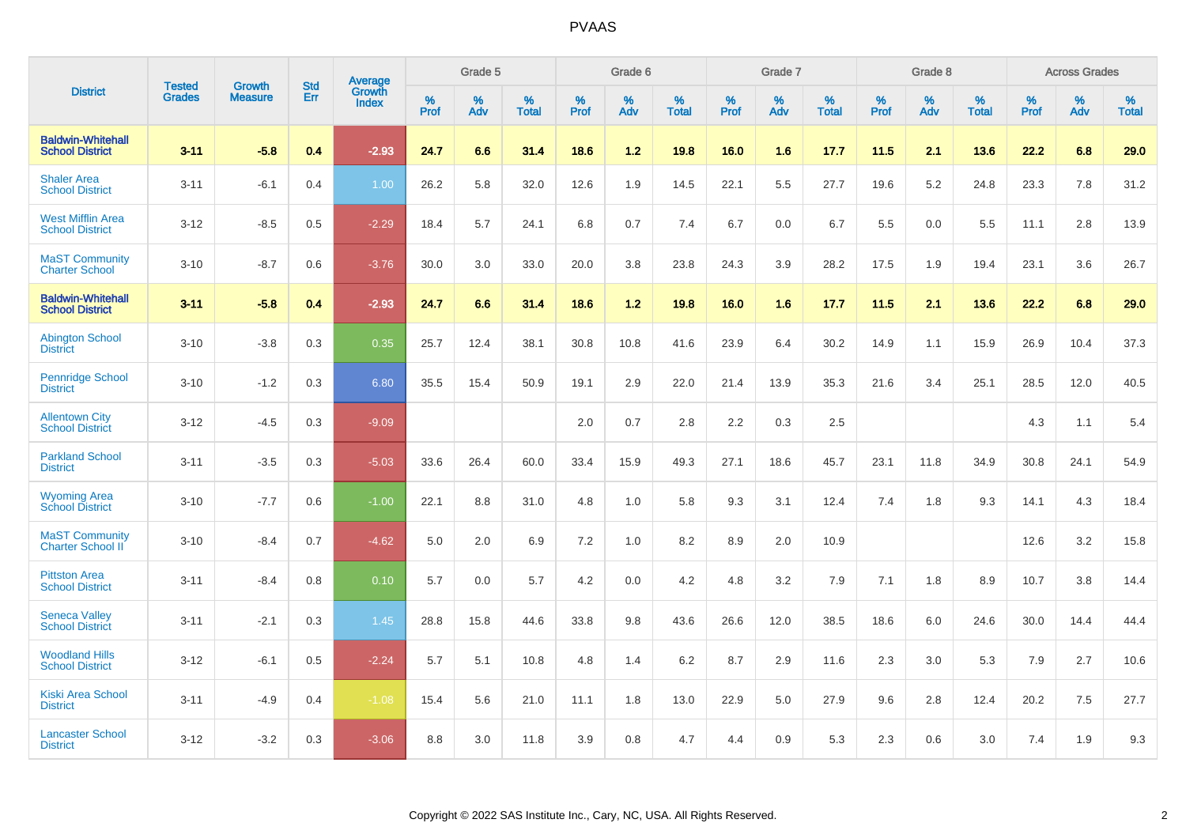# PVAAS

| District | Tested Grades | Growth Measure | Std Err | Average Growth Index | Grade 5 | | | Grade 6 | | | Grade 7 | | | Grade 8 | | | Across Grades | | |
|---|---|---|---|---|---|---|---|---|---|---|---|---|---|---|---|---|---|---|---|
| | | | | | % Prof | % Adv | % Total | % Prof | % Adv | % Total | % Prof | % Adv | % Total | % Prof | % Adv | % Total | % Prof | % Adv | % Total |
| **Baldwin-Whitehall School District** | **3-11** | **-5.8** | **0.4** | **-2.93** | **24.7** | **6.6** | **31.4** | **18.6** | **1.2** | **19.8** | **16.0** | **1.6** | **17.7** | **11.5** | **2.1** | **13.6** | **22.2** | **6.8** | **29.0** |
| Shaler Area School District | 3-11 | -6.1 | 0.4 | 1.00 | 26.2 | 5.8 | 32.0 | 12.6 | 1.9 | 14.5 | 22.1 | 5.5 | 27.7 | 19.6 | 5.2 | 24.8 | 23.3 | 7.8 | 31.2 |
| West Mifflin Area School District | 3-12 | -8.5 | 0.5 | -2.29 | 18.4 | 5.7 | 24.1 | 6.8 | 0.7 | 7.4 | 6.7 | 0.0 | 6.7 | 5.5 | 0.0 | 5.5 | 11.1 | 2.8 | 13.9 |
| MaST Community Charter School | 3-10 | -8.7 | 0.6 | -3.76 | 30.0 | 3.0 | 33.0 | 20.0 | 3.8 | 23.8 | 24.3 | 3.9 | 28.2 | 17.5 | 1.9 | 19.4 | 23.1 | 3.6 | 26.7 |
| **Baldwin-Whitehall School District** | **3-11** | **-5.8** | **0.4** | **-2.93** | **24.7** | **6.6** | **31.4** | **18.6** | **1.2** | **19.8** | **16.0** | **1.6** | **17.7** | **11.5** | **2.1** | **13.6** | **22.2** | **6.8** | **29.0** |
| Abington School District | 3-10 | -3.8 | 0.3 | 0.35 | 25.7 | 12.4 | 38.1 | 30.8 | 10.8 | 41.6 | 23.9 | 6.4 | 30.2 | 14.9 | 1.1 | 15.9 | 26.9 | 10.4 | 37.3 |
| Pennridge School District | 3-10 | -1.2 | 0.3 | 6.80 | 35.5 | 15.4 | 50.9 | 19.1 | 2.9 | 22.0 | 21.4 | 13.9 | 35.3 | 21.6 | 3.4 | 25.1 | 28.5 | 12.0 | 40.5 |
| Allentown City School District | 3-12 | -4.5 | 0.3 | -9.09 | | | | 2.0 | 0.7 | 2.8 | 2.2 | 0.3 | 2.5 | | | | 4.3 | 1.1 | 5.4 |
| Parkland School District | 3-11 | -3.5 | 0.3 | -5.03 | 33.6 | 26.4 | 60.0 | 33.4 | 15.9 | 49.3 | 27.1 | 18.6 | 45.7 | 23.1 | 11.8 | 34.9 | 30.8 | 24.1 | 54.9 |
| Wyoming Area School District | 3-10 | -7.7 | 0.6 | -1.00 | 22.1 | 8.8 | 31.0 | 4.8 | 1.0 | 5.8 | 9.3 | 3.1 | 12.4 | 7.4 | 1.8 | 9.3 | 14.1 | 4.3 | 18.4 |
| MaST Community Charter School II | 3-10 | -8.4 | 0.7 | -4.62 | 5.0 | 2.0 | 6.9 | 7.2 | 1.0 | 8.2 | 8.9 | 2.0 | 10.9 | | | | 12.6 | 3.2 | 15.8 |
| Pittston Area School District | 3-11 | -8.4 | 0.8 | 0.10 | 5.7 | 0.0 | 5.7 | 4.2 | 0.0 | 4.2 | 4.8 | 3.2 | 7.9 | 7.1 | 1.8 | 8.9 | 10.7 | 3.8 | 14.4 |
| Seneca Valley School District | 3-11 | -2.1 | 0.3 | 1.45 | 28.8 | 15.8 | 44.6 | 33.8 | 9.8 | 43.6 | 26.6 | 12.0 | 38.5 | 18.6 | 6.0 | 24.6 | 30.0 | 14.4 | 44.4 |
| Woodland Hills School District | 3-12 | -6.1 | 0.5 | -2.24 | 5.7 | 5.1 | 10.8 | 4.8 | 1.4 | 6.2 | 8.7 | 2.9 | 11.6 | 2.3 | 3.0 | 5.3 | 7.9 | 2.7 | 10.6 |
| Kiski Area School District | 3-11 | -4.9 | 0.4 | -1.08 | 15.4 | 5.6 | 21.0 | 11.1 | 1.8 | 13.0 | 22.9 | 5.0 | 27.9 | 9.6 | 2.8 | 12.4 | 20.2 | 7.5 | 27.7 |
| Lancaster School District | 3-12 | -3.2 | 0.3 | -3.06 | 8.8 | 3.0 | 11.8 | 3.9 | 0.8 | 4.7 | 4.4 | 0.9 | 5.3 | 2.3 | 0.6 | 3.0 | 7.4 | 1.9 | 9.3 |

Copyright © 2022 SAS Institute Inc., Cary, NC, USA. All Rights Reserved.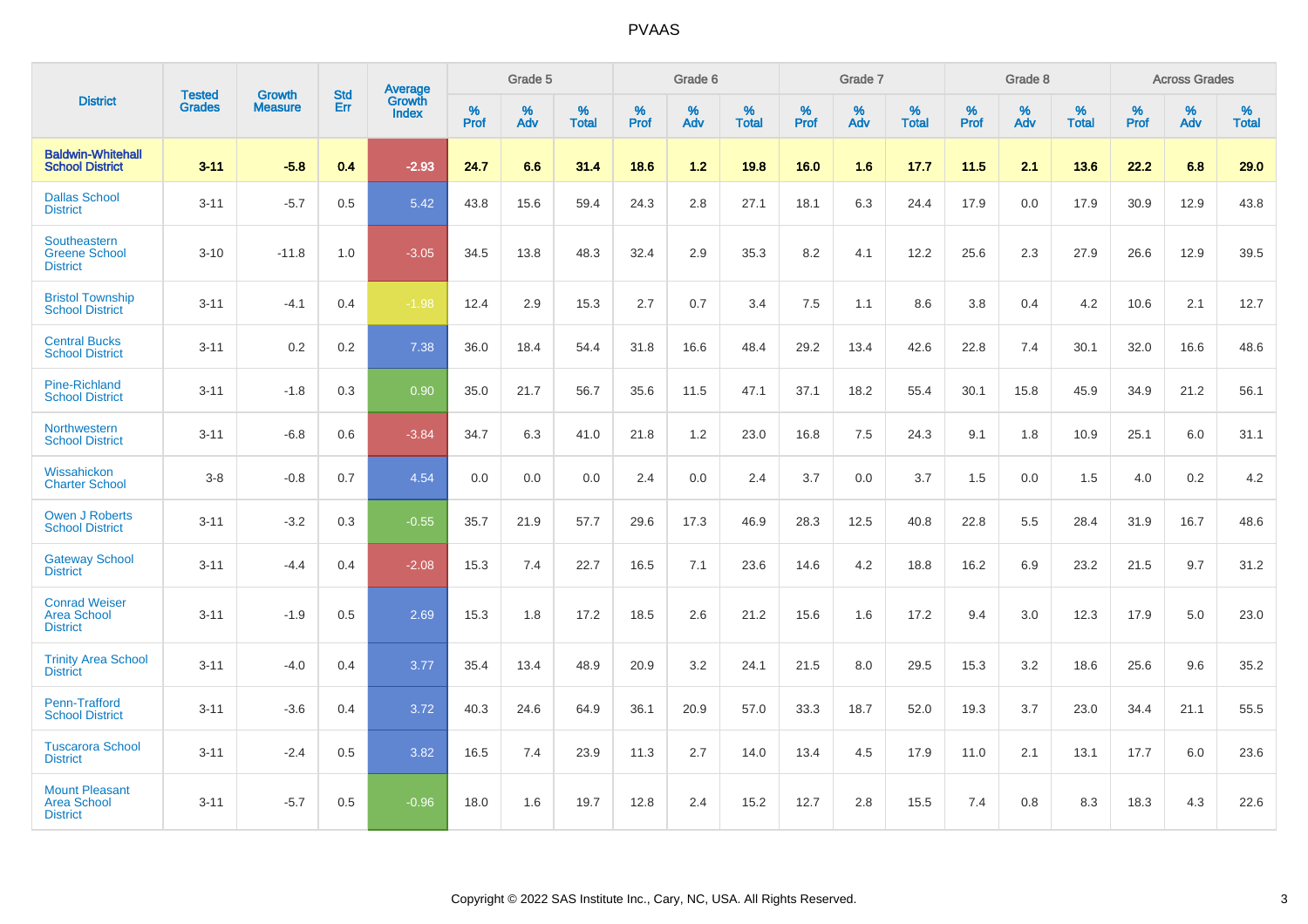PVAAS

| District | Tested Grades | Growth Measure | Std Err | Average Growth Index | Grade 5 | | | Grade 6 | | | Grade 7 | | | Grade 8 | | | Across Grades | | |
|---|---|---|---|---|---|---|---|---|---|---|---|---|---|---|---|---|---|---|---|
| | | | | | % Prof | % Adv | % Total | % Prof | % Adv | % Total | % Prof | % Adv | % Total | % Prof | % Adv | % Total | % Prof | % Adv | % Total |
| **Baldwin-Whitehall School District** | **3-11** | **-5.8** | **0.4** | **-2.93** | **24.7** | **6.6** | **31.4** | **18.6** | **1.2** | **19.8** | **16.0** | **1.6** | **17.7** | **11.5** | **2.1** | **13.6** | **22.2** | **6.8** | **29.0** |
| Dallas School District | 3-11 | -5.7 | 0.5 | 5.42 | 43.8 | 15.6 | 59.4 | 24.3 | 2.8 | 27.1 | 18.1 | 6.3 | 24.4 | 17.9 | 0.0 | 17.9 | 30.9 | 12.9 | 43.8 |
| Southeastern Greene School District | 3-10 | -11.8 | 1.0 | -3.05 | 34.5 | 13.8 | 48.3 | 32.4 | 2.9 | 35.3 | 8.2 | 4.1 | 12.2 | 25.6 | 2.3 | 27.9 | 26.6 | 12.9 | 39.5 |
| Bristol Township School District | 3-11 | -4.1 | 0.4 | -1.98 | 12.4 | 2.9 | 15.3 | 2.7 | 0.7 | 3.4 | 7.5 | 1.1 | 8.6 | 3.8 | 0.4 | 4.2 | 10.6 | 2.1 | 12.7 |
| Central Bucks School District | 3-11 | 0.2 | 0.2 | 7.38 | 36.0 | 18.4 | 54.4 | 31.8 | 16.6 | 48.4 | 29.2 | 13.4 | 42.6 | 22.8 | 7.4 | 30.1 | 32.0 | 16.6 | 48.6 |
| Pine-Richland School District | 3-11 | -1.8 | 0.3 | 0.90 | 35.0 | 21.7 | 56.7 | 35.6 | 11.5 | 47.1 | 37.1 | 18.2 | 55.4 | 30.1 | 15.8 | 45.9 | 34.9 | 21.2 | 56.1 |
| Northwestern School District | 3-11 | -6.8 | 0.6 | -3.84 | 34.7 | 6.3 | 41.0 | 21.8 | 1.2 | 23.0 | 16.8 | 7.5 | 24.3 | 9.1 | 1.8 | 10.9 | 25.1 | 6.0 | 31.1 |
| Wissahickon Charter School | 3-8 | -0.8 | 0.7 | 4.54 | 0.0 | 0.0 | 0.0 | 2.4 | 0.0 | 2.4 | 3.7 | 0.0 | 3.7 | 1.5 | 0.0 | 1.5 | 4.0 | 0.2 | 4.2 |
| Owen J Roberts School District | 3-11 | -3.2 | 0.3 | -0.55 | 35.7 | 21.9 | 57.7 | 29.6 | 17.3 | 46.9 | 28.3 | 12.5 | 40.8 | 22.8 | 5.5 | 28.4 | 31.9 | 16.7 | 48.6 |
| Gateway School District | 3-11 | -4.4 | 0.4 | -2.08 | 15.3 | 7.4 | 22.7 | 16.5 | 7.1 | 23.6 | 14.6 | 4.2 | 18.8 | 16.2 | 6.9 | 23.2 | 21.5 | 9.7 | 31.2 |
| Conrad Weiser Area School District | 3-11 | -1.9 | 0.5 | 2.69 | 15.3 | 1.8 | 17.2 | 18.5 | 2.6 | 21.2 | 15.6 | 1.6 | 17.2 | 9.4 | 3.0 | 12.3 | 17.9 | 5.0 | 23.0 |
| Trinity Area School District | 3-11 | -4.0 | 0.4 | 3.77 | 35.4 | 13.4 | 48.9 | 20.9 | 3.2 | 24.1 | 21.5 | 8.0 | 29.5 | 15.3 | 3.2 | 18.6 | 25.6 | 9.6 | 35.2 |
| Penn-Trafford School District | 3-11 | -3.6 | 0.4 | 3.72 | 40.3 | 24.6 | 64.9 | 36.1 | 20.9 | 57.0 | 33.3 | 18.7 | 52.0 | 19.3 | 3.7 | 23.0 | 34.4 | 21.1 | 55.5 |
| Tuscarora School District | 3-11 | -2.4 | 0.5 | 3.82 | 16.5 | 7.4 | 23.9 | 11.3 | 2.7 | 14.0 | 13.4 | 4.5 | 17.9 | 11.0 | 2.1 | 13.1 | 17.7 | 6.0 | 23.6 |
| Mount Pleasant Area School District | 3-11 | -5.7 | 0.5 | -0.96 | 18.0 | 1.6 | 19.7 | 12.8 | 2.4 | 15.2 | 12.7 | 2.8 | 15.5 | 7.4 | 0.8 | 8.3 | 18.3 | 4.3 | 22.6 |

Copyright © 2022 SAS Institute Inc., Cary, NC, USA. All Rights Reserved.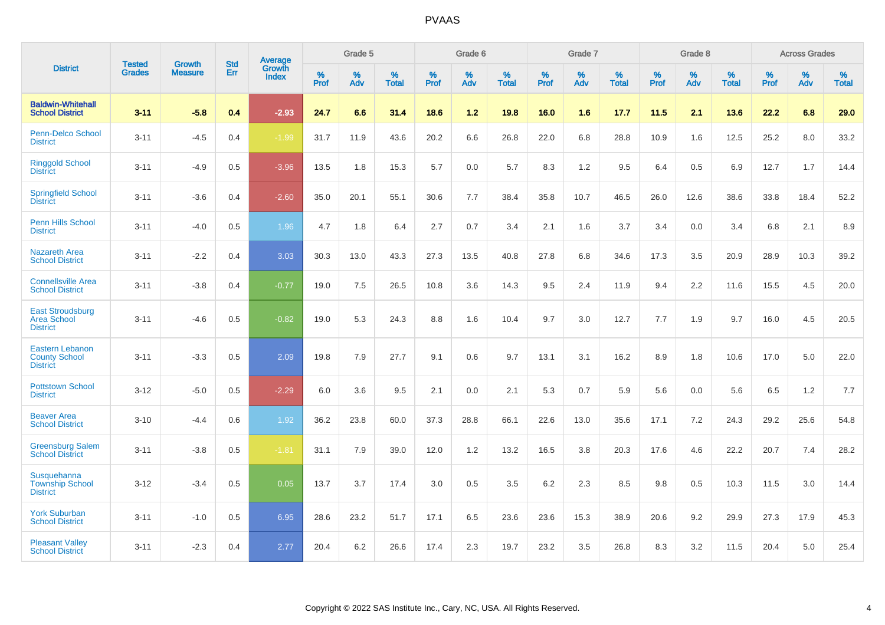| District | Tested Grades | Growth Measure | Std Err | Average Growth Index | Grade 5 | | | Grade 6 | | | Grade 7 | | | Grade 8 | | | Across Grades | | |
|---|---|---|---|---|---|---|---|---|---|---|---|---|---|---|---|---|---|---|---|
| | | | | | % Prof | % Adv | % Total | % Prof | % Adv | % Total | % Prof | % Adv | % Total | % Prof | % Adv | % Total | % Prof | % Adv | % Total |
| **Baldwin-Whitehall School District** | **3-11** | **-5.8** | **0.4** | **-2.93** | **24.7** | **6.6** | **31.4** | **18.6** | **1.2** | **19.8** | **16.0** | **1.6** | **17.7** | **11.5** | **2.1** | **13.6** | **22.2** | **6.8** | **29.0** |
| Penn-Delco School District | 3-11 | -4.5 | 0.4 | -1.99 | 31.7 | 11.9 | 43.6 | 20.2 | 6.6 | 26.8 | 22.0 | 6.8 | 28.8 | 10.9 | 1.6 | 12.5 | 25.2 | 8.0 | 33.2 |
| Ringgold School District | 3-11 | -4.9 | 0.5 | -3.96 | 13.5 | 1.8 | 15.3 | 5.7 | 0.0 | 5.7 | 8.3 | 1.2 | 9.5 | 6.4 | 0.5 | 6.9 | 12.7 | 1.7 | 14.4 |
| Springfield School District | 3-11 | -3.6 | 0.4 | -2.60 | 35.0 | 20.1 | 55.1 | 30.6 | 7.7 | 38.4 | 35.8 | 10.7 | 46.5 | 26.0 | 12.6 | 38.6 | 33.8 | 18.4 | 52.2 |
| Penn Hills School District | 3-11 | -4.0 | 0.5 | 1.96 | 4.7 | 1.8 | 6.4 | 2.7 | 0.7 | 3.4 | 2.1 | 1.6 | 3.7 | 3.4 | 0.0 | 3.4 | 6.8 | 2.1 | 8.9 |
| Nazareth Area School District | 3-11 | -2.2 | 0.4 | 3.03 | 30.3 | 13.0 | 43.3 | 27.3 | 13.5 | 40.8 | 27.8 | 6.8 | 34.6 | 17.3 | 3.5 | 20.9 | 28.9 | 10.3 | 39.2 |
| Connellsville Area School District | 3-11 | -3.8 | 0.4 | -0.77 | 19.0 | 7.5 | 26.5 | 10.8 | 3.6 | 14.3 | 9.5 | 2.4 | 11.9 | 9.4 | 2.2 | 11.6 | 15.5 | 4.5 | 20.0 |
| East Stroudsburg Area School District | 3-11 | -4.6 | 0.5 | -0.82 | 19.0 | 5.3 | 24.3 | 8.8 | 1.6 | 10.4 | 9.7 | 3.0 | 12.7 | 7.7 | 1.9 | 9.7 | 16.0 | 4.5 | 20.5 |
| Eastern Lebanon County School District | 3-11 | -3.3 | 0.5 | 2.09 | 19.8 | 7.9 | 27.7 | 9.1 | 0.6 | 9.7 | 13.1 | 3.1 | 16.2 | 8.9 | 1.8 | 10.6 | 17.0 | 5.0 | 22.0 |
| Pottstown School District | 3-12 | -5.0 | 0.5 | -2.29 | 6.0 | 3.6 | 9.5 | 2.1 | 0.0 | 2.1 | 5.3 | 0.7 | 5.9 | 5.6 | 0.0 | 5.6 | 6.5 | 1.2 | 7.7 |
| Beaver Area School District | 3-10 | -4.4 | 0.6 | 1.92 | 36.2 | 23.8 | 60.0 | 37.3 | 28.8 | 66.1 | 22.6 | 13.0 | 35.6 | 17.1 | 7.2 | 24.3 | 29.2 | 25.6 | 54.8 |
| Greensburg Salem School District | 3-11 | -3.8 | 0.5 | -1.81 | 31.1 | 7.9 | 39.0 | 12.0 | 1.2 | 13.2 | 16.5 | 3.8 | 20.3 | 17.6 | 4.6 | 22.2 | 20.7 | 7.4 | 28.2 |
| Susquehanna Township School District | 3-12 | -3.4 | 0.5 | 0.05 | 13.7 | 3.7 | 17.4 | 3.0 | 0.5 | 3.5 | 6.2 | 2.3 | 8.5 | 9.8 | 0.5 | 10.3 | 11.5 | 3.0 | 14.4 |
| York Suburban School District | 3-11 | -1.0 | 0.5 | 6.95 | 28.6 | 23.2 | 51.7 | 17.1 | 6.5 | 23.6 | 23.6 | 15.3 | 38.9 | 20.6 | 9.2 | 29.9 | 27.3 | 17.9 | 45.3 |
| Pleasant Valley School District | 3-11 | -2.3 | 0.4 | 2.77 | 20.4 | 6.2 | 26.6 | 17.4 | 2.3 | 19.7 | 23.2 | 3.5 | 26.8 | 8.3 | 3.2 | 11.5 | 20.4 | 5.0 | 25.4 |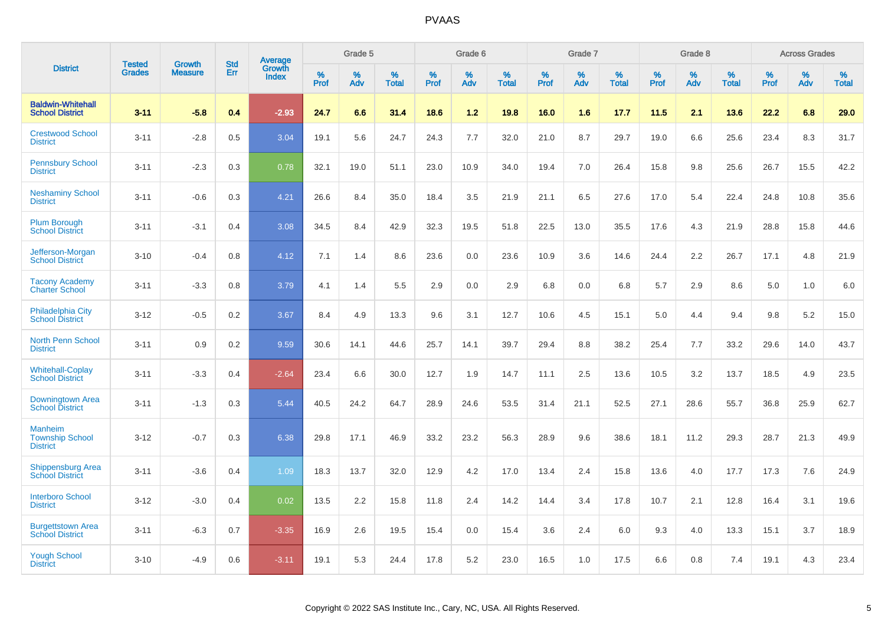# PVAAS

| District | Tested Grades | Growth Measure | Std Err | Average Growth Index | Grade 5 | | | Grade 6 | | | Grade 7 | | | Grade 8 | | | Across Grades | | |
|---|---|---|---|---|---|---|---|---|---|---|---|---|---|---|---|---|---|---|---|
| | | | | | % Prof | % Adv | % Total | % Prof | % Adv | % Total | % Prof | % Adv | % Total | % Prof | % Adv | % Total | % Prof | % Adv | % Total |
| **Baldwin-Whitehall School District** | **3-11** | **-5.8** | **0.4** | **-2.93** | **24.7** | **6.6** | **31.4** | **18.6** | **1.2** | **19.8** | **16.0** | **1.6** | **17.7** | **11.5** | **2.1** | **13.6** | **22.2** | **6.8** | **29.0** |
| Crestwood School District | 3-11 | -2.8 | 0.5 | 3.04 | 19.1 | 5.6 | 24.7 | 24.3 | 7.7 | 32.0 | 21.0 | 8.7 | 29.7 | 19.0 | 6.6 | 25.6 | 23.4 | 8.3 | 31.7 |
| Pennsbury School District | 3-11 | -2.3 | 0.3 | 0.78 | 32.1 | 19.0 | 51.1 | 23.0 | 10.9 | 34.0 | 19.4 | 7.0 | 26.4 | 15.8 | 9.8 | 25.6 | 26.7 | 15.5 | 42.2 |
| Neshaminy School District | 3-11 | -0.6 | 0.3 | 4.21 | 26.6 | 8.4 | 35.0 | 18.4 | 3.5 | 21.9 | 21.1 | 6.5 | 27.6 | 17.0 | 5.4 | 22.4 | 24.8 | 10.8 | 35.6 |
| Plum Borough School District | 3-11 | -3.1 | 0.4 | 3.08 | 34.5 | 8.4 | 42.9 | 32.3 | 19.5 | 51.8 | 22.5 | 13.0 | 35.5 | 17.6 | 4.3 | 21.9 | 28.8 | 15.8 | 44.6 |
| Jefferson-Morgan School District | 3-10 | -0.4 | 0.8 | 4.12 | 7.1 | 1.4 | 8.6 | 23.6 | 0.0 | 23.6 | 10.9 | 3.6 | 14.6 | 24.4 | 2.2 | 26.7 | 17.1 | 4.8 | 21.9 |
| Tacony Academy Charter School | 3-11 | -3.3 | 0.8 | 3.79 | 4.1 | 1.4 | 5.5 | 2.9 | 0.0 | 2.9 | 6.8 | 0.0 | 6.8 | 5.7 | 2.9 | 8.6 | 5.0 | 1.0 | 6.0 |
| Philadelphia City School District | 3-12 | -0.5 | 0.2 | 3.67 | 8.4 | 4.9 | 13.3 | 9.6 | 3.1 | 12.7 | 10.6 | 4.5 | 15.1 | 5.0 | 4.4 | 9.4 | 9.8 | 5.2 | 15.0 |
| North Penn School District | 3-11 | 0.9 | 0.2 | 9.59 | 30.6 | 14.1 | 44.6 | 25.7 | 14.1 | 39.7 | 29.4 | 8.8 | 38.2 | 25.4 | 7.7 | 33.2 | 29.6 | 14.0 | 43.7 |
| Whitehall-Coplay School District | 3-11 | -3.3 | 0.4 | -2.64 | 23.4 | 6.6 | 30.0 | 12.7 | 1.9 | 14.7 | 11.1 | 2.5 | 13.6 | 10.5 | 3.2 | 13.7 | 18.5 | 4.9 | 23.5 |
| Downingtown Area School District | 3-11 | -1.3 | 0.3 | 5.44 | 40.5 | 24.2 | 64.7 | 28.9 | 24.6 | 53.5 | 31.4 | 21.1 | 52.5 | 27.1 | 28.6 | 55.7 | 36.8 | 25.9 | 62.7 |
| Manheim Township School District | 3-12 | -0.7 | 0.3 | 6.38 | 29.8 | 17.1 | 46.9 | 33.2 | 23.2 | 56.3 | 28.9 | 9.6 | 38.6 | 18.1 | 11.2 | 29.3 | 28.7 | 21.3 | 49.9 |
| Shippensburg Area School District | 3-11 | -3.6 | 0.4 | 1.09 | 18.3 | 13.7 | 32.0 | 12.9 | 4.2 | 17.0 | 13.4 | 2.4 | 15.8 | 13.6 | 4.0 | 17.7 | 17.3 | 7.6 | 24.9 |
| Interboro School District | 3-12 | -3.0 | 0.4 | 0.02 | 13.5 | 2.2 | 15.8 | 11.8 | 2.4 | 14.2 | 14.4 | 3.4 | 17.8 | 10.7 | 2.1 | 12.8 | 16.4 | 3.1 | 19.6 |
| Burgettstown Area School District | 3-11 | -6.3 | 0.7 | -3.35 | 16.9 | 2.6 | 19.5 | 15.4 | 0.0 | 15.4 | 3.6 | 2.4 | 6.0 | 9.3 | 4.0 | 13.3 | 15.1 | 3.7 | 18.9 |
| Yough School District | 3-10 | -4.9 | 0.6 | -3.11 | 19.1 | 5.3 | 24.4 | 17.8 | 5.2 | 23.0 | 16.5 | 1.0 | 17.5 | 6.6 | 0.8 | 7.4 | 19.1 | 4.3 | 23.4 |

Copyright © 2022 SAS Institute Inc., Cary, NC, USA. All Rights Reserved.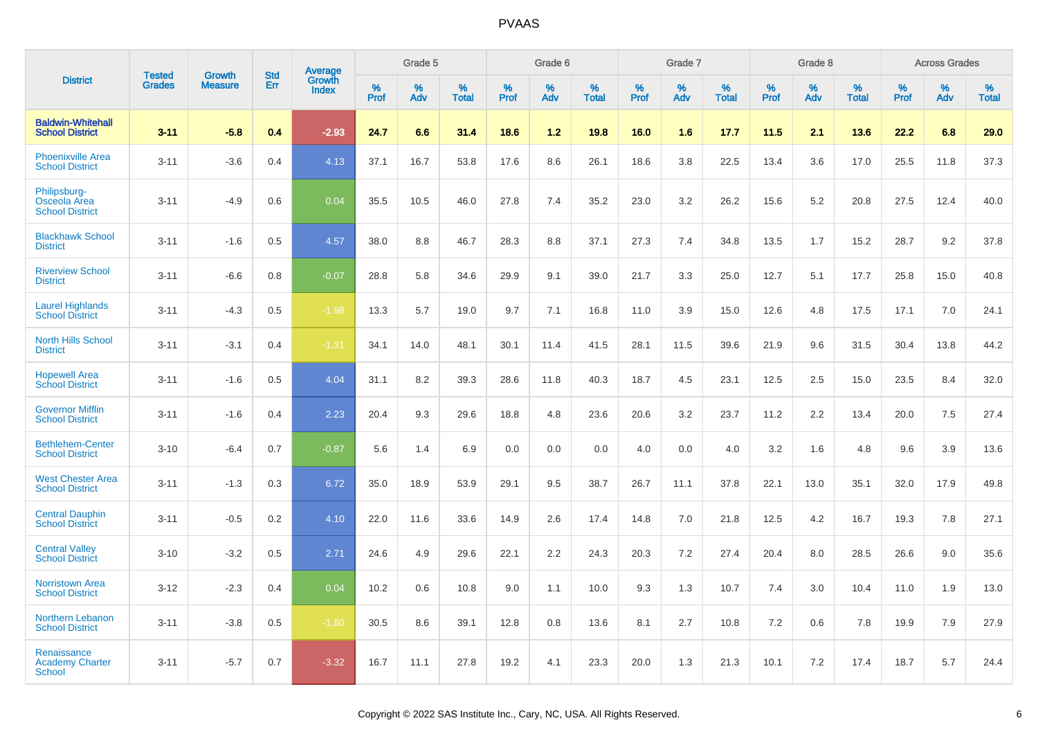# PVAAS

| District | Tested Grades | Growth Measure | Std Err | Average Growth Index | Grade 5 | | | Grade 6 | | | Grade 7 | | | Grade 8 | | | Across Grades | | |
|---|---|---|---|---|---|---|---|---|---|---|---|---|---|---|---|---|---|---|---|
| | | | | | % Prof | % Adv | % Total | % Prof | % Adv | % Total | % Prof | % Adv | % Total | % Prof | % Adv | % Total | % Prof | % Adv | % Total |
| **Baldwin-Whitehall School District** | **3-11** | **-5.8** | **0.4** | **-2.93** | **24.7** | **6.6** | **31.4** | **18.6** | **1.2** | **19.8** | **16.0** | **1.6** | **17.7** | **11.5** | **2.1** | **13.6** | **22.2** | **6.8** | **29.0** |
| Phoenixville Area School District | 3-11 | -3.6 | 0.4 | 4.13 | 37.1 | 16.7 | 53.8 | 17.6 | 8.6 | 26.1 | 18.6 | 3.8 | 22.5 | 13.4 | 3.6 | 17.0 | 25.5 | 11.8 | 37.3 |
| Philipsburg-Osceola Area School District | 3-11 | -4.9 | 0.6 | 0.04 | 35.5 | 10.5 | 46.0 | 27.8 | 7.4 | 35.2 | 23.0 | 3.2 | 26.2 | 15.6 | 5.2 | 20.8 | 27.5 | 12.4 | 40.0 |
| Blackhawk School District | 3-11 | -1.6 | 0.5 | 4.57 | 38.0 | 8.8 | 46.7 | 28.3 | 8.8 | 37.1 | 27.3 | 7.4 | 34.8 | 13.5 | 1.7 | 15.2 | 28.7 | 9.2 | 37.8 |
| Riverview School District | 3-11 | -6.6 | 0.8 | -0.07 | 28.8 | 5.8 | 34.6 | 29.9 | 9.1 | 39.0 | 21.7 | 3.3 | 25.0 | 12.7 | 5.1 | 17.7 | 25.8 | 15.0 | 40.8 |
| Laurel Highlands School District | 3-11 | -4.3 | 0.5 | -1.98 | 13.3 | 5.7 | 19.0 | 9.7 | 7.1 | 16.8 | 11.0 | 3.9 | 15.0 | 12.6 | 4.8 | 17.5 | 17.1 | 7.0 | 24.1 |
| North Hills School District | 3-11 | -3.1 | 0.4 | -1.31 | 34.1 | 14.0 | 48.1 | 30.1 | 11.4 | 41.5 | 28.1 | 11.5 | 39.6 | 21.9 | 9.6 | 31.5 | 30.4 | 13.8 | 44.2 |
| Hopewell Area School District | 3-11 | -1.6 | 0.5 | 4.04 | 31.1 | 8.2 | 39.3 | 28.6 | 11.8 | 40.3 | 18.7 | 4.5 | 23.1 | 12.5 | 2.5 | 15.0 | 23.5 | 8.4 | 32.0 |
| Governor Mifflin School District | 3-11 | -1.6 | 0.4 | 2.23 | 20.4 | 9.3 | 29.6 | 18.8 | 4.8 | 23.6 | 20.6 | 3.2 | 23.7 | 11.2 | 2.2 | 13.4 | 20.0 | 7.5 | 27.4 |
| Bethlehem-Center School District | 3-10 | -6.4 | 0.7 | -0.87 | 5.6 | 1.4 | 6.9 | 0.0 | 0.0 | 0.0 | 4.0 | 0.0 | 4.0 | 3.2 | 1.6 | 4.8 | 9.6 | 3.9 | 13.6 |
| West Chester Area School District | 3-11 | -1.3 | 0.3 | 6.72 | 35.0 | 18.9 | 53.9 | 29.1 | 9.5 | 38.7 | 26.7 | 11.1 | 37.8 | 22.1 | 13.0 | 35.1 | 32.0 | 17.9 | 49.8 |
| Central Dauphin School District | 3-11 | -0.5 | 0.2 | 4.10 | 22.0 | 11.6 | 33.6 | 14.9 | 2.6 | 17.4 | 14.8 | 7.0 | 21.8 | 12.5 | 4.2 | 16.7 | 19.3 | 7.8 | 27.1 |
| Central Valley School District | 3-10 | -3.2 | 0.5 | 2.71 | 24.6 | 4.9 | 29.6 | 22.1 | 2.2 | 24.3 | 20.3 | 7.2 | 27.4 | 20.4 | 8.0 | 28.5 | 26.6 | 9.0 | 35.6 |
| Norristown Area School District | 3-12 | -2.3 | 0.4 | 0.04 | 10.2 | 0.6 | 10.8 | 9.0 | 1.1 | 10.0 | 9.3 | 1.3 | 10.7 | 7.4 | 3.0 | 10.4 | 11.0 | 1.9 | 13.0 |
| Northern Lebanon School District | 3-11 | -3.8 | 0.5 | -1.80 | 30.5 | 8.6 | 39.1 | 12.8 | 0.8 | 13.6 | 8.1 | 2.7 | 10.8 | 7.2 | 0.6 | 7.8 | 19.9 | 7.9 | 27.9 |
| Renaissance Academy Charter School | 3-11 | -5.7 | 0.7 | -3.32 | 16.7 | 11.1 | 27.8 | 19.2 | 4.1 | 23.3 | 20.0 | 1.3 | 21.3 | 10.1 | 7.2 | 17.4 | 18.7 | 5.7 | 24.4 |

Copyright © 2022 SAS Institute Inc., Cary, NC, USA. All Rights Reserved.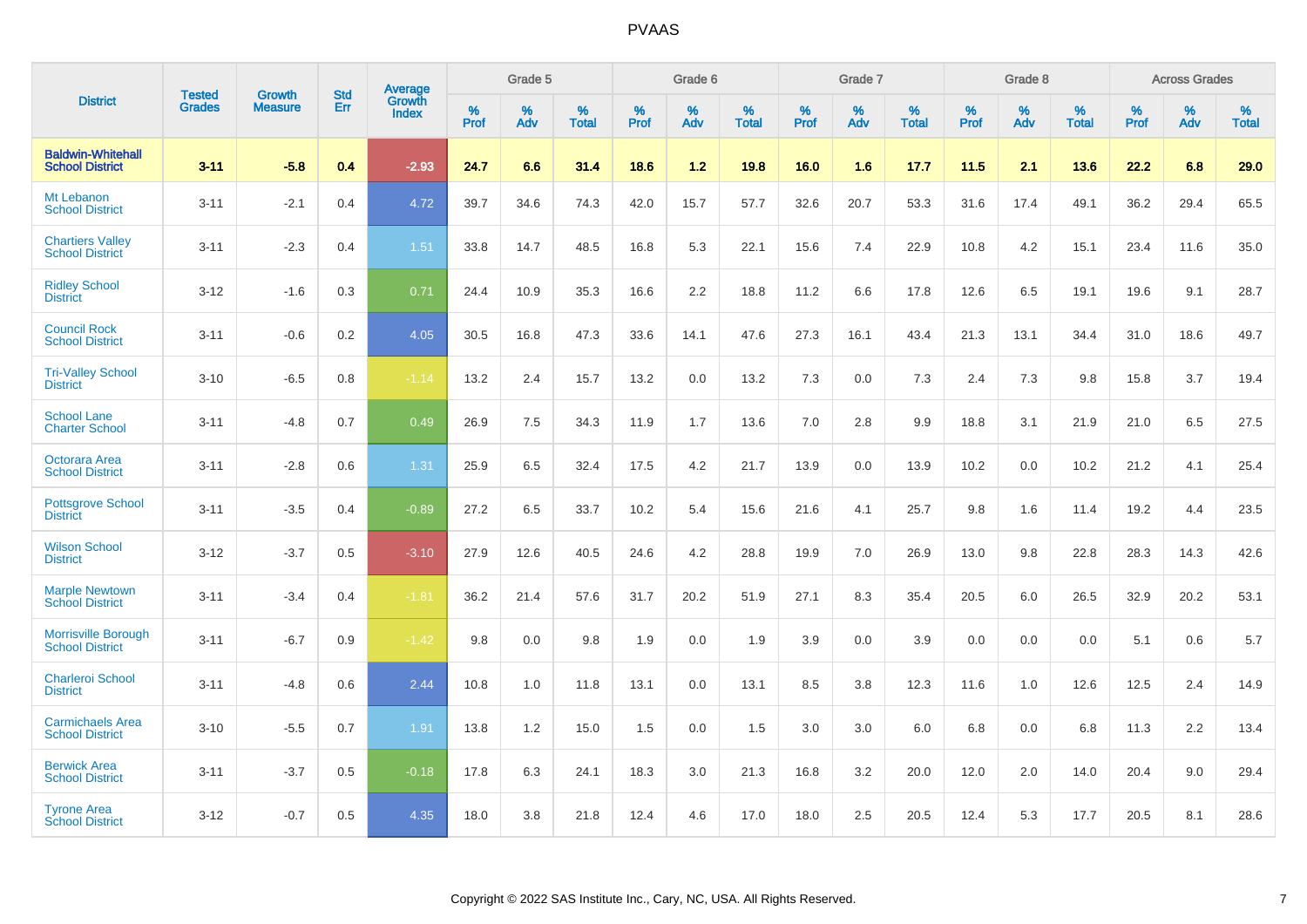PVAAS

| District | Tested Grades | Growth Measure | Std Err | Average Growth Index | Grade 5 | | | Grade 6 | | | Grade 7 | | | Grade 8 | | | Across Grades | | |
|---|---|---|---|---|---|---|---|---|---|---|---|---|---|---|---|---|---|---|---|
| | | | | | % Prof | % Adv | % Total | % Prof | % Adv | % Total | % Prof | % Adv | % Total | % Prof | % Adv | % Total | % Prof | % Adv | % Total |
| **Baldwin-Whitehall School District** | **3-11** | **-5.8** | **0.4** | **-2.93** | **24.7** | **6.6** | **31.4** | **18.6** | **1.2** | **19.8** | **16.0** | **1.6** | **17.7** | **11.5** | **2.1** | **13.6** | **22.2** | **6.8** | **29.0** |
| Mt Lebanon School District | 3-11 | -2.1 | 0.4 | 4.72 | 39.7 | 34.6 | 74.3 | 42.0 | 15.7 | 57.7 | 32.6 | 20.7 | 53.3 | 31.6 | 17.4 | 49.1 | 36.2 | 29.4 | 65.5 |
| Chartiers Valley School District | 3-11 | -2.3 | 0.4 | 1.51 | 33.8 | 14.7 | 48.5 | 16.8 | 5.3 | 22.1 | 15.6 | 7.4 | 22.9 | 10.8 | 4.2 | 15.1 | 23.4 | 11.6 | 35.0 |
| Ridley School District | 3-12 | -1.6 | 0.3 | 0.71 | 24.4 | 10.9 | 35.3 | 16.6 | 2.2 | 18.8 | 11.2 | 6.6 | 17.8 | 12.6 | 6.5 | 19.1 | 19.6 | 9.1 | 28.7 |
| Council Rock School District | 3-11 | -0.6 | 0.2 | 4.05 | 30.5 | 16.8 | 47.3 | 33.6 | 14.1 | 47.6 | 27.3 | 16.1 | 43.4 | 21.3 | 13.1 | 34.4 | 31.0 | 18.6 | 49.7 |
| Tri-Valley School District | 3-10 | -6.5 | 0.8 | -1.14 | 13.2 | 2.4 | 15.7 | 13.2 | 0.0 | 13.2 | 7.3 | 0.0 | 7.3 | 2.4 | 7.3 | 9.8 | 15.8 | 3.7 | 19.4 |
| School Lane Charter School | 3-11 | -4.8 | 0.7 | 0.49 | 26.9 | 7.5 | 34.3 | 11.9 | 1.7 | 13.6 | 7.0 | 2.8 | 9.9 | 18.8 | 3.1 | 21.9 | 21.0 | 6.5 | 27.5 |
| Octorara Area School District | 3-11 | -2.8 | 0.6 | 1.31 | 25.9 | 6.5 | 32.4 | 17.5 | 4.2 | 21.7 | 13.9 | 0.0 | 13.9 | 10.2 | 0.0 | 10.2 | 21.2 | 4.1 | 25.4 |
| Pottsgrove School District | 3-11 | -3.5 | 0.4 | -0.89 | 27.2 | 6.5 | 33.7 | 10.2 | 5.4 | 15.6 | 21.6 | 4.1 | 25.7 | 9.8 | 1.6 | 11.4 | 19.2 | 4.4 | 23.5 |
| Wilson School District | 3-12 | -3.7 | 0.5 | -3.10 | 27.9 | 12.6 | 40.5 | 24.6 | 4.2 | 28.8 | 19.9 | 7.0 | 26.9 | 13.0 | 9.8 | 22.8 | 28.3 | 14.3 | 42.6 |
| Marple Newtown School District | 3-11 | -3.4 | 0.4 | -1.81 | 36.2 | 21.4 | 57.6 | 31.7 | 20.2 | 51.9 | 27.1 | 8.3 | 35.4 | 20.5 | 6.0 | 26.5 | 32.9 | 20.2 | 53.1 |
| Morrisville Borough School District | 3-11 | -6.7 | 0.9 | -1.42 | 9.8 | 0.0 | 9.8 | 1.9 | 0.0 | 1.9 | 3.9 | 0.0 | 3.9 | 0.0 | 0.0 | 0.0 | 5.1 | 0.6 | 5.7 |
| Charleroi School District | 3-11 | -4.8 | 0.6 | 2.44 | 10.8 | 1.0 | 11.8 | 13.1 | 0.0 | 13.1 | 8.5 | 3.8 | 12.3 | 11.6 | 1.0 | 12.6 | 12.5 | 2.4 | 14.9 |
| Carmichaels Area School District | 3-10 | -5.5 | 0.7 | 1.91 | 13.8 | 1.2 | 15.0 | 1.5 | 0.0 | 1.5 | 3.0 | 3.0 | 6.0 | 6.8 | 0.0 | 6.8 | 11.3 | 2.2 | 13.4 |
| Berwick Area School District | 3-11 | -3.7 | 0.5 | -0.18 | 17.8 | 6.3 | 24.1 | 18.3 | 3.0 | 21.3 | 16.8 | 3.2 | 20.0 | 12.0 | 2.0 | 14.0 | 20.4 | 9.0 | 29.4 |
| Tyrone Area School District | 3-12 | -0.7 | 0.5 | 4.35 | 18.0 | 3.8 | 21.8 | 12.4 | 4.6 | 17.0 | 18.0 | 2.5 | 20.5 | 12.4 | 5.3 | 17.7 | 20.5 | 8.1 | 28.6 |

Copyright © 2022 SAS Institute Inc., Cary, NC, USA. All Rights Reserved.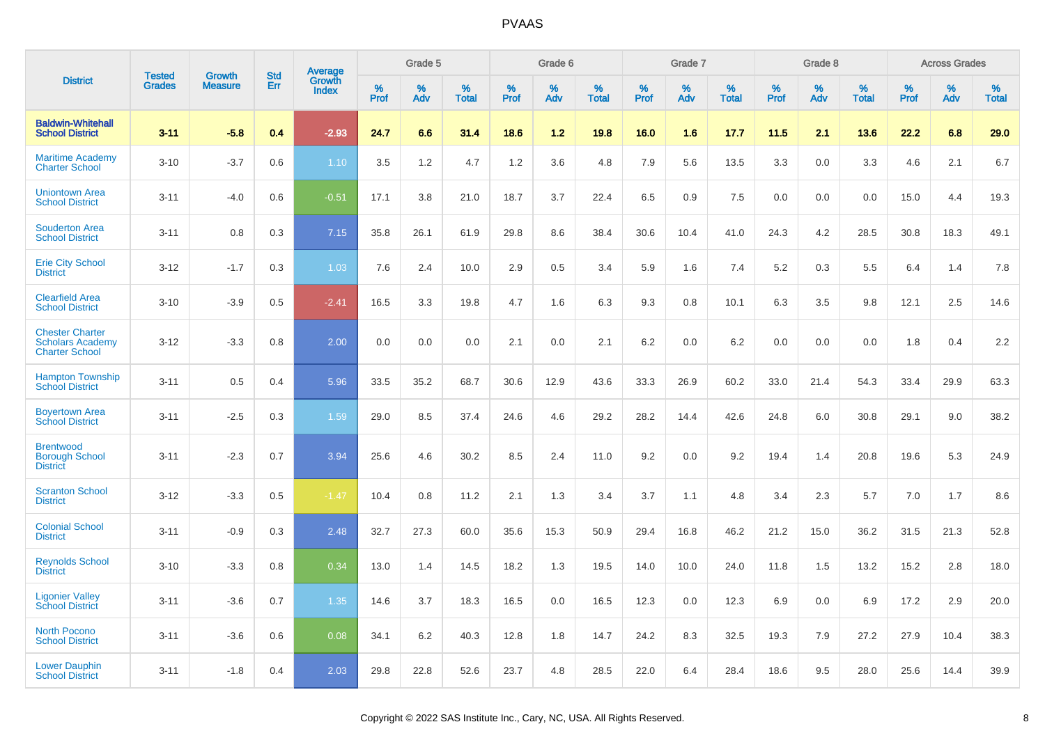PVAAS

| District | Tested Grades | Growth Measure | Std Err | Average Growth Index | Grade 5 | | | Grade 6 | | | Grade 7 | | | Grade 8 | | | Across Grades | | |
|---|---|---|---|---|---|---|---|---|---|---|---|---|---|---|---|---|---|---|---|
| | | | | | % Prof | % Adv | % Total | % Prof | % Adv | % Total | % Prof | % Adv | % Total | % Prof | % Adv | % Total | % Prof | % Adv | % Total |
| **Baldwin-Whitehall School District** | **3-11** | **-5.8** | **0.4** | **-2.93** | **24.7** | **6.6** | **31.4** | **18.6** | **1.2** | **19.8** | **16.0** | **1.6** | **17.7** | **11.5** | **2.1** | **13.6** | **22.2** | **6.8** | **29.0** |
| Maritime Academy Charter School | 3-10 | -3.7 | 0.6 | 1.10 | 3.5 | 1.2 | 4.7 | 1.2 | 3.6 | 4.8 | 7.9 | 5.6 | 13.5 | 3.3 | 0.0 | 3.3 | 4.6 | 2.1 | 6.7 |
| Uniontown Area School District | 3-11 | -4.0 | 0.6 | -0.51 | 17.1 | 3.8 | 21.0 | 18.7 | 3.7 | 22.4 | 6.5 | 0.9 | 7.5 | 0.0 | 0.0 | 0.0 | 15.0 | 4.4 | 19.3 |
| Souderton Area School District | 3-11 | 0.8 | 0.3 | 7.15 | 35.8 | 26.1 | 61.9 | 29.8 | 8.6 | 38.4 | 30.6 | 10.4 | 41.0 | 24.3 | 4.2 | 28.5 | 30.8 | 18.3 | 49.1 |
| Erie City School District | 3-12 | -1.7 | 0.3 | 1.03 | 7.6 | 2.4 | 10.0 | 2.9 | 0.5 | 3.4 | 5.9 | 1.6 | 7.4 | 5.2 | 0.3 | 5.5 | 6.4 | 1.4 | 7.8 |
| Clearfield Area School District | 3-10 | -3.9 | 0.5 | -2.41 | 16.5 | 3.3 | 19.8 | 4.7 | 1.6 | 6.3 | 9.3 | 0.8 | 10.1 | 6.3 | 3.5 | 9.8 | 12.1 | 2.5 | 14.6 |
| Chester Charter Scholars Academy Charter School | 3-12 | -3.3 | 0.8 | 2.00 | 0.0 | 0.0 | 0.0 | 2.1 | 0.0 | 2.1 | 6.2 | 0.0 | 6.2 | 0.0 | 0.0 | 0.0 | 1.8 | 0.4 | 2.2 |
| Hampton Township School District | 3-11 | 0.5 | 0.4 | 5.96 | 33.5 | 35.2 | 68.7 | 30.6 | 12.9 | 43.6 | 33.3 | 26.9 | 60.2 | 33.0 | 21.4 | 54.3 | 33.4 | 29.9 | 63.3 |
| Boyertown Area School District | 3-11 | -2.5 | 0.3 | 1.59 | 29.0 | 8.5 | 37.4 | 24.6 | 4.6 | 29.2 | 28.2 | 14.4 | 42.6 | 24.8 | 6.0 | 30.8 | 29.1 | 9.0 | 38.2 |
| Brentwood Borough School District | 3-11 | -2.3 | 0.7 | 3.94 | 25.6 | 4.6 | 30.2 | 8.5 | 2.4 | 11.0 | 9.2 | 0.0 | 9.2 | 19.4 | 1.4 | 20.8 | 19.6 | 5.3 | 24.9 |
| Scranton School District | 3-12 | -3.3 | 0.5 | -1.47 | 10.4 | 0.8 | 11.2 | 2.1 | 1.3 | 3.4 | 3.7 | 1.1 | 4.8 | 3.4 | 2.3 | 5.7 | 7.0 | 1.7 | 8.6 |
| Colonial School District | 3-11 | -0.9 | 0.3 | 2.48 | 32.7 | 27.3 | 60.0 | 35.6 | 15.3 | 50.9 | 29.4 | 16.8 | 46.2 | 21.2 | 15.0 | 36.2 | 31.5 | 21.3 | 52.8 |
| Reynolds School District | 3-10 | -3.3 | 0.8 | 0.34 | 13.0 | 1.4 | 14.5 | 18.2 | 1.3 | 19.5 | 14.0 | 10.0 | 24.0 | 11.8 | 1.5 | 13.2 | 15.2 | 2.8 | 18.0 |
| Ligonier Valley School District | 3-11 | -3.6 | 0.7 | 1.35 | 14.6 | 3.7 | 18.3 | 16.5 | 0.0 | 16.5 | 12.3 | 0.0 | 12.3 | 6.9 | 0.0 | 6.9 | 17.2 | 2.9 | 20.0 |
| North Pocono School District | 3-11 | -3.6 | 0.6 | 0.08 | 34.1 | 6.2 | 40.3 | 12.8 | 1.8 | 14.7 | 24.2 | 8.3 | 32.5 | 19.3 | 7.9 | 27.2 | 27.9 | 10.4 | 38.3 |
| Lower Dauphin School District | 3-11 | -1.8 | 0.4 | 2.03 | 29.8 | 22.8 | 52.6 | 23.7 | 4.8 | 28.5 | 22.0 | 6.4 | 28.4 | 18.6 | 9.5 | 28.0 | 25.6 | 14.4 | 39.9 |

Copyright © 2022 SAS Institute Inc., Cary, NC, USA. All Rights Reserved.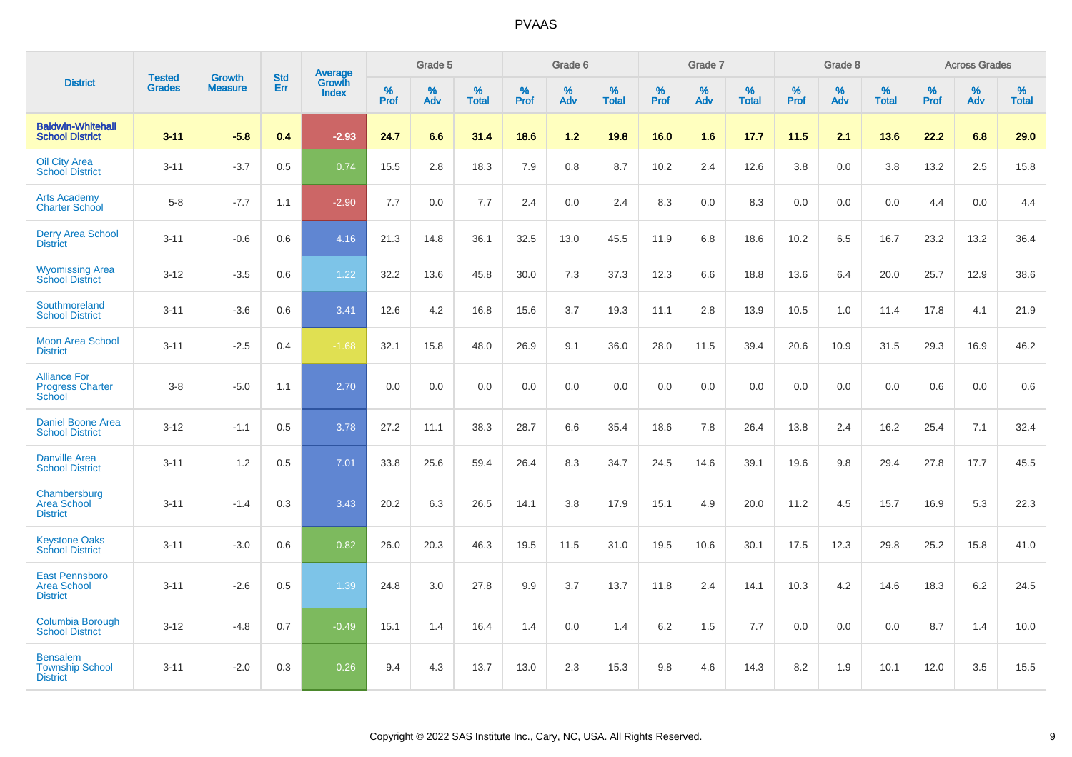# PVAAS

| District | Tested Grades | Growth Measure | Std Err | Average Growth Index | Grade 5 | | | Grade 6 | | | Grade 7 | | | Grade 8 | | | Across Grades | | |
|---|---|---|---|---|---|---|---|---|---|---|---|---|---|---|---|---|---|---|---|
| | | | | | % Prof | % Adv | % Total | % Prof | % Adv | % Total | % Prof | % Adv | % Total | % Prof | % Adv | % Total | % Prof | % Adv | % Total |
| **Baldwin-Whitehall School District** | **3-11** | **-5.8** | **0.4** | **-2.93** | **24.7** | **6.6** | **31.4** | **18.6** | **1.2** | **19.8** | **16.0** | **1.6** | **17.7** | **11.5** | **2.1** | **13.6** | **22.2** | **6.8** | **29.0** |
| Oil City Area School District | 3-11 | -3.7 | 0.5 | 0.74 | 15.5 | 2.8 | 18.3 | 7.9 | 0.8 | 8.7 | 10.2 | 2.4 | 12.6 | 3.8 | 0.0 | 3.8 | 13.2 | 2.5 | 15.8 |
| Arts Academy Charter School | 5-8 | -7.7 | 1.1 | -2.90 | 7.7 | 0.0 | 7.7 | 2.4 | 0.0 | 2.4 | 8.3 | 0.0 | 8.3 | 0.0 | 0.0 | 0.0 | 4.4 | 0.0 | 4.4 |
| Derry Area School District | 3-11 | -0.6 | 0.6 | 4.16 | 21.3 | 14.8 | 36.1 | 32.5 | 13.0 | 45.5 | 11.9 | 6.8 | 18.6 | 10.2 | 6.5 | 16.7 | 23.2 | 13.2 | 36.4 |
| Wyomissing Area School District | 3-12 | -3.5 | 0.6 | 1.22 | 32.2 | 13.6 | 45.8 | 30.0 | 7.3 | 37.3 | 12.3 | 6.6 | 18.8 | 13.6 | 6.4 | 20.0 | 25.7 | 12.9 | 38.6 |
| Southmoreland School District | 3-11 | -3.6 | 0.6 | 3.41 | 12.6 | 4.2 | 16.8 | 15.6 | 3.7 | 19.3 | 11.1 | 2.8 | 13.9 | 10.5 | 1.0 | 11.4 | 17.8 | 4.1 | 21.9 |
| Moon Area School District | 3-11 | -2.5 | 0.4 | -1.68 | 32.1 | 15.8 | 48.0 | 26.9 | 9.1 | 36.0 | 28.0 | 11.5 | 39.4 | 20.6 | 10.9 | 31.5 | 29.3 | 16.9 | 46.2 |
| Alliance For Progress Charter School | 3-8 | -5.0 | 1.1 | 2.70 | 0.0 | 0.0 | 0.0 | 0.0 | 0.0 | 0.0 | 0.0 | 0.0 | 0.0 | 0.0 | 0.0 | 0.0 | 0.6 | 0.0 | 0.6 |
| Daniel Boone Area School District | 3-12 | -1.1 | 0.5 | 3.78 | 27.2 | 11.1 | 38.3 | 28.7 | 6.6 | 35.4 | 18.6 | 7.8 | 26.4 | 13.8 | 2.4 | 16.2 | 25.4 | 7.1 | 32.4 |
| Danville Area School District | 3-11 | 1.2 | 0.5 | 7.01 | 33.8 | 25.6 | 59.4 | 26.4 | 8.3 | 34.7 | 24.5 | 14.6 | 39.1 | 19.6 | 9.8 | 29.4 | 27.8 | 17.7 | 45.5 |
| Chambersburg Area School District | 3-11 | -1.4 | 0.3 | 3.43 | 20.2 | 6.3 | 26.5 | 14.1 | 3.8 | 17.9 | 15.1 | 4.9 | 20.0 | 11.2 | 4.5 | 15.7 | 16.9 | 5.3 | 22.3 |
| Keystone Oaks School District | 3-11 | -3.0 | 0.6 | 0.82 | 26.0 | 20.3 | 46.3 | 19.5 | 11.5 | 31.0 | 19.5 | 10.6 | 30.1 | 17.5 | 12.3 | 29.8 | 25.2 | 15.8 | 41.0 |
| East Pennsboro Area School District | 3-11 | -2.6 | 0.5 | 1.39 | 24.8 | 3.0 | 27.8 | 9.9 | 3.7 | 13.7 | 11.8 | 2.4 | 14.1 | 10.3 | 4.2 | 14.6 | 18.3 | 6.2 | 24.5 |
| Columbia Borough School District | 3-12 | -4.8 | 0.7 | -0.49 | 15.1 | 1.4 | 16.4 | 1.4 | 0.0 | 1.4 | 6.2 | 1.5 | 7.7 | 0.0 | 0.0 | 0.0 | 8.7 | 1.4 | 10.0 |
| Bensalem Township School District | 3-11 | -2.0 | 0.3 | 0.26 | 9.4 | 4.3 | 13.7 | 13.0 | 2.3 | 15.3 | 9.8 | 4.6 | 14.3 | 8.2 | 1.9 | 10.1 | 12.0 | 3.5 | 15.5 |

Copyright © 2022 SAS Institute Inc., Cary, NC, USA. All Rights Reserved.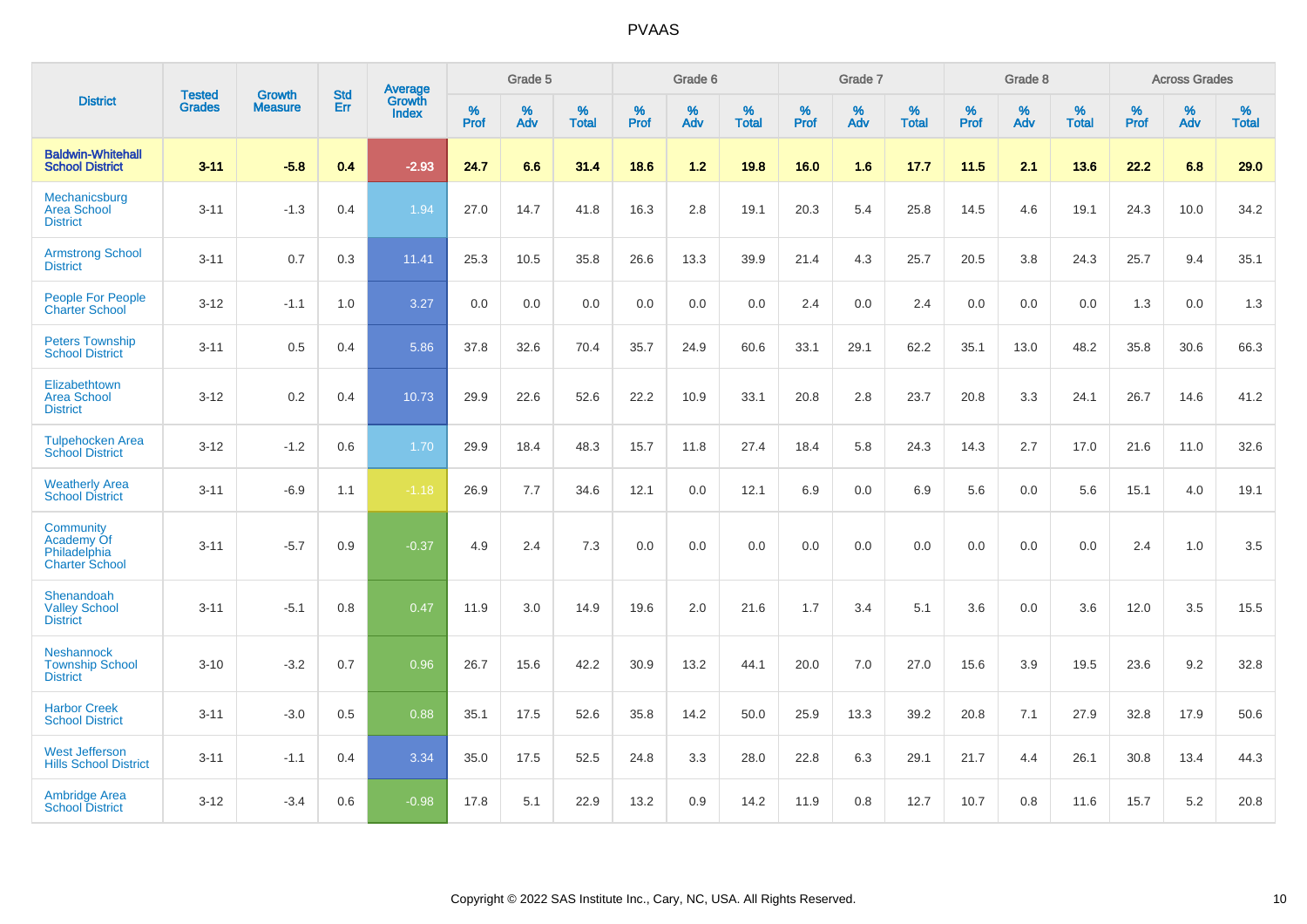# PVAAS

| District | Tested Grades | Growth Measure | Std Err | Average Growth Index | Grade 5 | | | Grade 6 | | | Grade 7 | | | Grade 8 | | | Across Grades | | |
|---|---|---|---|---|---|---|---|---|---|---|---|---|---|---|---|---|---|---|---|
| | | | | | % Prof | % Adv | % Total | % Prof | % Adv | % Total | % Prof | % Adv | % Total | % Prof | % Adv | % Total | % Prof | % Adv | % Total |
| **Baldwin-Whitehall School District** | **3-11** | **-5.8** | **0.4** | **-2.93** | **24.7** | **6.6** | **31.4** | **18.6** | **1.2** | **19.8** | **16.0** | **1.6** | **17.7** | **11.5** | **2.1** | **13.6** | **22.2** | **6.8** | **29.0** |
| Mechanicsburg Area School District | 3-11 | -1.3 | 0.4 | 1.94 | 27.0 | 14.7 | 41.8 | 16.3 | 2.8 | 19.1 | 20.3 | 5.4 | 25.8 | 14.5 | 4.6 | 19.1 | 24.3 | 10.0 | 34.2 |
| Armstrong School District | 3-11 | 0.7 | 0.3 | 11.41 | 25.3 | 10.5 | 35.8 | 26.6 | 13.3 | 39.9 | 21.4 | 4.3 | 25.7 | 20.5 | 3.8 | 24.3 | 25.7 | 9.4 | 35.1 |
| People For People Charter School | 3-12 | -1.1 | 1.0 | 3.27 | 0.0 | 0.0 | 0.0 | 0.0 | 0.0 | 0.0 | 2.4 | 0.0 | 2.4 | 0.0 | 0.0 | 0.0 | 1.3 | 0.0 | 1.3 |
| Peters Township School District | 3-11 | 0.5 | 0.4 | 5.86 | 37.8 | 32.6 | 70.4 | 35.7 | 24.9 | 60.6 | 33.1 | 29.1 | 62.2 | 35.1 | 13.0 | 48.2 | 35.8 | 30.6 | 66.3 |
| Elizabethtown Area School District | 3-12 | 0.2 | 0.4 | 10.73 | 29.9 | 22.6 | 52.6 | 22.2 | 10.9 | 33.1 | 20.8 | 2.8 | 23.7 | 20.8 | 3.3 | 24.1 | 26.7 | 14.6 | 41.2 |
| Tulpehocken Area School District | 3-12 | -1.2 | 0.6 | 1.70 | 29.9 | 18.4 | 48.3 | 15.7 | 11.8 | 27.4 | 18.4 | 5.8 | 24.3 | 14.3 | 2.7 | 17.0 | 21.6 | 11.0 | 32.6 |
| Weatherly Area School District | 3-11 | -6.9 | 1.1 | -1.18 | 26.9 | 7.7 | 34.6 | 12.1 | 0.0 | 12.1 | 6.9 | 0.0 | 6.9 | 5.6 | 0.0 | 5.6 | 15.1 | 4.0 | 19.1 |
| Community Academy Of Philadelphia Charter School | 3-11 | -5.7 | 0.9 | -0.37 | 4.9 | 2.4 | 7.3 | 0.0 | 0.0 | 0.0 | 0.0 | 0.0 | 0.0 | 0.0 | 0.0 | 0.0 | 2.4 | 1.0 | 3.5 |
| Shenandoah Valley School District | 3-11 | -5.1 | 0.8 | 0.47 | 11.9 | 3.0 | 14.9 | 19.6 | 2.0 | 21.6 | 1.7 | 3.4 | 5.1 | 3.6 | 0.0 | 3.6 | 12.0 | 3.5 | 15.5 |
| Neshannock Township School District | 3-10 | -3.2 | 0.7 | 0.96 | 26.7 | 15.6 | 42.2 | 30.9 | 13.2 | 44.1 | 20.0 | 7.0 | 27.0 | 15.6 | 3.9 | 19.5 | 23.6 | 9.2 | 32.8 |
| Harbor Creek School District | 3-11 | -3.0 | 0.5 | 0.88 | 35.1 | 17.5 | 52.6 | 35.8 | 14.2 | 50.0 | 25.9 | 13.3 | 39.2 | 20.8 | 7.1 | 27.9 | 32.8 | 17.9 | 50.6 |
| West Jefferson Hills School District | 3-11 | -1.1 | 0.4 | 3.34 | 35.0 | 17.5 | 52.5 | 24.8 | 3.3 | 28.0 | 22.8 | 6.3 | 29.1 | 21.7 | 4.4 | 26.1 | 30.8 | 13.4 | 44.3 |
| Ambridge Area School District | 3-12 | -3.4 | 0.6 | -0.98 | 17.8 | 5.1 | 22.9 | 13.2 | 0.9 | 14.2 | 11.9 | 0.8 | 12.7 | 10.7 | 0.8 | 11.6 | 15.7 | 5.2 | 20.8 |

Copyright © 2022 SAS Institute Inc., Cary, NC, USA. All Rights Reserved.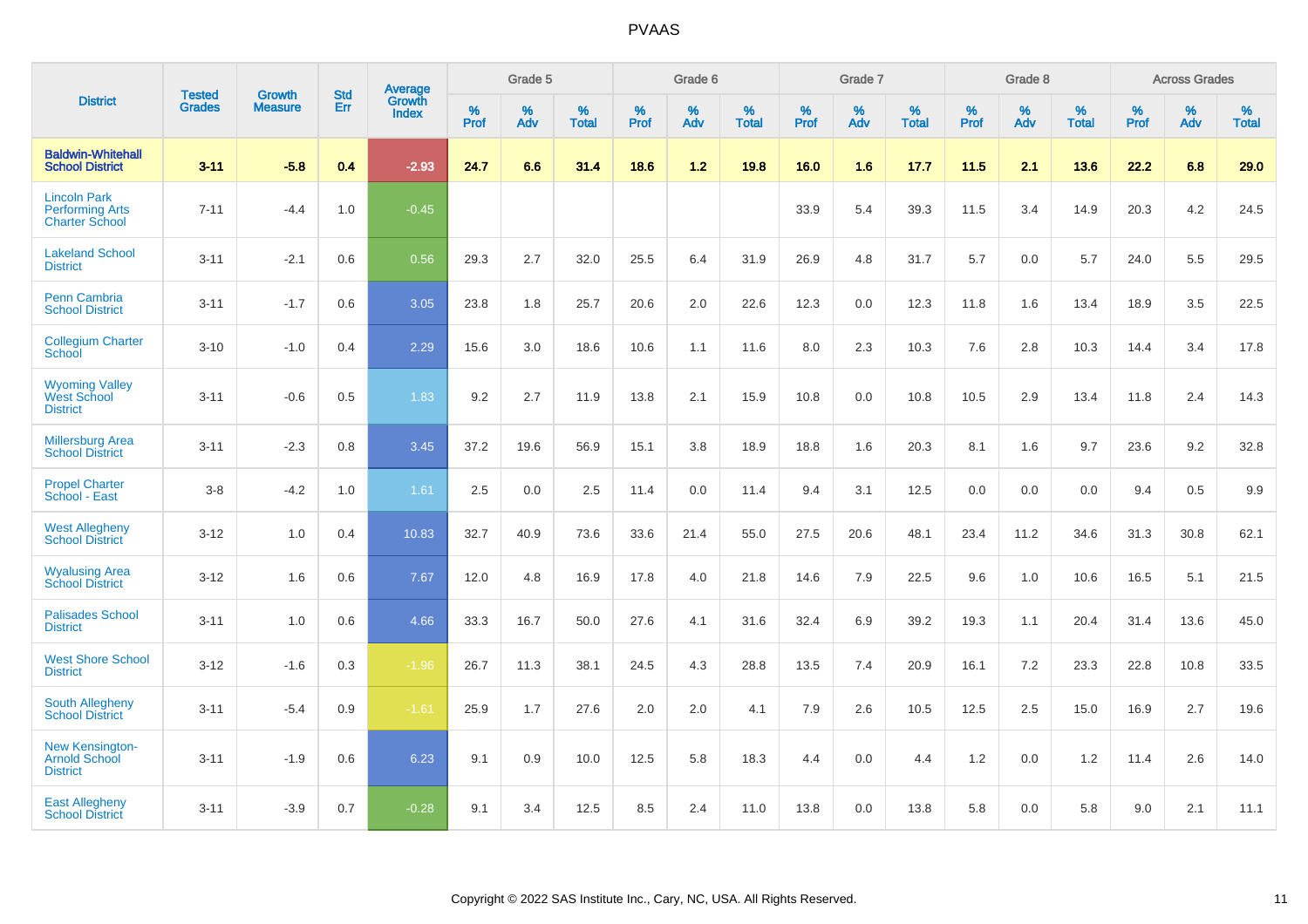| District | Tested Grades | Growth Measure | Std Err | Average Growth Index | Grade 5 | | | Grade 6 | | | Grade 7 | | | Grade 8 | | | Across Grades | | |
|---|---|---|---|---|---|---|---|---|---|---|---|---|---|---|---|---|---|---|---|
| | | | | | % Prof | % Adv | % Total | % Prof | % Adv | % Total | % Prof | % Adv | % Total | % Prof | % Adv | % Total | % Prof | % Adv | % Total |
| **Baldwin-Whitehall School District** | **3-11** | **-5.8** | **0.4** | **-2.93** | **24.7** | **6.6** | **31.4** | **18.6** | **1.2** | **19.8** | **16.0** | **1.6** | **17.7** | **11.5** | **2.1** | **13.6** | **22.2** | **6.8** | **29.0** |
| Lincoln Park Performing Arts Charter School | 7-11 | -4.4 | 1.0 | -0.45 | | | | | | | 33.9 | 5.4 | 39.3 | 11.5 | 3.4 | 14.9 | 20.3 | 4.2 | 24.5 |
| Lakeland School District | 3-11 | -2.1 | 0.6 | 0.56 | 29.3 | 2.7 | 32.0 | 25.5 | 6.4 | 31.9 | 26.9 | 4.8 | 31.7 | 5.7 | 0.0 | 5.7 | 24.0 | 5.5 | 29.5 |
| Penn Cambria School District | 3-11 | -1.7 | 0.6 | 3.05 | 23.8 | 1.8 | 25.7 | 20.6 | 2.0 | 22.6 | 12.3 | 0.0 | 12.3 | 11.8 | 1.6 | 13.4 | 18.9 | 3.5 | 22.5 |
| Collegium Charter School | 3-10 | -1.0 | 0.4 | 2.29 | 15.6 | 3.0 | 18.6 | 10.6 | 1.1 | 11.6 | 8.0 | 2.3 | 10.3 | 7.6 | 2.8 | 10.3 | 14.4 | 3.4 | 17.8 |
| Wyoming Valley West School District | 3-11 | -0.6 | 0.5 | 1.83 | 9.2 | 2.7 | 11.9 | 13.8 | 2.1 | 15.9 | 10.8 | 0.0 | 10.8 | 10.5 | 2.9 | 13.4 | 11.8 | 2.4 | 14.3 |
| Millersburg Area School District | 3-11 | -2.3 | 0.8 | 3.45 | 37.2 | 19.6 | 56.9 | 15.1 | 3.8 | 18.9 | 18.8 | 1.6 | 20.3 | 8.1 | 1.6 | 9.7 | 23.6 | 9.2 | 32.8 |
| Propel Charter School - East | 3-8 | -4.2 | 1.0 | 1.61 | 2.5 | 0.0 | 2.5 | 11.4 | 0.0 | 11.4 | 9.4 | 3.1 | 12.5 | 0.0 | 0.0 | 0.0 | 9.4 | 0.5 | 9.9 |
| West Allegheny School District | 3-12 | 1.0 | 0.4 | 10.83 | 32.7 | 40.9 | 73.6 | 33.6 | 21.4 | 55.0 | 27.5 | 20.6 | 48.1 | 23.4 | 11.2 | 34.6 | 31.3 | 30.8 | 62.1 |
| Wyalusing Area School District | 3-12 | 1.6 | 0.6 | 7.67 | 12.0 | 4.8 | 16.9 | 17.8 | 4.0 | 21.8 | 14.6 | 7.9 | 22.5 | 9.6 | 1.0 | 10.6 | 16.5 | 5.1 | 21.5 |
| Palisades School District | 3-11 | 1.0 | 0.6 | 4.66 | 33.3 | 16.7 | 50.0 | 27.6 | 4.1 | 31.6 | 32.4 | 6.9 | 39.2 | 19.3 | 1.1 | 20.4 | 31.4 | 13.6 | 45.0 |
| West Shore School District | 3-12 | -1.6 | 0.3 | -1.96 | 26.7 | 11.3 | 38.1 | 24.5 | 4.3 | 28.8 | 13.5 | 7.4 | 20.9 | 16.1 | 7.2 | 23.3 | 22.8 | 10.8 | 33.5 |
| South Allegheny School District | 3-11 | -5.4 | 0.9 | -1.61 | 25.9 | 1.7 | 27.6 | 2.0 | 2.0 | 4.1 | 7.9 | 2.6 | 10.5 | 12.5 | 2.5 | 15.0 | 16.9 | 2.7 | 19.6 |
| New Kensington-Arnold School District | 3-11 | -1.9 | 0.6 | 6.23 | 9.1 | 0.9 | 10.0 | 12.5 | 5.8 | 18.3 | 4.4 | 0.0 | 4.4 | 1.2 | 0.0 | 1.2 | 11.4 | 2.6 | 14.0 |
| East Allegheny School District | 3-11 | -3.9 | 0.7 | -0.28 | 9.1 | 3.4 | 12.5 | 8.5 | 2.4 | 11.0 | 13.8 | 0.0 | 13.8 | 5.8 | 0.0 | 5.8 | 9.0 | 2.1 | 11.1 |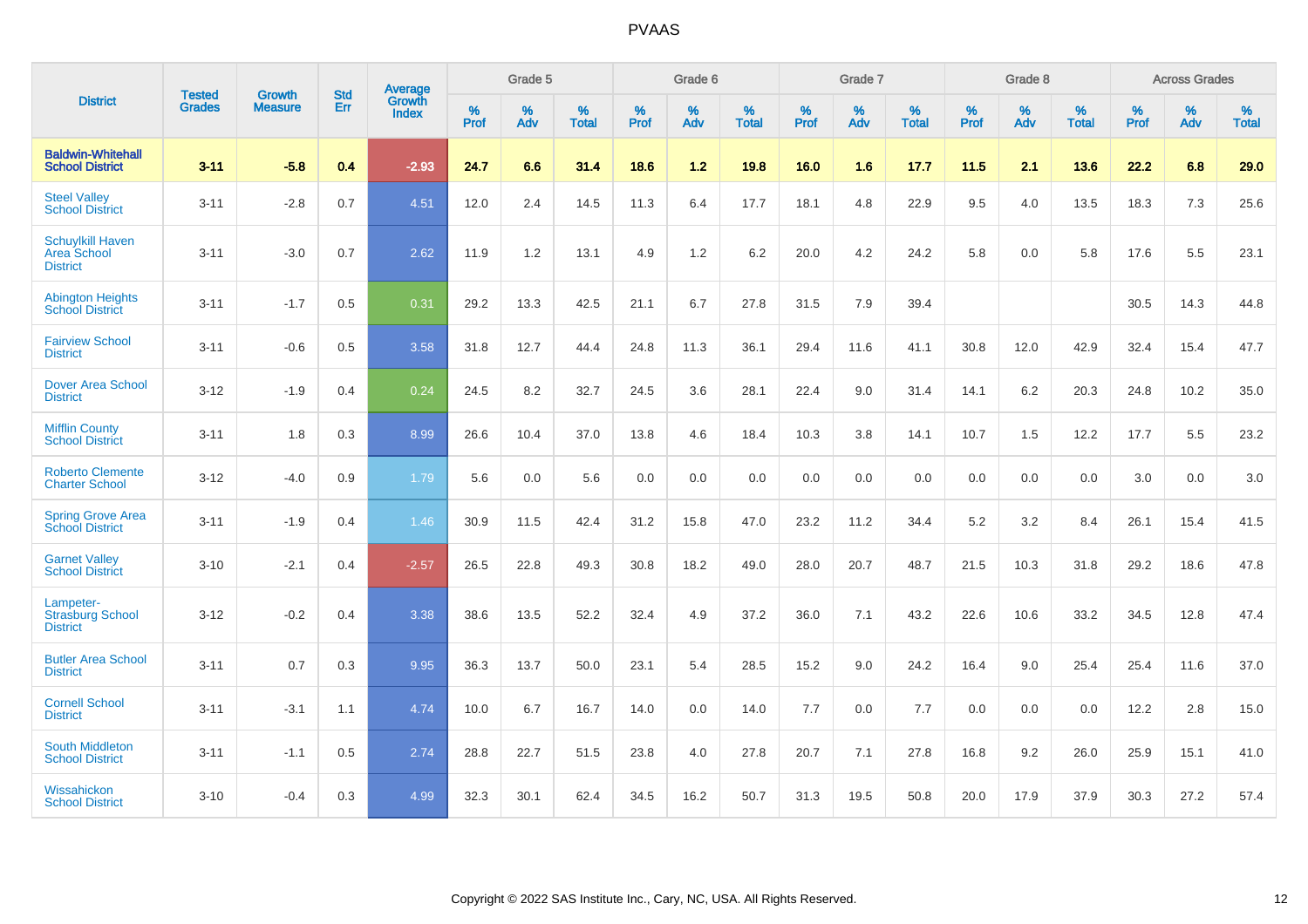PVAAS

| District | Tested Grades | Growth Measure | Std Err | Average Growth Index | Grade 5 | | | Grade 6 | | | Grade 7 | | | Grade 8 | | | Across Grades | | |
|---|---|---|---|---|---|---|---|---|---|---|---|---|---|---|---|---|---|---|---|
| | | | | | % Prof | % Adv | % Total | % Prof | % Adv | % Total | % Prof | % Adv | % Total | % Prof | % Adv | % Total | % Prof | % Adv | % Total |
| **Baldwin-Whitehall School District** | **3-11** | **-5.8** | **0.4** | **-2.93** | **24.7** | **6.6** | **31.4** | **18.6** | **1.2** | **19.8** | **16.0** | **1.6** | **17.7** | **11.5** | **2.1** | **13.6** | **22.2** | **6.8** | **29.0** |
| Steel Valley School District | 3-11 | -2.8 | 0.7 | 4.51 | 12.0 | 2.4 | 14.5 | 11.3 | 6.4 | 17.7 | 18.1 | 4.8 | 22.9 | 9.5 | 4.0 | 13.5 | 18.3 | 7.3 | 25.6 |
| Schuylkill Haven Area School District | 3-11 | -3.0 | 0.7 | 2.62 | 11.9 | 1.2 | 13.1 | 4.9 | 1.2 | 6.2 | 20.0 | 4.2 | 24.2 | 5.8 | 0.0 | 5.8 | 17.6 | 5.5 | 23.1 |
| Abington Heights School District | 3-11 | -1.7 | 0.5 | 0.31 | 29.2 | 13.3 | 42.5 | 21.1 | 6.7 | 27.8 | 31.5 | 7.9 | 39.4 | | | | 30.5 | 14.3 | 44.8 |
| Fairview School District | 3-11 | -0.6 | 0.5 | 3.58 | 31.8 | 12.7 | 44.4 | 24.8 | 11.3 | 36.1 | 29.4 | 11.6 | 41.1 | 30.8 | 12.0 | 42.9 | 32.4 | 15.4 | 47.7 |
| Dover Area School District | 3-12 | -1.9 | 0.4 | 0.24 | 24.5 | 8.2 | 32.7 | 24.5 | 3.6 | 28.1 | 22.4 | 9.0 | 31.4 | 14.1 | 6.2 | 20.3 | 24.8 | 10.2 | 35.0 |
| Mifflin County School District | 3-11 | 1.8 | 0.3 | 8.99 | 26.6 | 10.4 | 37.0 | 13.8 | 4.6 | 18.4 | 10.3 | 3.8 | 14.1 | 10.7 | 1.5 | 12.2 | 17.7 | 5.5 | 23.2 |
| Roberto Clemente Charter School | 3-12 | -4.0 | 0.9 | 1.79 | 5.6 | 0.0 | 5.6 | 0.0 | 0.0 | 0.0 | 0.0 | 0.0 | 0.0 | 0.0 | 0.0 | 0.0 | 3.0 | 0.0 | 3.0 |
| Spring Grove Area School District | 3-11 | -1.9 | 0.4 | 1.46 | 30.9 | 11.5 | 42.4 | 31.2 | 15.8 | 47.0 | 23.2 | 11.2 | 34.4 | 5.2 | 3.2 | 8.4 | 26.1 | 15.4 | 41.5 |
| Garnet Valley School District | 3-10 | -2.1 | 0.4 | -2.57 | 26.5 | 22.8 | 49.3 | 30.8 | 18.2 | 49.0 | 28.0 | 20.7 | 48.7 | 21.5 | 10.3 | 31.8 | 29.2 | 18.6 | 47.8 |
| Lampeter-Strasburg School District | 3-12 | -0.2 | 0.4 | 3.38 | 38.6 | 13.5 | 52.2 | 32.4 | 4.9 | 37.2 | 36.0 | 7.1 | 43.2 | 22.6 | 10.6 | 33.2 | 34.5 | 12.8 | 47.4 |
| Butler Area School District | 3-11 | 0.7 | 0.3 | 9.95 | 36.3 | 13.7 | 50.0 | 23.1 | 5.4 | 28.5 | 15.2 | 9.0 | 24.2 | 16.4 | 9.0 | 25.4 | 25.4 | 11.6 | 37.0 |
| Cornell School District | 3-11 | -3.1 | 1.1 | 4.74 | 10.0 | 6.7 | 16.7 | 14.0 | 0.0 | 14.0 | 7.7 | 0.0 | 7.7 | 0.0 | 0.0 | 0.0 | 12.2 | 2.8 | 15.0 |
| South Middleton School District | 3-11 | -1.1 | 0.5 | 2.74 | 28.8 | 22.7 | 51.5 | 23.8 | 4.0 | 27.8 | 20.7 | 7.1 | 27.8 | 16.8 | 9.2 | 26.0 | 25.9 | 15.1 | 41.0 |
| Wissahickon School District | 3-10 | -0.4 | 0.3 | 4.99 | 32.3 | 30.1 | 62.4 | 34.5 | 16.2 | 50.7 | 31.3 | 19.5 | 50.8 | 20.0 | 17.9 | 37.9 | 30.3 | 27.2 | 57.4 |

Copyright © 2022 SAS Institute Inc., Cary, NC, USA. All Rights Reserved.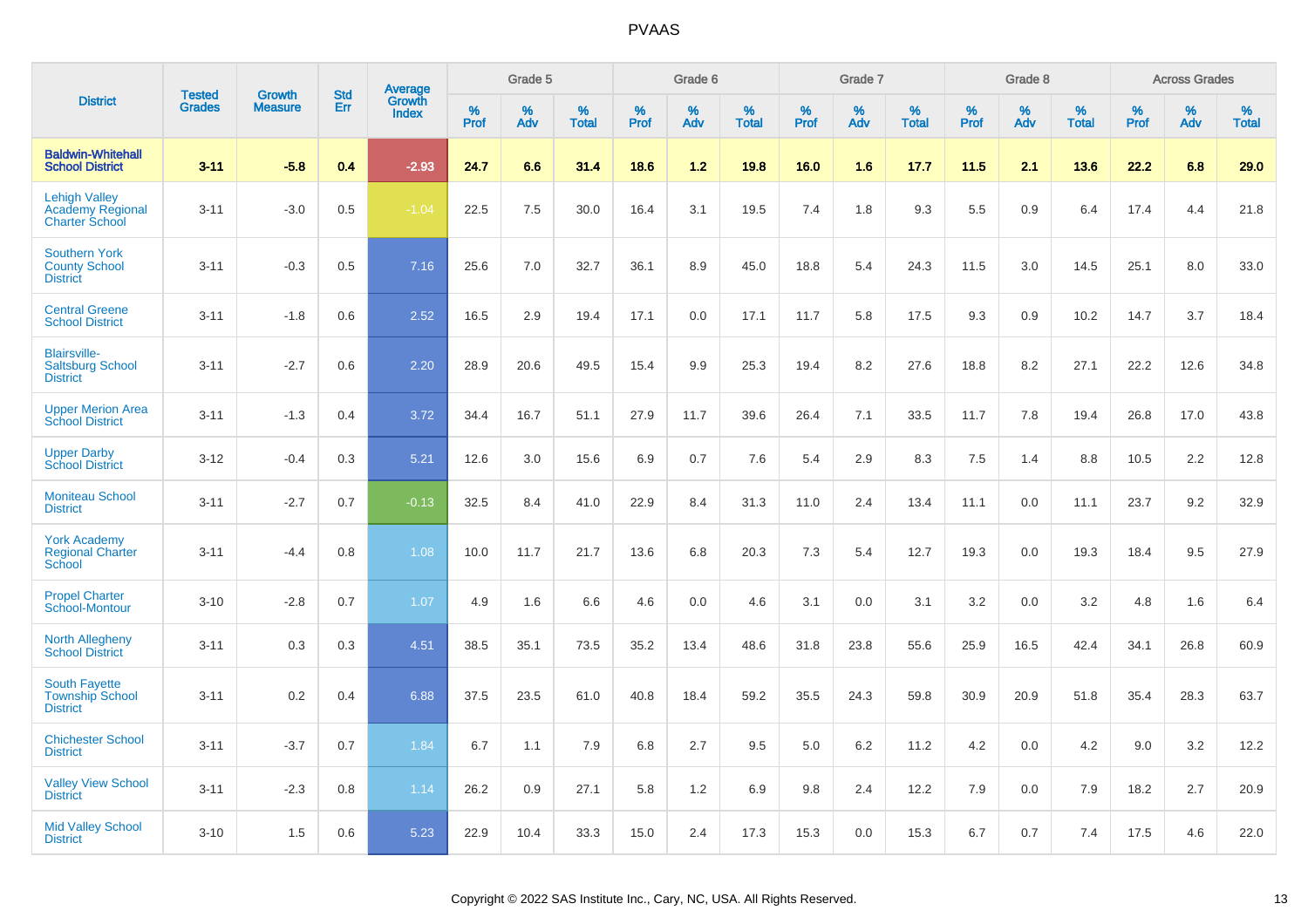| District | Tested Grades | Growth Measure | Std Err | Average Growth Index | Grade 5 | | | Grade 6 | | | Grade 7 | | | Grade 8 | | | Across Grades | | |
|---|---|---|---|---|---|---|---|---|---|---|---|---|---|---|---|---|---|---|---|
| | | | | | % Prof | % Adv | % Total | % Prof | % Adv | % Total | % Prof | % Adv | % Total | % Prof | % Adv | % Total | % Prof | % Adv | % Total |
| **Baldwin-Whitehall School District** | **3-11** | **-5.8** | **0.4** | **-2.93** | **24.7** | **6.6** | **31.4** | **18.6** | **1.2** | **19.8** | **16.0** | **1.6** | **17.7** | **11.5** | **2.1** | **13.6** | **22.2** | **6.8** | **29.0** |
| Lehigh Valley Academy Regional Charter School | 3-11 | -3.0 | 0.5 | -1.04 | 22.5 | 7.5 | 30.0 | 16.4 | 3.1 | 19.5 | 7.4 | 1.8 | 9.3 | 5.5 | 0.9 | 6.4 | 17.4 | 4.4 | 21.8 |
| Southern York County School District | 3-11 | -0.3 | 0.5 | 7.16 | 25.6 | 7.0 | 32.7 | 36.1 | 8.9 | 45.0 | 18.8 | 5.4 | 24.3 | 11.5 | 3.0 | 14.5 | 25.1 | 8.0 | 33.0 |
| Central Greene School District | 3-11 | -1.8 | 0.6 | 2.52 | 16.5 | 2.9 | 19.4 | 17.1 | 0.0 | 17.1 | 11.7 | 5.8 | 17.5 | 9.3 | 0.9 | 10.2 | 14.7 | 3.7 | 18.4 |
| Blairsville-Saltsburg School District | 3-11 | -2.7 | 0.6 | 2.20 | 28.9 | 20.6 | 49.5 | 15.4 | 9.9 | 25.3 | 19.4 | 8.2 | 27.6 | 18.8 | 8.2 | 27.1 | 22.2 | 12.6 | 34.8 |
| Upper Merion Area School District | 3-11 | -1.3 | 0.4 | 3.72 | 34.4 | 16.7 | 51.1 | 27.9 | 11.7 | 39.6 | 26.4 | 7.1 | 33.5 | 11.7 | 7.8 | 19.4 | 26.8 | 17.0 | 43.8 |
| Upper Darby School District | 3-12 | -0.4 | 0.3 | 5.21 | 12.6 | 3.0 | 15.6 | 6.9 | 0.7 | 7.6 | 5.4 | 2.9 | 8.3 | 7.5 | 1.4 | 8.8 | 10.5 | 2.2 | 12.8 |
| Moniteau School District | 3-11 | -2.7 | 0.7 | -0.13 | 32.5 | 8.4 | 41.0 | 22.9 | 8.4 | 31.3 | 11.0 | 2.4 | 13.4 | 11.1 | 0.0 | 11.1 | 23.7 | 9.2 | 32.9 |
| York Academy Regional Charter School | 3-11 | -4.4 | 0.8 | 1.08 | 10.0 | 11.7 | 21.7 | 13.6 | 6.8 | 20.3 | 7.3 | 5.4 | 12.7 | 19.3 | 0.0 | 19.3 | 18.4 | 9.5 | 27.9 |
| Propel Charter School-Montour | 3-10 | -2.8 | 0.7 | 1.07 | 4.9 | 1.6 | 6.6 | 4.6 | 0.0 | 4.6 | 3.1 | 0.0 | 3.1 | 3.2 | 0.0 | 3.2 | 4.8 | 1.6 | 6.4 |
| North Allegheny School District | 3-11 | 0.3 | 0.3 | 4.51 | 38.5 | 35.1 | 73.5 | 35.2 | 13.4 | 48.6 | 31.8 | 23.8 | 55.6 | 25.9 | 16.5 | 42.4 | 34.1 | 26.8 | 60.9 |
| South Fayette Township School District | 3-11 | 0.2 | 0.4 | 6.88 | 37.5 | 23.5 | 61.0 | 40.8 | 18.4 | 59.2 | 35.5 | 24.3 | 59.8 | 30.9 | 20.9 | 51.8 | 35.4 | 28.3 | 63.7 |
| Chichester School District | 3-11 | -3.7 | 0.7 | 1.84 | 6.7 | 1.1 | 7.9 | 6.8 | 2.7 | 9.5 | 5.0 | 6.2 | 11.2 | 4.2 | 0.0 | 4.2 | 9.0 | 3.2 | 12.2 |
| Valley View School District | 3-11 | -2.3 | 0.8 | 1.14 | 26.2 | 0.9 | 27.1 | 5.8 | 1.2 | 6.9 | 9.8 | 2.4 | 12.2 | 7.9 | 0.0 | 7.9 | 18.2 | 2.7 | 20.9 |
| Mid Valley School District | 3-10 | 1.5 | 0.6 | 5.23 | 22.9 | 10.4 | 33.3 | 15.0 | 2.4 | 17.3 | 15.3 | 0.0 | 15.3 | 6.7 | 0.7 | 7.4 | 17.5 | 4.6 | 22.0 |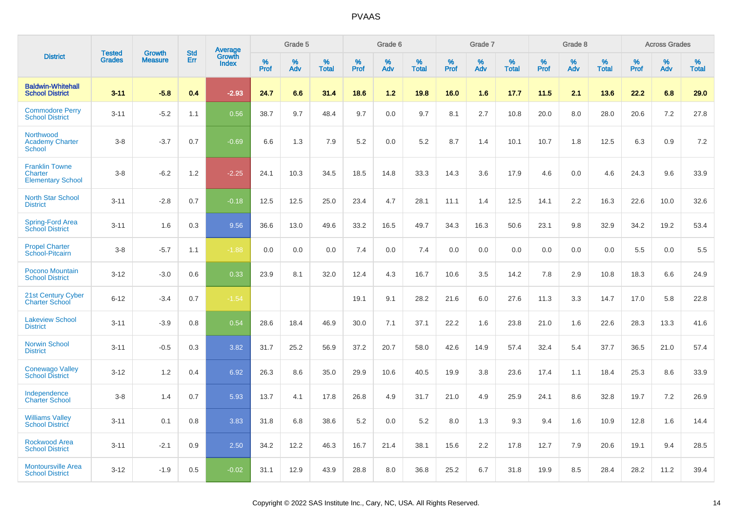| District | Tested Grades | Growth Measure | Std Err | Average Growth Index | Grade 5 | | | Grade 6 | | | Grade 7 | | | Grade 8 | | | Across Grades | | |
|---|---|---|---|---|---|---|---|---|---|---|---|---|---|---|---|---|---|---|---|
| | | | | | % Prof | % Adv | % Total | % Prof | % Adv | % Total | % Prof | % Adv | % Total | % Prof | % Adv | % Total | % Prof | % Adv | % Total |
| **Baldwin-Whitehall School District** | **3-11** | **-5.8** | **0.4** | **-2.93** | **24.7** | **6.6** | **31.4** | **18.6** | **1.2** | **19.8** | **16.0** | **1.6** | **17.7** | **11.5** | **2.1** | **13.6** | **22.2** | **6.8** | **29.0** |
| Commodore Perry School District | 3-11 | -5.2 | 1.1 | 0.56 | 38.7 | 9.7 | 48.4 | 9.7 | 0.0 | 9.7 | 8.1 | 2.7 | 10.8 | 20.0 | 8.0 | 28.0 | 20.6 | 7.2 | 27.8 |
| Northwood Academy Charter School | 3-8 | -3.7 | 0.7 | -0.69 | 6.6 | 1.3 | 7.9 | 5.2 | 0.0 | 5.2 | 8.7 | 1.4 | 10.1 | 10.7 | 1.8 | 12.5 | 6.3 | 0.9 | 7.2 |
| Franklin Towne Charter Elementary School | 3-8 | -6.2 | 1.2 | -2.25 | 24.1 | 10.3 | 34.5 | 18.5 | 14.8 | 33.3 | 14.3 | 3.6 | 17.9 | 4.6 | 0.0 | 4.6 | 24.3 | 9.6 | 33.9 |
| North Star School District | 3-11 | -2.8 | 0.7 | -0.18 | 12.5 | 12.5 | 25.0 | 23.4 | 4.7 | 28.1 | 11.1 | 1.4 | 12.5 | 14.1 | 2.2 | 16.3 | 22.6 | 10.0 | 32.6 |
| Spring-Ford Area School District | 3-11 | 1.6 | 0.3 | 9.56 | 36.6 | 13.0 | 49.6 | 33.2 | 16.5 | 49.7 | 34.3 | 16.3 | 50.6 | 23.1 | 9.8 | 32.9 | 34.2 | 19.2 | 53.4 |
| Propel Charter School-Pitcairn | 3-8 | -5.7 | 1.1 | -1.88 | 0.0 | 0.0 | 0.0 | 7.4 | 0.0 | 7.4 | 0.0 | 0.0 | 0.0 | 0.0 | 0.0 | 0.0 | 5.5 | 0.0 | 5.5 |
| Pocono Mountain School District | 3-12 | -3.0 | 0.6 | 0.33 | 23.9 | 8.1 | 32.0 | 12.4 | 4.3 | 16.7 | 10.6 | 3.5 | 14.2 | 7.8 | 2.9 | 10.8 | 18.3 | 6.6 | 24.9 |
| 21st Century Cyber Charter School | 6-12 | -3.4 | 0.7 | -1.54 | | | | 19.1 | 9.1 | 28.2 | 21.6 | 6.0 | 27.6 | 11.3 | 3.3 | 14.7 | 17.0 | 5.8 | 22.8 |
| Lakeview School District | 3-11 | -3.9 | 0.8 | 0.54 | 28.6 | 18.4 | 46.9 | 30.0 | 7.1 | 37.1 | 22.2 | 1.6 | 23.8 | 21.0 | 1.6 | 22.6 | 28.3 | 13.3 | 41.6 |
| Norwin School District | 3-11 | -0.5 | 0.3 | 3.82 | 31.7 | 25.2 | 56.9 | 37.2 | 20.7 | 58.0 | 42.6 | 14.9 | 57.4 | 32.4 | 5.4 | 37.7 | 36.5 | 21.0 | 57.4 |
| Conewago Valley School District | 3-12 | 1.2 | 0.4 | 6.92 | 26.3 | 8.6 | 35.0 | 29.9 | 10.6 | 40.5 | 19.9 | 3.8 | 23.6 | 17.4 | 1.1 | 18.4 | 25.3 | 8.6 | 33.9 |
| Independence Charter School | 3-8 | 1.4 | 0.7 | 5.93 | 13.7 | 4.1 | 17.8 | 26.8 | 4.9 | 31.7 | 21.0 | 4.9 | 25.9 | 24.1 | 8.6 | 32.8 | 19.7 | 7.2 | 26.9 |
| Williams Valley School District | 3-11 | 0.1 | 0.8 | 3.83 | 31.8 | 6.8 | 38.6 | 5.2 | 0.0 | 5.2 | 8.0 | 1.3 | 9.3 | 9.4 | 1.6 | 10.9 | 12.8 | 1.6 | 14.4 |
| Rockwood Area School District | 3-11 | -2.1 | 0.9 | 2.50 | 34.2 | 12.2 | 46.3 | 16.7 | 21.4 | 38.1 | 15.6 | 2.2 | 17.8 | 12.7 | 7.9 | 20.6 | 19.1 | 9.4 | 28.5 |
| Montoursville Area School District | 3-12 | -1.9 | 0.5 | -0.02 | 31.1 | 12.9 | 43.9 | 28.8 | 8.0 | 36.8 | 25.2 | 6.7 | 31.8 | 19.9 | 8.5 | 28.4 | 28.2 | 11.2 | 39.4 |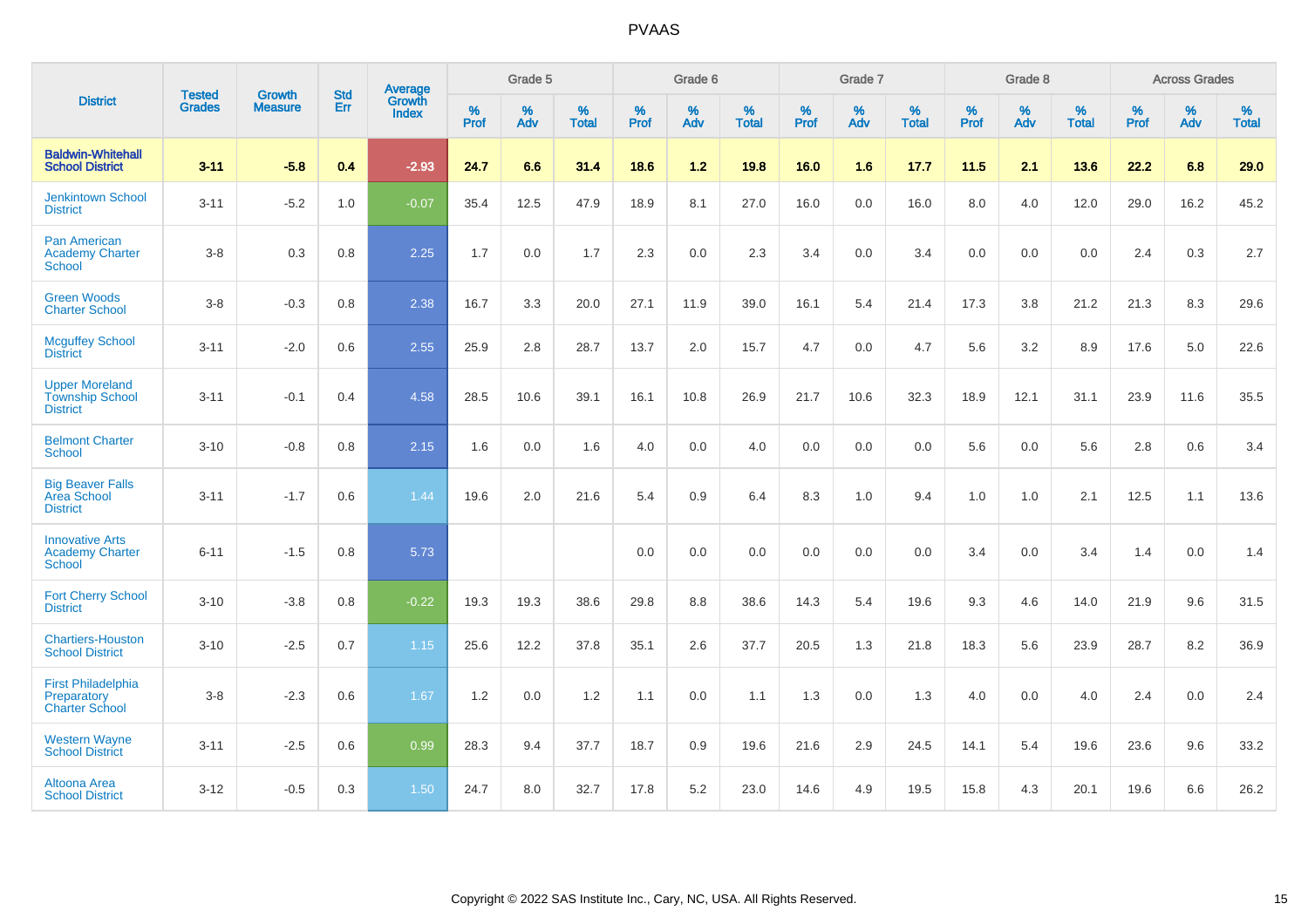# PVAAS

| District | Tested Grades | Growth Measure | Std Err | Average Growth Index | Grade 5 | | | Grade 6 | | | Grade 7 | | | Grade 8 | | | Across Grades | | |
|---|---|---|---|---|---|---|---|---|---|---|---|---|---|---|---|---|---|---|---|
| | | | | | % Prof | % Adv | % Total | % Prof | % Adv | % Total | % Prof | % Adv | % Total | % Prof | % Adv | % Total | % Prof | % Adv | % Total |
| **Baldwin-Whitehall School District** | **3-11** | **-5.8** | **0.4** | **-2.93** | **24.7** | **6.6** | **31.4** | **18.6** | **1.2** | **19.8** | **16.0** | **1.6** | **17.7** | **11.5** | **2.1** | **13.6** | **22.2** | **6.8** | **29.0** |
| Jenkintown School District | 3-11 | -5.2 | 1.0 | -0.07 | 35.4 | 12.5 | 47.9 | 18.9 | 8.1 | 27.0 | 16.0 | 0.0 | 16.0 | 8.0 | 4.0 | 12.0 | 29.0 | 16.2 | 45.2 |
| Pan American Academy Charter School | 3-8 | 0.3 | 0.8 | 2.25 | 1.7 | 0.0 | 1.7 | 2.3 | 0.0 | 2.3 | 3.4 | 0.0 | 3.4 | 0.0 | 0.0 | 0.0 | 2.4 | 0.3 | 2.7 |
| Green Woods Charter School | 3-8 | -0.3 | 0.8 | 2.38 | 16.7 | 3.3 | 20.0 | 27.1 | 11.9 | 39.0 | 16.1 | 5.4 | 21.4 | 17.3 | 3.8 | 21.2 | 21.3 | 8.3 | 29.6 |
| Mcguffey School District | 3-11 | -2.0 | 0.6 | 2.55 | 25.9 | 2.8 | 28.7 | 13.7 | 2.0 | 15.7 | 4.7 | 0.0 | 4.7 | 5.6 | 3.2 | 8.9 | 17.6 | 5.0 | 22.6 |
| Upper Moreland Township School District | 3-11 | -0.1 | 0.4 | 4.58 | 28.5 | 10.6 | 39.1 | 16.1 | 10.8 | 26.9 | 21.7 | 10.6 | 32.3 | 18.9 | 12.1 | 31.1 | 23.9 | 11.6 | 35.5 |
| Belmont Charter School | 3-10 | -0.8 | 0.8 | 2.15 | 1.6 | 0.0 | 1.6 | 4.0 | 0.0 | 4.0 | 0.0 | 0.0 | 0.0 | 5.6 | 0.0 | 5.6 | 2.8 | 0.6 | 3.4 |
| Big Beaver Falls Area School District | 3-11 | -1.7 | 0.6 | 1.44 | 19.6 | 2.0 | 21.6 | 5.4 | 0.9 | 6.4 | 8.3 | 1.0 | 9.4 | 1.0 | 1.0 | 2.1 | 12.5 | 1.1 | 13.6 |
| Innovative Arts Academy Charter School | 6-11 | -1.5 | 0.8 | 5.73 | | | | 0.0 | 0.0 | 0.0 | 0.0 | 0.0 | 0.0 | 3.4 | 0.0 | 3.4 | 1.4 | 0.0 | 1.4 |
| Fort Cherry School District | 3-10 | -3.8 | 0.8 | -0.22 | 19.3 | 19.3 | 38.6 | 29.8 | 8.8 | 38.6 | 14.3 | 5.4 | 19.6 | 9.3 | 4.6 | 14.0 | 21.9 | 9.6 | 31.5 |
| Chartiers-Houston School District | 3-10 | -2.5 | 0.7 | 1.15 | 25.6 | 12.2 | 37.8 | 35.1 | 2.6 | 37.7 | 20.5 | 1.3 | 21.8 | 18.3 | 5.6 | 23.9 | 28.7 | 8.2 | 36.9 |
| First Philadelphia Preparatory Charter School | 3-8 | -2.3 | 0.6 | 1.67 | 1.2 | 0.0 | 1.2 | 1.1 | 0.0 | 1.1 | 1.3 | 0.0 | 1.3 | 4.0 | 0.0 | 4.0 | 2.4 | 0.0 | 2.4 |
| Western Wayne School District | 3-11 | -2.5 | 0.6 | 0.99 | 28.3 | 9.4 | 37.7 | 18.7 | 0.9 | 19.6 | 21.6 | 2.9 | 24.5 | 14.1 | 5.4 | 19.6 | 23.6 | 9.6 | 33.2 |
| Altoona Area School District | 3-12 | -0.5 | 0.3 | 1.50 | 24.7 | 8.0 | 32.7 | 17.8 | 5.2 | 23.0 | 14.6 | 4.9 | 19.5 | 15.8 | 4.3 | 20.1 | 19.6 | 6.6 | 26.2 |

Copyright © 2022 SAS Institute Inc., Cary, NC, USA. All Rights Reserved.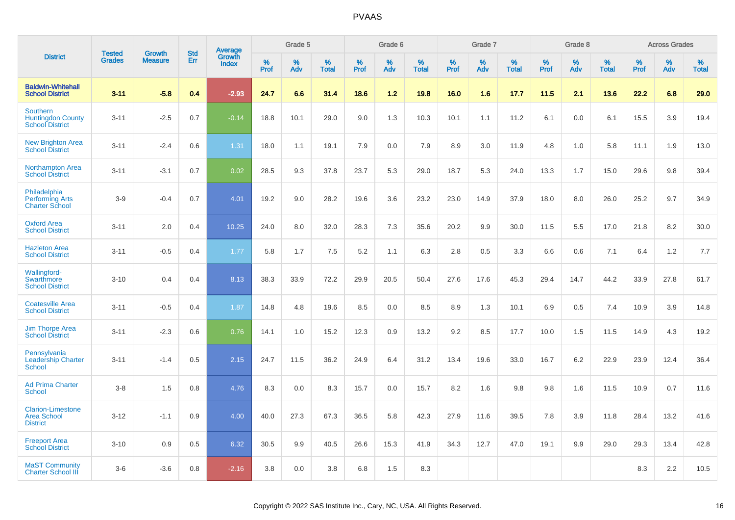# PVAAS

| District | Tested Grades | Growth Measure | Std Err | Average Growth Index | Grade 5 | | | Grade 6 | | | Grade 7 | | | Grade 8 | | | Across Grades | | |
|---|---|---|---|---|---|---|---|---|---|---|---|---|---|---|---|---|---|---|---|
| | | | | | % Prof | % Adv | % Total | % Prof | % Adv | % Total | % Prof | % Adv | % Total | % Prof | % Adv | % Total | % Prof | % Adv | % Total |
| **Baldwin-Whitehall School District** | **3-11** | **-5.8** | **0.4** | **-2.93** | **24.7** | **6.6** | **31.4** | **18.6** | **1.2** | **19.8** | **16.0** | **1.6** | **17.7** | **11.5** | **2.1** | **13.6** | **22.2** | **6.8** | **29.0** |
| Southern Huntingdon County School District | 3-11 | -2.5 | 0.7 | -0.14 | 18.8 | 10.1 | 29.0 | 9.0 | 1.3 | 10.3 | 10.1 | 1.1 | 11.2 | 6.1 | 0.0 | 6.1 | 15.5 | 3.9 | 19.4 |
| New Brighton Area School District | 3-11 | -2.4 | 0.6 | 1.31 | 18.0 | 1.1 | 19.1 | 7.9 | 0.0 | 7.9 | 8.9 | 3.0 | 11.9 | 4.8 | 1.0 | 5.8 | 11.1 | 1.9 | 13.0 |
| Northampton Area School District | 3-11 | -3.1 | 0.7 | 0.02 | 28.5 | 9.3 | 37.8 | 23.7 | 5.3 | 29.0 | 18.7 | 5.3 | 24.0 | 13.3 | 1.7 | 15.0 | 29.6 | 9.8 | 39.4 |
| Philadelphia Performing Arts Charter School | 3-9 | -0.4 | 0.7 | 4.01 | 19.2 | 9.0 | 28.2 | 19.6 | 3.6 | 23.2 | 23.0 | 14.9 | 37.9 | 18.0 | 8.0 | 26.0 | 25.2 | 9.7 | 34.9 |
| Oxford Area School District | 3-11 | 2.0 | 0.4 | 10.25 | 24.0 | 8.0 | 32.0 | 28.3 | 7.3 | 35.6 | 20.2 | 9.9 | 30.0 | 11.5 | 5.5 | 17.0 | 21.8 | 8.2 | 30.0 |
| Hazleton Area School District | 3-11 | -0.5 | 0.4 | 1.77 | 5.8 | 1.7 | 7.5 | 5.2 | 1.1 | 6.3 | 2.8 | 0.5 | 3.3 | 6.6 | 0.6 | 7.1 | 6.4 | 1.2 | 7.7 |
| Wallingford-Swarthmore School District | 3-10 | 0.4 | 0.4 | 8.13 | 38.3 | 33.9 | 72.2 | 29.9 | 20.5 | 50.4 | 27.6 | 17.6 | 45.3 | 29.4 | 14.7 | 44.2 | 33.9 | 27.8 | 61.7 |
| Coatesville Area School District | 3-11 | -0.5 | 0.4 | 1.87 | 14.8 | 4.8 | 19.6 | 8.5 | 0.0 | 8.5 | 8.9 | 1.3 | 10.1 | 6.9 | 0.5 | 7.4 | 10.9 | 3.9 | 14.8 |
| Jim Thorpe Area School District | 3-11 | -2.3 | 0.6 | 0.76 | 14.1 | 1.0 | 15.2 | 12.3 | 0.9 | 13.2 | 9.2 | 8.5 | 17.7 | 10.0 | 1.5 | 11.5 | 14.9 | 4.3 | 19.2 |
| Pennsylvania Leadership Charter School | 3-11 | -1.4 | 0.5 | 2.15 | 24.7 | 11.5 | 36.2 | 24.9 | 6.4 | 31.2 | 13.4 | 19.6 | 33.0 | 16.7 | 6.2 | 22.9 | 23.9 | 12.4 | 36.4 |
| Ad Prima Charter School | 3-8 | 1.5 | 0.8 | 4.76 | 8.3 | 0.0 | 8.3 | 15.7 | 0.0 | 15.7 | 8.2 | 1.6 | 9.8 | 9.8 | 1.6 | 11.5 | 10.9 | 0.7 | 11.6 |
| Clarion-Limestone Area School District | 3-12 | -1.1 | 0.9 | 4.00 | 40.0 | 27.3 | 67.3 | 36.5 | 5.8 | 42.3 | 27.9 | 11.6 | 39.5 | 7.8 | 3.9 | 11.8 | 28.4 | 13.2 | 41.6 |
| Freeport Area School District | 3-10 | 0.9 | 0.5 | 6.32 | 30.5 | 9.9 | 40.5 | 26.6 | 15.3 | 41.9 | 34.3 | 12.7 | 47.0 | 19.1 | 9.9 | 29.0 | 29.3 | 13.4 | 42.8 |
| MaST Community Charter School III | 3-6 | -3.6 | 0.8 | -2.16 | 3.8 | 0.0 | 3.8 | 6.8 | 1.5 | 8.3 | | | | | | | 8.3 | 2.2 | 10.5 |

Copyright © 2022 SAS Institute Inc., Cary, NC, USA. All Rights Reserved.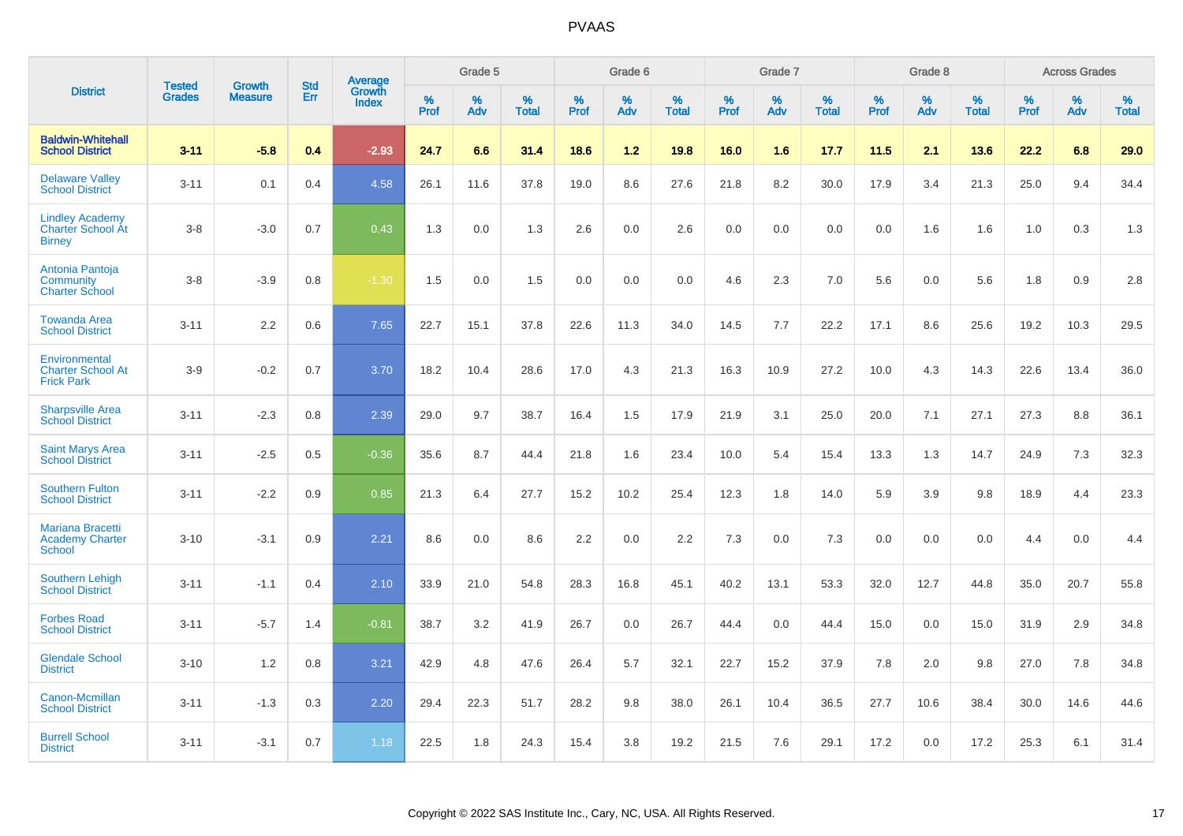# PVAAS

| District | Tested Grades | Growth Measure | Std Err | Average Growth Index | Grade 5 | | | Grade 6 | | | Grade 7 | | | Grade 8 | | | Across Grades | | |
|---|---|---|---|---|---|---|---|---|---|---|---|---|---|---|---|---|---|---|---|
| | | | | | % Prof | % Adv | % Total | % Prof | % Adv | % Total | % Prof | % Adv | % Total | % Prof | % Adv | % Total | % Prof | % Adv | % Total |
| **Baldwin-Whitehall School District** | **3-11** | **-5.8** | **0.4** | **-2.93** | **24.7** | **6.6** | **31.4** | **18.6** | **1.2** | **19.8** | **16.0** | **1.6** | **17.7** | **11.5** | **2.1** | **13.6** | **22.2** | **6.8** | **29.0** |
| Delaware Valley School District | 3-11 | 0.1 | 0.4 | 4.58 | 26.1 | 11.6 | 37.8 | 19.0 | 8.6 | 27.6 | 21.8 | 8.2 | 30.0 | 17.9 | 3.4 | 21.3 | 25.0 | 9.4 | 34.4 |
| Lindley Academy Charter School At Birney | 3-8 | -3.0 | 0.7 | 0.43 | 1.3 | 0.0 | 1.3 | 2.6 | 0.0 | 2.6 | 0.0 | 0.0 | 0.0 | 0.0 | 1.6 | 1.6 | 1.0 | 0.3 | 1.3 |
| Antonia Pantoja Community Charter School | 3-8 | -3.9 | 0.8 | -1.30 | 1.5 | 0.0 | 1.5 | 0.0 | 0.0 | 0.0 | 4.6 | 2.3 | 7.0 | 5.6 | 0.0 | 5.6 | 1.8 | 0.9 | 2.8 |
| Towanda Area School District | 3-11 | 2.2 | 0.6 | 7.65 | 22.7 | 15.1 | 37.8 | 22.6 | 11.3 | 34.0 | 14.5 | 7.7 | 22.2 | 17.1 | 8.6 | 25.6 | 19.2 | 10.3 | 29.5 |
| Environmental Charter School At Frick Park | 3-9 | -0.2 | 0.7 | 3.70 | 18.2 | 10.4 | 28.6 | 17.0 | 4.3 | 21.3 | 16.3 | 10.9 | 27.2 | 10.0 | 4.3 | 14.3 | 22.6 | 13.4 | 36.0 |
| Sharpsville Area School District | 3-11 | -2.3 | 0.8 | 2.39 | 29.0 | 9.7 | 38.7 | 16.4 | 1.5 | 17.9 | 21.9 | 3.1 | 25.0 | 20.0 | 7.1 | 27.1 | 27.3 | 8.8 | 36.1 |
| Saint Marys Area School District | 3-11 | -2.5 | 0.5 | -0.36 | 35.6 | 8.7 | 44.4 | 21.8 | 1.6 | 23.4 | 10.0 | 5.4 | 15.4 | 13.3 | 1.3 | 14.7 | 24.9 | 7.3 | 32.3 |
| Southern Fulton School District | 3-11 | -2.2 | 0.9 | 0.85 | 21.3 | 6.4 | 27.7 | 15.2 | 10.2 | 25.4 | 12.3 | 1.8 | 14.0 | 5.9 | 3.9 | 9.8 | 18.9 | 4.4 | 23.3 |
| Mariana Bracetti Academy Charter School | 3-10 | -3.1 | 0.9 | 2.21 | 8.6 | 0.0 | 8.6 | 2.2 | 0.0 | 2.2 | 7.3 | 0.0 | 7.3 | 0.0 | 0.0 | 0.0 | 4.4 | 0.0 | 4.4 |
| Southern Lehigh School District | 3-11 | -1.1 | 0.4 | 2.10 | 33.9 | 21.0 | 54.8 | 28.3 | 16.8 | 45.1 | 40.2 | 13.1 | 53.3 | 32.0 | 12.7 | 44.8 | 35.0 | 20.7 | 55.8 |
| Forbes Road School District | 3-11 | -5.7 | 1.4 | -0.81 | 38.7 | 3.2 | 41.9 | 26.7 | 0.0 | 26.7 | 44.4 | 0.0 | 44.4 | 15.0 | 0.0 | 15.0 | 31.9 | 2.9 | 34.8 |
| Glendale School District | 3-10 | 1.2 | 0.8 | 3.21 | 42.9 | 4.8 | 47.6 | 26.4 | 5.7 | 32.1 | 22.7 | 15.2 | 37.9 | 7.8 | 2.0 | 9.8 | 27.0 | 7.8 | 34.8 |
| Canon-Mcmillan School District | 3-11 | -1.3 | 0.3 | 2.20 | 29.4 | 22.3 | 51.7 | 28.2 | 9.8 | 38.0 | 26.1 | 10.4 | 36.5 | 27.7 | 10.6 | 38.4 | 30.0 | 14.6 | 44.6 |
| Burrell School District | 3-11 | -3.1 | 0.7 | 1.18 | 22.5 | 1.8 | 24.3 | 15.4 | 3.8 | 19.2 | 21.5 | 7.6 | 29.1 | 17.2 | 0.0 | 17.2 | 25.3 | 6.1 | 31.4 |

Copyright © 2022 SAS Institute Inc., Cary, NC, USA. All Rights Reserved.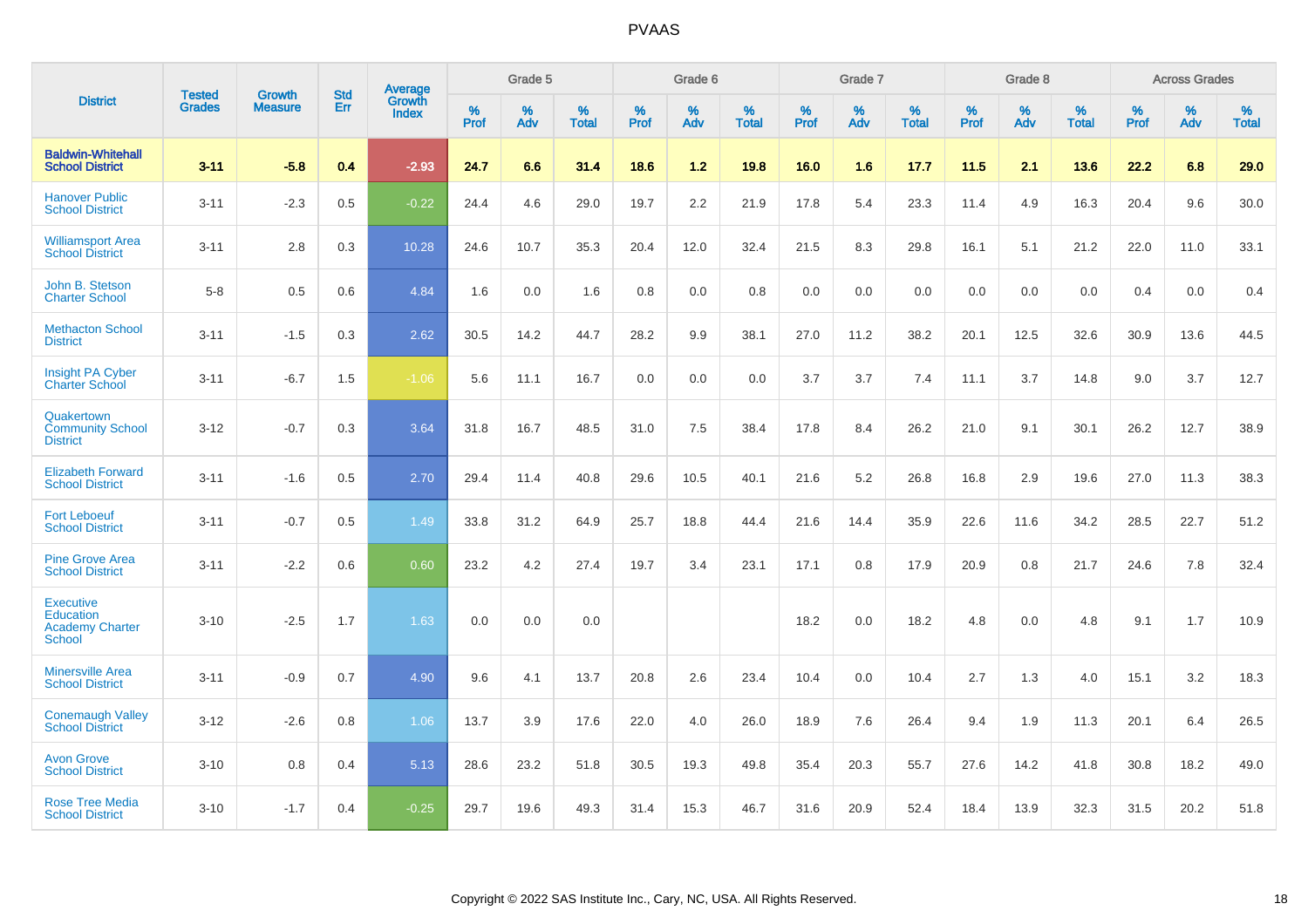# PVAAS

| District | Tested Grades | Growth Measure | Std Err | Average Growth Index | Grade 5 | | | Grade 6 | | | Grade 7 | | | Grade 8 | | | Across Grades | | |
|---|---|---|---|---|---|---|---|---|---|---|---|---|---|---|---|---|---|---|---|
| | | | | | % Prof | % Adv | % Total | % Prof | % Adv | % Total | % Prof | % Adv | % Total | % Prof | % Adv | % Total | % Prof | % Adv | % Total |
| **Baldwin-Whitehall School District** | **3-11** | **-5.8** | **0.4** | **-2.93** | **24.7** | **6.6** | **31.4** | **18.6** | **1.2** | **19.8** | **16.0** | **1.6** | **17.7** | **11.5** | **2.1** | **13.6** | **22.2** | **6.8** | **29.0** |
| Hanover Public School District | 3-11 | -2.3 | 0.5 | -0.22 | 24.4 | 4.6 | 29.0 | 19.7 | 2.2 | 21.9 | 17.8 | 5.4 | 23.3 | 11.4 | 4.9 | 16.3 | 20.4 | 9.6 | 30.0 |
| Williamsport Area School District | 3-11 | 2.8 | 0.3 | 10.28 | 24.6 | 10.7 | 35.3 | 20.4 | 12.0 | 32.4 | 21.5 | 8.3 | 29.8 | 16.1 | 5.1 | 21.2 | 22.0 | 11.0 | 33.1 |
| John B. Stetson Charter School | 5-8 | 0.5 | 0.6 | 4.84 | 1.6 | 0.0 | 1.6 | 0.8 | 0.0 | 0.8 | 0.0 | 0.0 | 0.0 | 0.0 | 0.0 | 0.0 | 0.4 | 0.0 | 0.4 |
| Methacton School District | 3-11 | -1.5 | 0.3 | 2.62 | 30.5 | 14.2 | 44.7 | 28.2 | 9.9 | 38.1 | 27.0 | 11.2 | 38.2 | 20.1 | 12.5 | 32.6 | 30.9 | 13.6 | 44.5 |
| Insight PA Cyber Charter School | 3-11 | -6.7 | 1.5 | -1.06 | 5.6 | 11.1 | 16.7 | 0.0 | 0.0 | 0.0 | 3.7 | 3.7 | 7.4 | 11.1 | 3.7 | 14.8 | 9.0 | 3.7 | 12.7 |
| Quakertown Community School District | 3-12 | -0.7 | 0.3 | 3.64 | 31.8 | 16.7 | 48.5 | 31.0 | 7.5 | 38.4 | 17.8 | 8.4 | 26.2 | 21.0 | 9.1 | 30.1 | 26.2 | 12.7 | 38.9 |
| Elizabeth Forward School District | 3-11 | -1.6 | 0.5 | 2.70 | 29.4 | 11.4 | 40.8 | 29.6 | 10.5 | 40.1 | 21.6 | 5.2 | 26.8 | 16.8 | 2.9 | 19.6 | 27.0 | 11.3 | 38.3 |
| Fort Leboeuf School District | 3-11 | -0.7 | 0.5 | 1.49 | 33.8 | 31.2 | 64.9 | 25.7 | 18.8 | 44.4 | 21.6 | 14.4 | 35.9 | 22.6 | 11.6 | 34.2 | 28.5 | 22.7 | 51.2 |
| Pine Grove Area School District | 3-11 | -2.2 | 0.6 | 0.60 | 23.2 | 4.2 | 27.4 | 19.7 | 3.4 | 23.1 | 17.1 | 0.8 | 17.9 | 20.9 | 0.8 | 21.7 | 24.6 | 7.8 | 32.4 |
| Executive Education Academy Charter School | 3-10 | -2.5 | 1.7 | 1.63 | 0.0 | 0.0 | 0.0 | | | | 18.2 | 0.0 | 18.2 | 4.8 | 0.0 | 4.8 | 9.1 | 1.7 | 10.9 |
| Minersville Area School District | 3-11 | -0.9 | 0.7 | 4.90 | 9.6 | 4.1 | 13.7 | 20.8 | 2.6 | 23.4 | 10.4 | 0.0 | 10.4 | 2.7 | 1.3 | 4.0 | 15.1 | 3.2 | 18.3 |
| Conemaugh Valley School District | 3-12 | -2.6 | 0.8 | 1.06 | 13.7 | 3.9 | 17.6 | 22.0 | 4.0 | 26.0 | 18.9 | 7.6 | 26.4 | 9.4 | 1.9 | 11.3 | 20.1 | 6.4 | 26.5 |
| Avon Grove School District | 3-10 | 0.8 | 0.4 | 5.13 | 28.6 | 23.2 | 51.8 | 30.5 | 19.3 | 49.8 | 35.4 | 20.3 | 55.7 | 27.6 | 14.2 | 41.8 | 30.8 | 18.2 | 49.0 |
| Rose Tree Media School District | 3-10 | -1.7 | 0.4 | -0.25 | 29.7 | 19.6 | 49.3 | 31.4 | 15.3 | 46.7 | 31.6 | 20.9 | 52.4 | 18.4 | 13.9 | 32.3 | 31.5 | 20.2 | 51.8 |

Copyright © 2022 SAS Institute Inc., Cary, NC, USA. All Rights Reserved.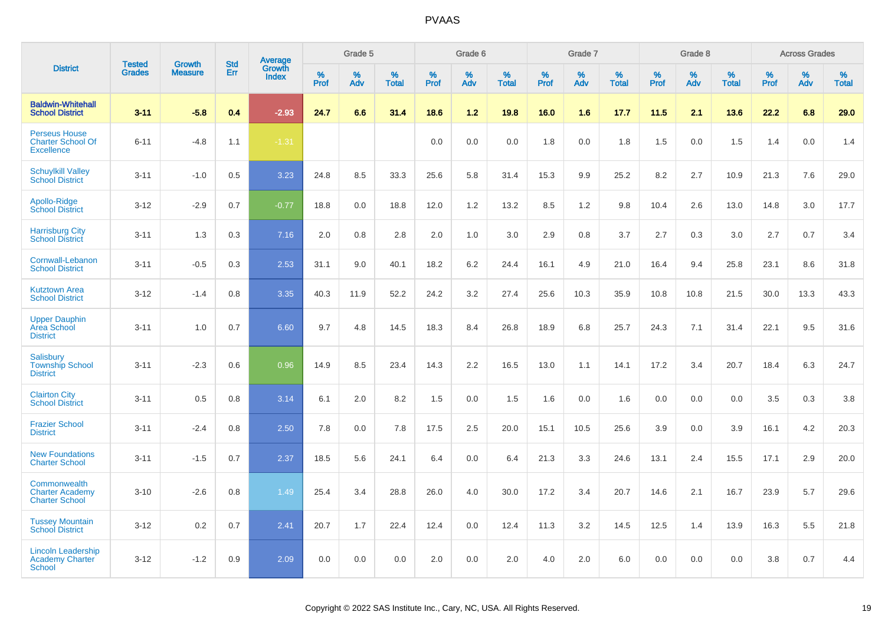# PVAAS

| District | Tested Grades | Growth Measure | Std Err | Average Growth Index | Grade 5 | | | Grade 6 | | | Grade 7 | | | Grade 8 | | | Across Grades | | |
|---|---|---|---|---|---|---|---|---|---|---|---|---|---|---|---|---|---|---|---|
| | | | | | % Prof | % Adv | % Total | % Prof | % Adv | % Total | % Prof | % Adv | % Total | % Prof | % Adv | % Total | % Prof | % Adv | % Total |
| **Baldwin-Whitehall School District** | **3-11** | **-5.8** | **0.4** | **-2.93** | **24.7** | **6.6** | **31.4** | **18.6** | **1.2** | **19.8** | **16.0** | **1.6** | **17.7** | **11.5** | **2.1** | **13.6** | **22.2** | **6.8** | **29.0** |
| Perseus House Charter School Of Excellence | 6-11 | -4.8 | 1.1 | -1.31 | | | | 0.0 | 0.0 | 0.0 | 1.8 | 0.0 | 1.8 | 1.5 | 0.0 | 1.5 | 1.4 | 0.0 | 1.4 |
| Schuylkill Valley School District | 3-11 | -1.0 | 0.5 | 3.23 | 24.8 | 8.5 | 33.3 | 25.6 | 5.8 | 31.4 | 15.3 | 9.9 | 25.2 | 8.2 | 2.7 | 10.9 | 21.3 | 7.6 | 29.0 |
| Apollo-Ridge School District | 3-12 | -2.9 | 0.7 | -0.77 | 18.8 | 0.0 | 18.8 | 12.0 | 1.2 | 13.2 | 8.5 | 1.2 | 9.8 | 10.4 | 2.6 | 13.0 | 14.8 | 3.0 | 17.7 |
| Harrisburg City School District | 3-11 | 1.3 | 0.3 | 7.16 | 2.0 | 0.8 | 2.8 | 2.0 | 1.0 | 3.0 | 2.9 | 0.8 | 3.7 | 2.7 | 0.3 | 3.0 | 2.7 | 0.7 | 3.4 |
| Cornwall-Lebanon School District | 3-11 | -0.5 | 0.3 | 2.53 | 31.1 | 9.0 | 40.1 | 18.2 | 6.2 | 24.4 | 16.1 | 4.9 | 21.0 | 16.4 | 9.4 | 25.8 | 23.1 | 8.6 | 31.8 |
| Kutztown Area School District | 3-12 | -1.4 | 0.8 | 3.35 | 40.3 | 11.9 | 52.2 | 24.2 | 3.2 | 27.4 | 25.6 | 10.3 | 35.9 | 10.8 | 10.8 | 21.5 | 30.0 | 13.3 | 43.3 |
| Upper Dauphin Area School District | 3-11 | 1.0 | 0.7 | 6.60 | 9.7 | 4.8 | 14.5 | 18.3 | 8.4 | 26.8 | 18.9 | 6.8 | 25.7 | 24.3 | 7.1 | 31.4 | 22.1 | 9.5 | 31.6 |
| Salisbury Township School District | 3-11 | -2.3 | 0.6 | 0.96 | 14.9 | 8.5 | 23.4 | 14.3 | 2.2 | 16.5 | 13.0 | 1.1 | 14.1 | 17.2 | 3.4 | 20.7 | 18.4 | 6.3 | 24.7 |
| Clairton City School District | 3-11 | 0.5 | 0.8 | 3.14 | 6.1 | 2.0 | 8.2 | 1.5 | 0.0 | 1.5 | 1.6 | 0.0 | 1.6 | 0.0 | 0.0 | 0.0 | 3.5 | 0.3 | 3.8 |
| Frazier School District | 3-11 | -2.4 | 0.8 | 2.50 | 7.8 | 0.0 | 7.8 | 17.5 | 2.5 | 20.0 | 15.1 | 10.5 | 25.6 | 3.9 | 0.0 | 3.9 | 16.1 | 4.2 | 20.3 |
| New Foundations Charter School | 3-11 | -1.5 | 0.7 | 2.37 | 18.5 | 5.6 | 24.1 | 6.4 | 0.0 | 6.4 | 21.3 | 3.3 | 24.6 | 13.1 | 2.4 | 15.5 | 17.1 | 2.9 | 20.0 |
| Commonwealth Charter Academy Charter School | 3-10 | -2.6 | 0.8 | 1.49 | 25.4 | 3.4 | 28.8 | 26.0 | 4.0 | 30.0 | 17.2 | 3.4 | 20.7 | 14.6 | 2.1 | 16.7 | 23.9 | 5.7 | 29.6 |
| Tussey Mountain School District | 3-12 | 0.2 | 0.7 | 2.41 | 20.7 | 1.7 | 22.4 | 12.4 | 0.0 | 12.4 | 11.3 | 3.2 | 14.5 | 12.5 | 1.4 | 13.9 | 16.3 | 5.5 | 21.8 |
| Lincoln Leadership Academy Charter School | 3-12 | -1.2 | 0.9 | 2.09 | 0.0 | 0.0 | 0.0 | 2.0 | 0.0 | 2.0 | 4.0 | 2.0 | 6.0 | 0.0 | 0.0 | 0.0 | 3.8 | 0.7 | 4.4 |

Copyright © 2022 SAS Institute Inc., Cary, NC, USA. All Rights Reserved.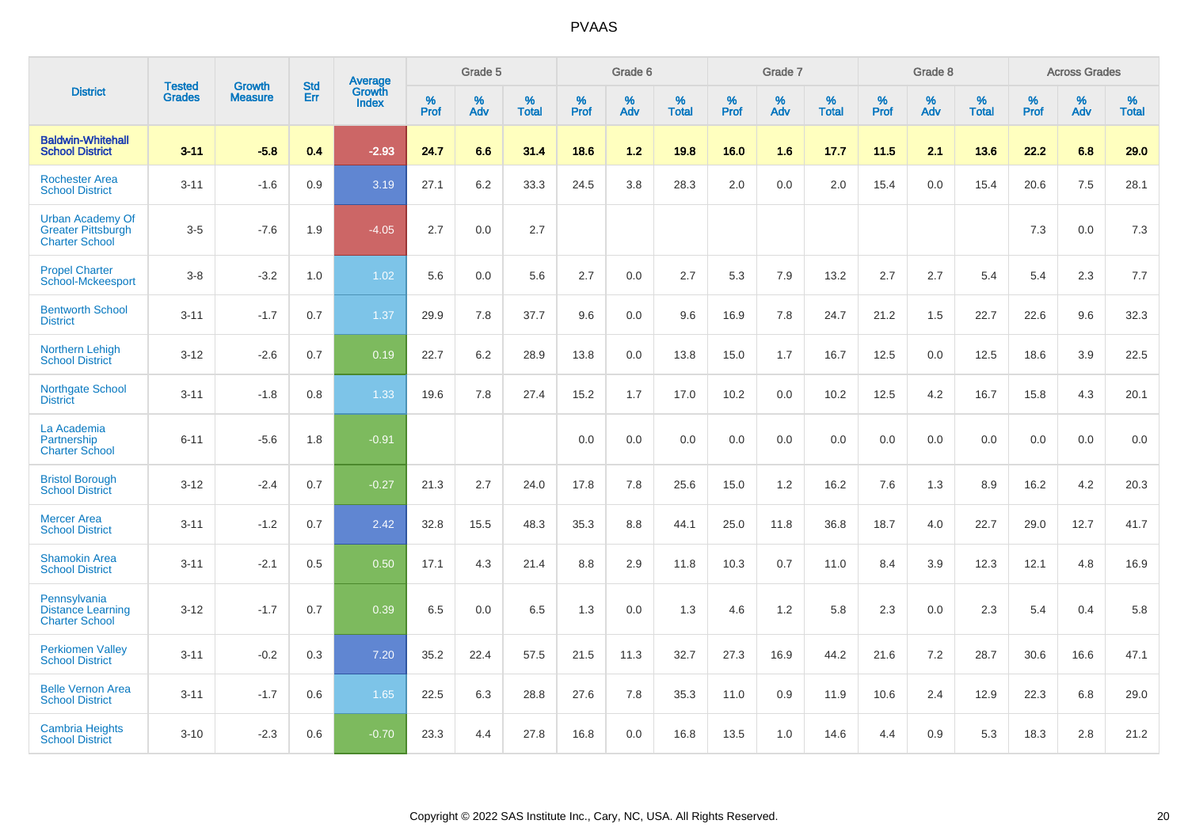# PVAAS

| District | Tested Grades | Growth Measure | Std Err | Average Growth Index | Grade 5 | | | Grade 6 | | | Grade 7 | | | Grade 8 | | | Across Grades | | |
|---|---|---|---|---|---|---|---|---|---|---|---|---|---|---|---|---|---|---|---|
| | | | | | % Prof | % Adv | % Total | % Prof | % Adv | % Total | % Prof | % Adv | % Total | % Prof | % Adv | % Total | % Prof | % Adv | % Total |
| **Baldwin-Whitehall School District** | **3-11** | **-5.8** | **0.4** | **-2.93** | **24.7** | **6.6** | **31.4** | **18.6** | **1.2** | **19.8** | **16.0** | **1.6** | **17.7** | **11.5** | **2.1** | **13.6** | **22.2** | **6.8** | **29.0** |
| Rochester Area School District | 3-11 | -1.6 | 0.9 | 3.19 | 27.1 | 6.2 | 33.3 | 24.5 | 3.8 | 28.3 | 2.0 | 0.0 | 2.0 | 15.4 | 0.0 | 15.4 | 20.6 | 7.5 | 28.1 |
| Urban Academy Of Greater Pittsburgh Charter School | 3-5 | -7.6 | 1.9 | -4.05 | 2.7 | 0.0 | 2.7 | | | | | | | | | | 7.3 | 0.0 | 7.3 |
| Propel Charter School-Mckeesport | 3-8 | -3.2 | 1.0 | 1.02 | 5.6 | 0.0 | 5.6 | 2.7 | 0.0 | 2.7 | 5.3 | 7.9 | 13.2 | 2.7 | 2.7 | 5.4 | 5.4 | 2.3 | 7.7 |
| Bentworth School District | 3-11 | -1.7 | 0.7 | 1.37 | 29.9 | 7.8 | 37.7 | 9.6 | 0.0 | 9.6 | 16.9 | 7.8 | 24.7 | 21.2 | 1.5 | 22.7 | 22.6 | 9.6 | 32.3 |
| Northern Lehigh School District | 3-12 | -2.6 | 0.7 | 0.19 | 22.7 | 6.2 | 28.9 | 13.8 | 0.0 | 13.8 | 15.0 | 1.7 | 16.7 | 12.5 | 0.0 | 12.5 | 18.6 | 3.9 | 22.5 |
| Northgate School District | 3-11 | -1.8 | 0.8 | 1.33 | 19.6 | 7.8 | 27.4 | 15.2 | 1.7 | 17.0 | 10.2 | 0.0 | 10.2 | 12.5 | 4.2 | 16.7 | 15.8 | 4.3 | 20.1 |
| La Academia Partnership Charter School | 6-11 | -5.6 | 1.8 | -0.91 | | | | 0.0 | 0.0 | 0.0 | 0.0 | 0.0 | 0.0 | 0.0 | 0.0 | 0.0 | 0.0 | 0.0 | 0.0 |
| Bristol Borough School District | 3-12 | -2.4 | 0.7 | -0.27 | 21.3 | 2.7 | 24.0 | 17.8 | 7.8 | 25.6 | 15.0 | 1.2 | 16.2 | 7.6 | 1.3 | 8.9 | 16.2 | 4.2 | 20.3 |
| Mercer Area School District | 3-11 | -1.2 | 0.7 | 2.42 | 32.8 | 15.5 | 48.3 | 35.3 | 8.8 | 44.1 | 25.0 | 11.8 | 36.8 | 18.7 | 4.0 | 22.7 | 29.0 | 12.7 | 41.7 |
| Shamokin Area School District | 3-11 | -2.1 | 0.5 | 0.50 | 17.1 | 4.3 | 21.4 | 8.8 | 2.9 | 11.8 | 10.3 | 0.7 | 11.0 | 8.4 | 3.9 | 12.3 | 12.1 | 4.8 | 16.9 |
| Pennsylvania Distance Learning Charter School | 3-12 | -1.7 | 0.7 | 0.39 | 6.5 | 0.0 | 6.5 | 1.3 | 0.0 | 1.3 | 4.6 | 1.2 | 5.8 | 2.3 | 0.0 | 2.3 | 5.4 | 0.4 | 5.8 |
| Perkiomen Valley School District | 3-11 | -0.2 | 0.3 | 7.20 | 35.2 | 22.4 | 57.5 | 21.5 | 11.3 | 32.7 | 27.3 | 16.9 | 44.2 | 21.6 | 7.2 | 28.7 | 30.6 | 16.6 | 47.1 |
| Belle Vernon Area School District | 3-11 | -1.7 | 0.6 | 1.65 | 22.5 | 6.3 | 28.8 | 27.6 | 7.8 | 35.3 | 11.0 | 0.9 | 11.9 | 10.6 | 2.4 | 12.9 | 22.3 | 6.8 | 29.0 |
| Cambria Heights School District | 3-10 | -2.3 | 0.6 | -0.70 | 23.3 | 4.4 | 27.8 | 16.8 | 0.0 | 16.8 | 13.5 | 1.0 | 14.6 | 4.4 | 0.9 | 5.3 | 18.3 | 2.8 | 21.2 |

Copyright © 2022 SAS Institute Inc., Cary, NC, USA. All Rights Reserved.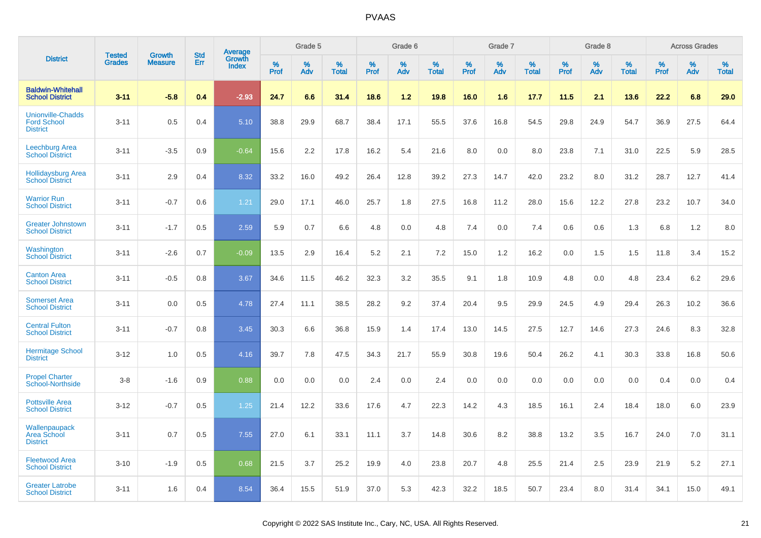# PVAAS

| District | Tested Grades | Growth Measure | Std Err | Average Growth Index | Grade 5 | | | Grade 6 | | | Grade 7 | | | Grade 8 | | | Across Grades | | |
|---|---|---|---|---|---|---|---|---|---|---|---|---|---|---|---|---|---|---|---|
| | | | | | % Prof | % Adv | % Total | % Prof | % Adv | % Total | % Prof | % Adv | % Total | % Prof | % Adv | % Total | % Prof | % Adv | % Total |
| **Baldwin-Whitehall School District** | **3-11** | **-5.8** | **0.4** | **-2.93** | **24.7** | **6.6** | **31.4** | **18.6** | **1.2** | **19.8** | **16.0** | **1.6** | **17.7** | **11.5** | **2.1** | **13.6** | **22.2** | **6.8** | **29.0** |
| Unionville-Chadds Ford School District | 3-11 | 0.5 | 0.4 | 5.10 | 38.8 | 29.9 | 68.7 | 38.4 | 17.1 | 55.5 | 37.6 | 16.8 | 54.5 | 29.8 | 24.9 | 54.7 | 36.9 | 27.5 | 64.4 |
| Leechburg Area School District | 3-11 | -3.5 | 0.9 | -0.64 | 15.6 | 2.2 | 17.8 | 16.2 | 5.4 | 21.6 | 8.0 | 0.0 | 8.0 | 23.8 | 7.1 | 31.0 | 22.5 | 5.9 | 28.5 |
| Hollidaysburg Area School District | 3-11 | 2.9 | 0.4 | 8.32 | 33.2 | 16.0 | 49.2 | 26.4 | 12.8 | 39.2 | 27.3 | 14.7 | 42.0 | 23.2 | 8.0 | 31.2 | 28.7 | 12.7 | 41.4 |
| Warrior Run School District | 3-11 | -0.7 | 0.6 | 1.21 | 29.0 | 17.1 | 46.0 | 25.7 | 1.8 | 27.5 | 16.8 | 11.2 | 28.0 | 15.6 | 12.2 | 27.8 | 23.2 | 10.7 | 34.0 |
| Greater Johnstown School District | 3-11 | -1.7 | 0.5 | 2.59 | 5.9 | 0.7 | 6.6 | 4.8 | 0.0 | 4.8 | 7.4 | 0.0 | 7.4 | 0.6 | 0.6 | 1.3 | 6.8 | 1.2 | 8.0 |
| Washington School District | 3-11 | -2.6 | 0.7 | -0.09 | 13.5 | 2.9 | 16.4 | 5.2 | 2.1 | 7.2 | 15.0 | 1.2 | 16.2 | 0.0 | 1.5 | 1.5 | 11.8 | 3.4 | 15.2 |
| Canton Area School District | 3-11 | -0.5 | 0.8 | 3.67 | 34.6 | 11.5 | 46.2 | 32.3 | 3.2 | 35.5 | 9.1 | 1.8 | 10.9 | 4.8 | 0.0 | 4.8 | 23.4 | 6.2 | 29.6 |
| Somerset Area School District | 3-11 | 0.0 | 0.5 | 4.78 | 27.4 | 11.1 | 38.5 | 28.2 | 9.2 | 37.4 | 20.4 | 9.5 | 29.9 | 24.5 | 4.9 | 29.4 | 26.3 | 10.2 | 36.6 |
| Central Fulton School District | 3-11 | -0.7 | 0.8 | 3.45 | 30.3 | 6.6 | 36.8 | 15.9 | 1.4 | 17.4 | 13.0 | 14.5 | 27.5 | 12.7 | 14.6 | 27.3 | 24.6 | 8.3 | 32.8 |
| Hermitage School District | 3-12 | 1.0 | 0.5 | 4.16 | 39.7 | 7.8 | 47.5 | 34.3 | 21.7 | 55.9 | 30.8 | 19.6 | 50.4 | 26.2 | 4.1 | 30.3 | 33.8 | 16.8 | 50.6 |
| Propel Charter School-Northside | 3-8 | -1.6 | 0.9 | 0.88 | 0.0 | 0.0 | 0.0 | 2.4 | 0.0 | 2.4 | 0.0 | 0.0 | 0.0 | 0.0 | 0.0 | 0.0 | 0.4 | 0.0 | 0.4 |
| Pottsville Area School District | 3-12 | -0.7 | 0.5 | 1.25 | 21.4 | 12.2 | 33.6 | 17.6 | 4.7 | 22.3 | 14.2 | 4.3 | 18.5 | 16.1 | 2.4 | 18.4 | 18.0 | 6.0 | 23.9 |
| Wallenpaupack Area School District | 3-11 | 0.7 | 0.5 | 7.55 | 27.0 | 6.1 | 33.1 | 11.1 | 3.7 | 14.8 | 30.6 | 8.2 | 38.8 | 13.2 | 3.5 | 16.7 | 24.0 | 7.0 | 31.1 |
| Fleetwood Area School District | 3-10 | -1.9 | 0.5 | 0.68 | 21.5 | 3.7 | 25.2 | 19.9 | 4.0 | 23.8 | 20.7 | 4.8 | 25.5 | 21.4 | 2.5 | 23.9 | 21.9 | 5.2 | 27.1 |
| Greater Latrobe School District | 3-11 | 1.6 | 0.4 | 8.54 | 36.4 | 15.5 | 51.9 | 37.0 | 5.3 | 42.3 | 32.2 | 18.5 | 50.7 | 23.4 | 8.0 | 31.4 | 34.1 | 15.0 | 49.1 |

Copyright © 2022 SAS Institute Inc., Cary, NC, USA. All Rights Reserved.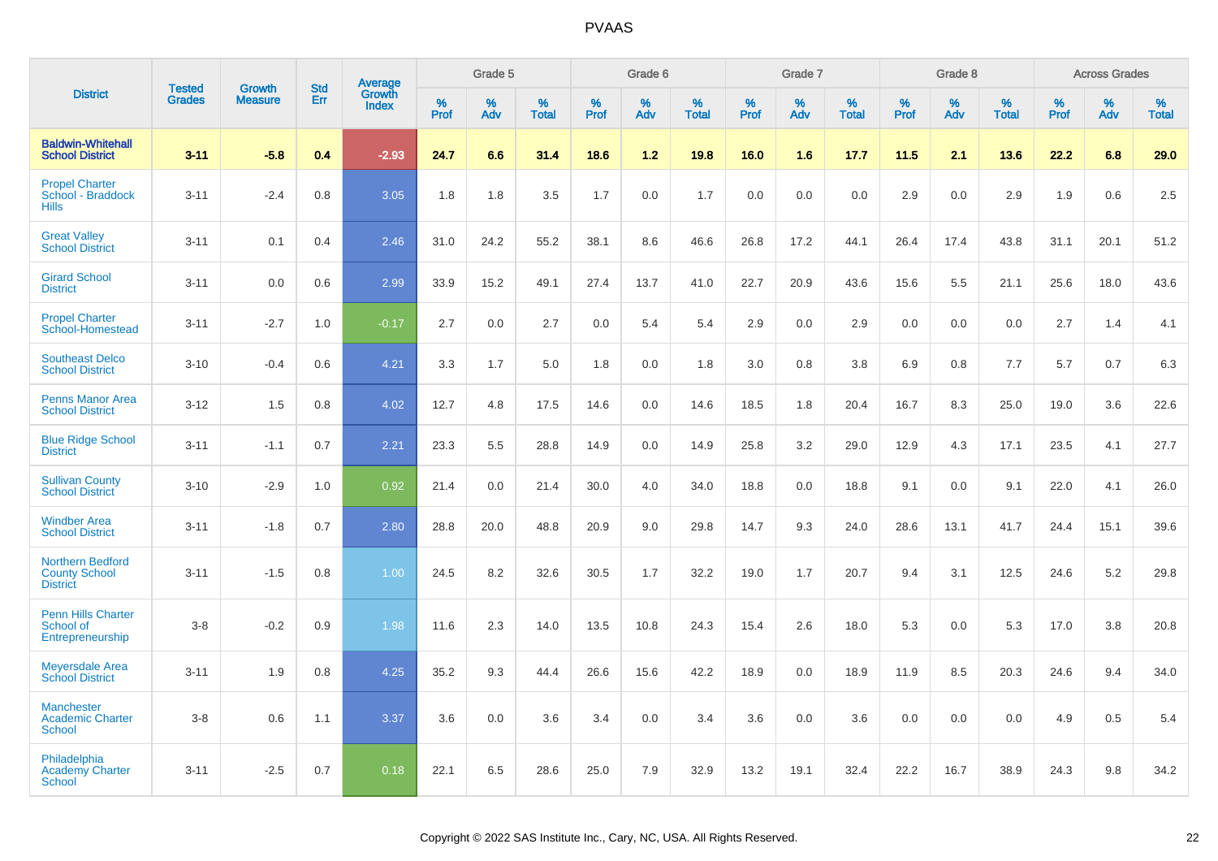# PVAAS

| District | Tested Grades | Growth Measure | Std Err | Average Growth Index | Grade 5 | | | Grade 6 | | | Grade 7 | | | Grade 8 | | | Across Grades | | |
|---|---|---|---|---|---|---|---|---|---|---|---|---|---|---|---|---|---|---|---|
| | | | | | % Prof | % Adv | % Total | % Prof | % Adv | % Total | % Prof | % Adv | % Total | % Prof | % Adv | % Total | % Prof | % Adv | % Total |
| **Baldwin-Whitehall School District** | **3-11** | **-5.8** | **0.4** | **-2.93** | **24.7** | **6.6** | **31.4** | **18.6** | **1.2** | **19.8** | **16.0** | **1.6** | **17.7** | **11.5** | **2.1** | **13.6** | **22.2** | **6.8** | **29.0** |
| Propel Charter School - Braddock Hills | 3-11 | -2.4 | 0.8 | 3.05 | 1.8 | 1.8 | 3.5 | 1.7 | 0.0 | 1.7 | 0.0 | 0.0 | 0.0 | 2.9 | 0.0 | 2.9 | 1.9 | 0.6 | 2.5 |
| Great Valley School District | 3-11 | 0.1 | 0.4 | 2.46 | 31.0 | 24.2 | 55.2 | 38.1 | 8.6 | 46.6 | 26.8 | 17.2 | 44.1 | 26.4 | 17.4 | 43.8 | 31.1 | 20.1 | 51.2 |
| Girard School District | 3-11 | 0.0 | 0.6 | 2.99 | 33.9 | 15.2 | 49.1 | 27.4 | 13.7 | 41.0 | 22.7 | 20.9 | 43.6 | 15.6 | 5.5 | 21.1 | 25.6 | 18.0 | 43.6 |
| Propel Charter School-Homestead | 3-11 | -2.7 | 1.0 | -0.17 | 2.7 | 0.0 | 2.7 | 0.0 | 5.4 | 5.4 | 2.9 | 0.0 | 2.9 | 0.0 | 0.0 | 0.0 | 2.7 | 1.4 | 4.1 |
| Southeast Delco School District | 3-10 | -0.4 | 0.6 | 4.21 | 3.3 | 1.7 | 5.0 | 1.8 | 0.0 | 1.8 | 3.0 | 0.8 | 3.8 | 6.9 | 0.8 | 7.7 | 5.7 | 0.7 | 6.3 |
| Penns Manor Area School District | 3-12 | 1.5 | 0.8 | 4.02 | 12.7 | 4.8 | 17.5 | 14.6 | 0.0 | 14.6 | 18.5 | 1.8 | 20.4 | 16.7 | 8.3 | 25.0 | 19.0 | 3.6 | 22.6 |
| Blue Ridge School District | 3-11 | -1.1 | 0.7 | 2.21 | 23.3 | 5.5 | 28.8 | 14.9 | 0.0 | 14.9 | 25.8 | 3.2 | 29.0 | 12.9 | 4.3 | 17.1 | 23.5 | 4.1 | 27.7 |
| Sullivan County School District | 3-10 | -2.9 | 1.0 | 0.92 | 21.4 | 0.0 | 21.4 | 30.0 | 4.0 | 34.0 | 18.8 | 0.0 | 18.8 | 9.1 | 0.0 | 9.1 | 22.0 | 4.1 | 26.0 |
| Windber Area School District | 3-11 | -1.8 | 0.7 | 2.80 | 28.8 | 20.0 | 48.8 | 20.9 | 9.0 | 29.8 | 14.7 | 9.3 | 24.0 | 28.6 | 13.1 | 41.7 | 24.4 | 15.1 | 39.6 |
| Northern Bedford County School District | 3-11 | -1.5 | 0.8 | 1.00 | 24.5 | 8.2 | 32.6 | 30.5 | 1.7 | 32.2 | 19.0 | 1.7 | 20.7 | 9.4 | 3.1 | 12.5 | 24.6 | 5.2 | 29.8 |
| Penn Hills Charter School of Entrepreneurship | 3-8 | -0.2 | 0.9 | 1.98 | 11.6 | 2.3 | 14.0 | 13.5 | 10.8 | 24.3 | 15.4 | 2.6 | 18.0 | 5.3 | 0.0 | 5.3 | 17.0 | 3.8 | 20.8 |
| Meyersdale Area School District | 3-11 | 1.9 | 0.8 | 4.25 | 35.2 | 9.3 | 44.4 | 26.6 | 15.6 | 42.2 | 18.9 | 0.0 | 18.9 | 11.9 | 8.5 | 20.3 | 24.6 | 9.4 | 34.0 |
| Manchester Academic Charter School | 3-8 | 0.6 | 1.1 | 3.37 | 3.6 | 0.0 | 3.6 | 3.4 | 0.0 | 3.4 | 3.6 | 0.0 | 3.6 | 0.0 | 0.0 | 0.0 | 4.9 | 0.5 | 5.4 |
| Philadelphia Academy Charter School | 3-11 | -2.5 | 0.7 | 0.18 | 22.1 | 6.5 | 28.6 | 25.0 | 7.9 | 32.9 | 13.2 | 19.1 | 32.4 | 22.2 | 16.7 | 38.9 | 24.3 | 9.8 | 34.2 |

Copyright © 2022 SAS Institute Inc., Cary, NC, USA. All Rights Reserved.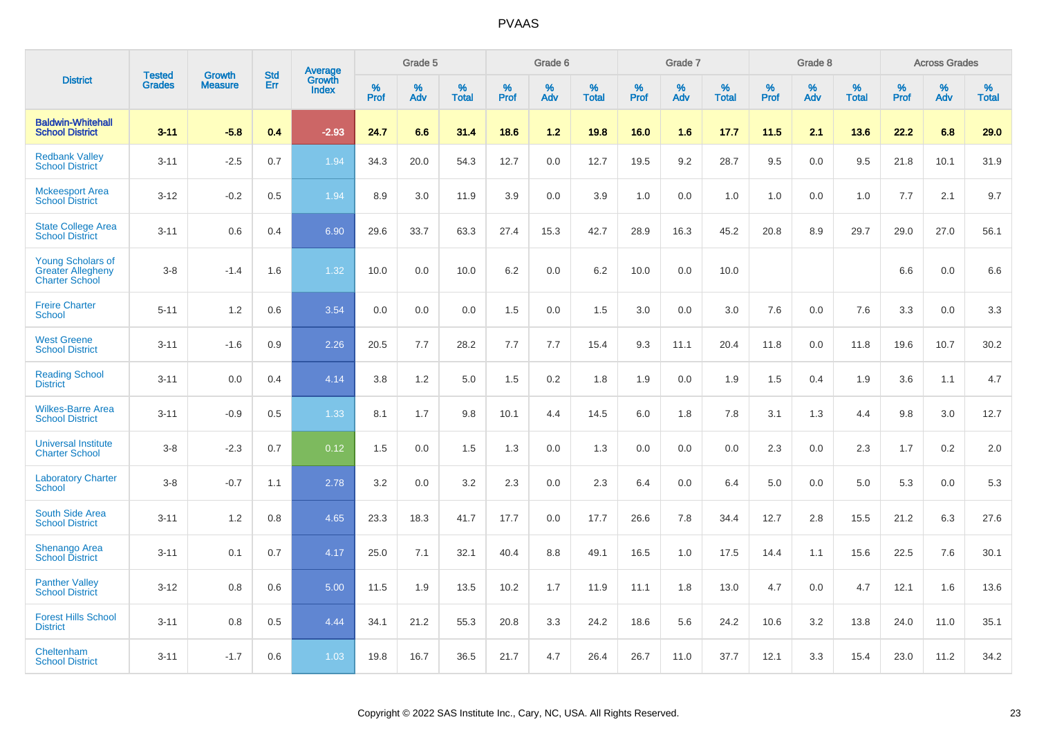# PVAAS

| District | Tested Grades | Growth Measure | Std Err | Average Growth Index | Grade 5 | | | Grade 6 | | | Grade 7 | | | Grade 8 | | | Across Grades | | |
|---|---|---|---|---|---|---|---|---|---|---|---|---|---|---|---|---|---|---|---|
| | | | | | % Prof | % Adv | % Total | % Prof | % Adv | % Total | % Prof | % Adv | % Total | % Prof | % Adv | % Total | % Prof | % Adv | % Total |
| **Baldwin-Whitehall School District** | **3-11** | **-5.8** | **0.4** | **-2.93** | **24.7** | **6.6** | **31.4** | **18.6** | **1.2** | **19.8** | **16.0** | **1.6** | **17.7** | **11.5** | **2.1** | **13.6** | **22.2** | **6.8** | **29.0** |
| Redbank Valley School District | 3-11 | -2.5 | 0.7 | 1.94 | 34.3 | 20.0 | 54.3 | 12.7 | 0.0 | 12.7 | 19.5 | 9.2 | 28.7 | 9.5 | 0.0 | 9.5 | 21.8 | 10.1 | 31.9 |
| Mckeesport Area School District | 3-12 | -0.2 | 0.5 | 1.94 | 8.9 | 3.0 | 11.9 | 3.9 | 0.0 | 3.9 | 1.0 | 0.0 | 1.0 | 1.0 | 0.0 | 1.0 | 7.7 | 2.1 | 9.7 |
| State College Area School District | 3-11 | 0.6 | 0.4 | 6.90 | 29.6 | 33.7 | 63.3 | 27.4 | 15.3 | 42.7 | 28.9 | 16.3 | 45.2 | 20.8 | 8.9 | 29.7 | 29.0 | 27.0 | 56.1 |
| Young Scholars of Greater Allegheny Charter School | 3-8 | -1.4 | 1.6 | 1.32 | 10.0 | 0.0 | 10.0 | 6.2 | 0.0 | 6.2 | 10.0 | 0.0 | 10.0 | | | | 6.6 | 0.0 | 6.6 |
| Freire Charter School | 5-11 | 1.2 | 0.6 | 3.54 | 0.0 | 0.0 | 0.0 | 1.5 | 0.0 | 1.5 | 3.0 | 0.0 | 3.0 | 7.6 | 0.0 | 7.6 | 3.3 | 0.0 | 3.3 |
| West Greene School District | 3-11 | -1.6 | 0.9 | 2.26 | 20.5 | 7.7 | 28.2 | 7.7 | 7.7 | 15.4 | 9.3 | 11.1 | 20.4 | 11.8 | 0.0 | 11.8 | 19.6 | 10.7 | 30.2 |
| Reading School District | 3-11 | 0.0 | 0.4 | 4.14 | 3.8 | 1.2 | 5.0 | 1.5 | 0.2 | 1.8 | 1.9 | 0.0 | 1.9 | 1.5 | 0.4 | 1.9 | 3.6 | 1.1 | 4.7 |
| Wilkes-Barre Area School District | 3-11 | -0.9 | 0.5 | 1.33 | 8.1 | 1.7 | 9.8 | 10.1 | 4.4 | 14.5 | 6.0 | 1.8 | 7.8 | 3.1 | 1.3 | 4.4 | 9.8 | 3.0 | 12.7 |
| Universal Institute Charter School | 3-8 | -2.3 | 0.7 | 0.12 | 1.5 | 0.0 | 1.5 | 1.3 | 0.0 | 1.3 | 0.0 | 0.0 | 0.0 | 2.3 | 0.0 | 2.3 | 1.7 | 0.2 | 2.0 |
| Laboratory Charter School | 3-8 | -0.7 | 1.1 | 2.78 | 3.2 | 0.0 | 3.2 | 2.3 | 0.0 | 2.3 | 6.4 | 0.0 | 6.4 | 5.0 | 0.0 | 5.0 | 5.3 | 0.0 | 5.3 |
| South Side Area School District | 3-11 | 1.2 | 0.8 | 4.65 | 23.3 | 18.3 | 41.7 | 17.7 | 0.0 | 17.7 | 26.6 | 7.8 | 34.4 | 12.7 | 2.8 | 15.5 | 21.2 | 6.3 | 27.6 |
| Shenango Area School District | 3-11 | 0.1 | 0.7 | 4.17 | 25.0 | 7.1 | 32.1 | 40.4 | 8.8 | 49.1 | 16.5 | 1.0 | 17.5 | 14.4 | 1.1 | 15.6 | 22.5 | 7.6 | 30.1 |
| Panther Valley School District | 3-12 | 0.8 | 0.6 | 5.00 | 11.5 | 1.9 | 13.5 | 10.2 | 1.7 | 11.9 | 11.1 | 1.8 | 13.0 | 4.7 | 0.0 | 4.7 | 12.1 | 1.6 | 13.6 |
| Forest Hills School District | 3-11 | 0.8 | 0.5 | 4.44 | 34.1 | 21.2 | 55.3 | 20.8 | 3.3 | 24.2 | 18.6 | 5.6 | 24.2 | 10.6 | 3.2 | 13.8 | 24.0 | 11.0 | 35.1 |
| Cheltenham School District | 3-11 | -1.7 | 0.6 | 1.03 | 19.8 | 16.7 | 36.5 | 21.7 | 4.7 | 26.4 | 26.7 | 11.0 | 37.7 | 12.1 | 3.3 | 15.4 | 23.0 | 11.2 | 34.2 |

Copyright © 2022 SAS Institute Inc., Cary, NC, USA. All Rights Reserved.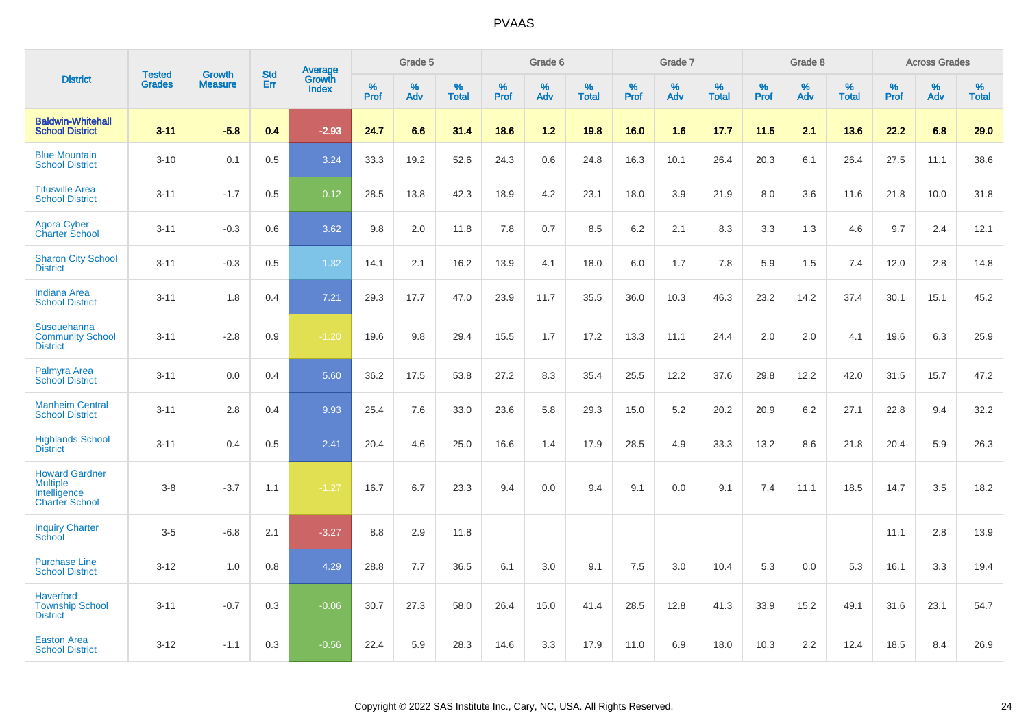| District | Tested Grades | Growth Measure | Std Err | Average Growth Index | Grade 5 | | | Grade 6 | | | Grade 7 | | | Grade 8 | | | Across Grades | | |
|---|---|---|---|---|---|---|---|---|---|---|---|---|---|---|---|---|---|---|---|
| | | | | | % Prof | % Adv | % Total | % Prof | % Adv | % Total | % Prof | % Adv | % Total | % Prof | % Adv | % Total | % Prof | % Adv | % Total |
| **Baldwin-Whitehall School District** | **3-11** | **-5.8** | **0.4** | **-2.93** | **24.7** | **6.6** | **31.4** | **18.6** | **1.2** | **19.8** | **16.0** | **1.6** | **17.7** | **11.5** | **2.1** | **13.6** | **22.2** | **6.8** | **29.0** |
| Blue Mountain School District | 3-10 | 0.1 | 0.5 | 3.24 | 33.3 | 19.2 | 52.6 | 24.3 | 0.6 | 24.8 | 16.3 | 10.1 | 26.4 | 20.3 | 6.1 | 26.4 | 27.5 | 11.1 | 38.6 |
| Titusville Area School District | 3-11 | -1.7 | 0.5 | 0.12 | 28.5 | 13.8 | 42.3 | 18.9 | 4.2 | 23.1 | 18.0 | 3.9 | 21.9 | 8.0 | 3.6 | 11.6 | 21.8 | 10.0 | 31.8 |
| Agora Cyber Charter School | 3-11 | -0.3 | 0.6 | 3.62 | 9.8 | 2.0 | 11.8 | 7.8 | 0.7 | 8.5 | 6.2 | 2.1 | 8.3 | 3.3 | 1.3 | 4.6 | 9.7 | 2.4 | 12.1 |
| Sharon City School District | 3-11 | -0.3 | 0.5 | 1.32 | 14.1 | 2.1 | 16.2 | 13.9 | 4.1 | 18.0 | 6.0 | 1.7 | 7.8 | 5.9 | 1.5 | 7.4 | 12.0 | 2.8 | 14.8 |
| Indiana Area School District | 3-11 | 1.8 | 0.4 | 7.21 | 29.3 | 17.7 | 47.0 | 23.9 | 11.7 | 35.5 | 36.0 | 10.3 | 46.3 | 23.2 | 14.2 | 37.4 | 30.1 | 15.1 | 45.2 |
| Susquehanna Community School District | 3-11 | -2.8 | 0.9 | -1.20 | 19.6 | 9.8 | 29.4 | 15.5 | 1.7 | 17.2 | 13.3 | 11.1 | 24.4 | 2.0 | 2.0 | 4.1 | 19.6 | 6.3 | 25.9 |
| Palmyra Area School District | 3-11 | 0.0 | 0.4 | 5.60 | 36.2 | 17.5 | 53.8 | 27.2 | 8.3 | 35.4 | 25.5 | 12.2 | 37.6 | 29.8 | 12.2 | 42.0 | 31.5 | 15.7 | 47.2 |
| Manheim Central School District | 3-11 | 2.8 | 0.4 | 9.93 | 25.4 | 7.6 | 33.0 | 23.6 | 5.8 | 29.3 | 15.0 | 5.2 | 20.2 | 20.9 | 6.2 | 27.1 | 22.8 | 9.4 | 32.2 |
| Highlands School District | 3-11 | 0.4 | 0.5 | 2.41 | 20.4 | 4.6 | 25.0 | 16.6 | 1.4 | 17.9 | 28.5 | 4.9 | 33.3 | 13.2 | 8.6 | 21.8 | 20.4 | 5.9 | 26.3 |
| Howard Gardner Multiple Intelligence Charter School | 3-8 | -3.7 | 1.1 | -1.27 | 16.7 | 6.7 | 23.3 | 9.4 | 0.0 | 9.4 | 9.1 | 0.0 | 9.1 | 7.4 | 11.1 | 18.5 | 14.7 | 3.5 | 18.2 |
| Inquiry Charter School | 3-5 | -6.8 | 2.1 | -3.27 | 8.8 | 2.9 | 11.8 | | | | | | | | | | 11.1 | 2.8 | 13.9 |
| Purchase Line School District | 3-12 | 1.0 | 0.8 | 4.29 | 28.8 | 7.7 | 36.5 | 6.1 | 3.0 | 9.1 | 7.5 | 3.0 | 10.4 | 5.3 | 0.0 | 5.3 | 16.1 | 3.3 | 19.4 |
| Haverford Township School District | 3-11 | -0.7 | 0.3 | -0.06 | 30.7 | 27.3 | 58.0 | 26.4 | 15.0 | 41.4 | 28.5 | 12.8 | 41.3 | 33.9 | 15.2 | 49.1 | 31.6 | 23.1 | 54.7 |
| Easton Area School District | 3-12 | -1.1 | 0.3 | -0.56 | 22.4 | 5.9 | 28.3 | 14.6 | 3.3 | 17.9 | 11.0 | 6.9 | 18.0 | 10.3 | 2.2 | 12.4 | 18.5 | 8.4 | 26.9 |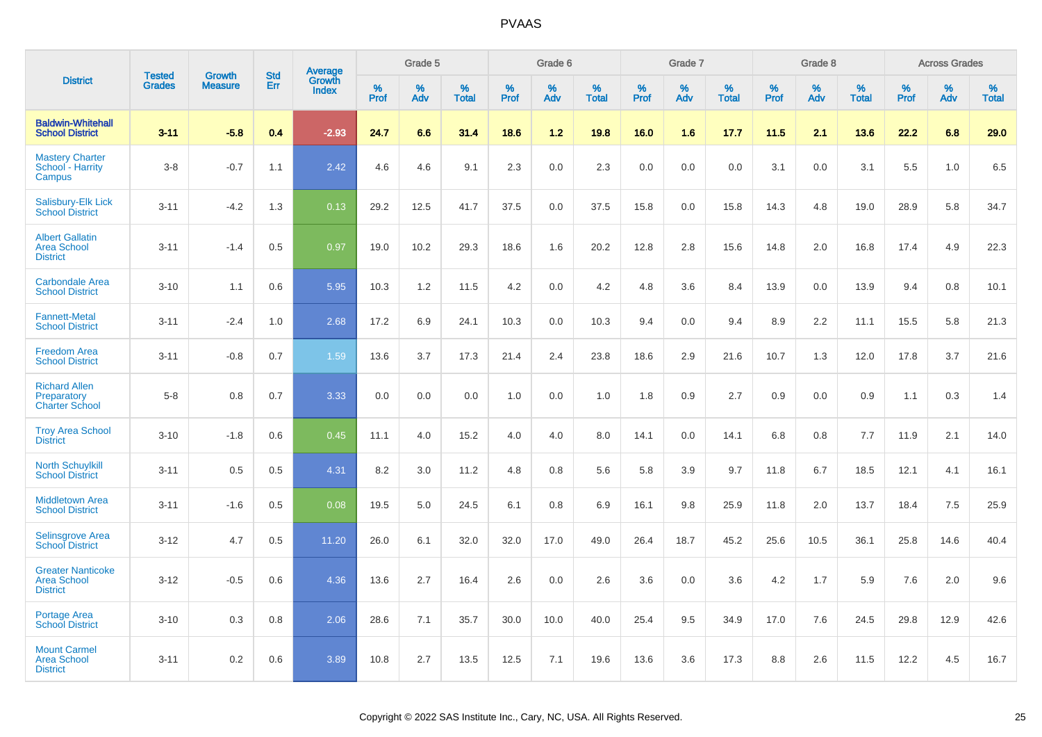# PVAAS

| District | Tested Grades | Growth Measure | Std Err | Average Growth Index | Grade 5 | | | Grade 6 | | | Grade 7 | | | Grade 8 | | | Across Grades | | |
|---|---|---|---|---|---|---|---|---|---|---|---|---|---|---|---|---|---|---|---|
| | | | | | % Prof | % Adv | % Total | % Prof | % Adv | % Total | % Prof | % Adv | % Total | % Prof | % Adv | % Total | % Prof | % Adv | % Total |
| **Baldwin-Whitehall School District** | **3-11** | **-5.8** | **0.4** | **-2.93** | **24.7** | **6.6** | **31.4** | **18.6** | **1.2** | **19.8** | **16.0** | **1.6** | **17.7** | **11.5** | **2.1** | **13.6** | **22.2** | **6.8** | **29.0** |
| Mastery Charter School - Harrity Campus | 3-8 | -0.7 | 1.1 | 2.42 | 4.6 | 4.6 | 9.1 | 2.3 | 0.0 | 2.3 | 0.0 | 0.0 | 0.0 | 3.1 | 0.0 | 3.1 | 5.5 | 1.0 | 6.5 |
| Salisbury-Elk Lick School District | 3-11 | -4.2 | 1.3 | 0.13 | 29.2 | 12.5 | 41.7 | 37.5 | 0.0 | 37.5 | 15.8 | 0.0 | 15.8 | 14.3 | 4.8 | 19.0 | 28.9 | 5.8 | 34.7 |
| Albert Gallatin Area School District | 3-11 | -1.4 | 0.5 | 0.97 | 19.0 | 10.2 | 29.3 | 18.6 | 1.6 | 20.2 | 12.8 | 2.8 | 15.6 | 14.8 | 2.0 | 16.8 | 17.4 | 4.9 | 22.3 |
| Carbondale Area School District | 3-10 | 1.1 | 0.6 | 5.95 | 10.3 | 1.2 | 11.5 | 4.2 | 0.0 | 4.2 | 4.8 | 3.6 | 8.4 | 13.9 | 0.0 | 13.9 | 9.4 | 0.8 | 10.1 |
| Fannett-Metal School District | 3-11 | -2.4 | 1.0 | 2.68 | 17.2 | 6.9 | 24.1 | 10.3 | 0.0 | 10.3 | 9.4 | 0.0 | 9.4 | 8.9 | 2.2 | 11.1 | 15.5 | 5.8 | 21.3 |
| Freedom Area School District | 3-11 | -0.8 | 0.7 | 1.59 | 13.6 | 3.7 | 17.3 | 21.4 | 2.4 | 23.8 | 18.6 | 2.9 | 21.6 | 10.7 | 1.3 | 12.0 | 17.8 | 3.7 | 21.6 |
| Richard Allen Preparatory Charter School | 5-8 | 0.8 | 0.7 | 3.33 | 0.0 | 0.0 | 0.0 | 1.0 | 0.0 | 1.0 | 1.8 | 0.9 | 2.7 | 0.9 | 0.0 | 0.9 | 1.1 | 0.3 | 1.4 |
| Troy Area School District | 3-10 | -1.8 | 0.6 | 0.45 | 11.1 | 4.0 | 15.2 | 4.0 | 4.0 | 8.0 | 14.1 | 0.0 | 14.1 | 6.8 | 0.8 | 7.7 | 11.9 | 2.1 | 14.0 |
| North Schuylkill School District | 3-11 | 0.5 | 0.5 | 4.31 | 8.2 | 3.0 | 11.2 | 4.8 | 0.8 | 5.6 | 5.8 | 3.9 | 9.7 | 11.8 | 6.7 | 18.5 | 12.1 | 4.1 | 16.1 |
| Middletown Area School District | 3-11 | -1.6 | 0.5 | 0.08 | 19.5 | 5.0 | 24.5 | 6.1 | 0.8 | 6.9 | 16.1 | 9.8 | 25.9 | 11.8 | 2.0 | 13.7 | 18.4 | 7.5 | 25.9 |
| Selinsgrove Area School District | 3-12 | 4.7 | 0.5 | 11.20 | 26.0 | 6.1 | 32.0 | 32.0 | 17.0 | 49.0 | 26.4 | 18.7 | 45.2 | 25.6 | 10.5 | 36.1 | 25.8 | 14.6 | 40.4 |
| Greater Nanticoke Area School District | 3-12 | -0.5 | 0.6 | 4.36 | 13.6 | 2.7 | 16.4 | 2.6 | 0.0 | 2.6 | 3.6 | 0.0 | 3.6 | 4.2 | 1.7 | 5.9 | 7.6 | 2.0 | 9.6 |
| Portage Area School District | 3-10 | 0.3 | 0.8 | 2.06 | 28.6 | 7.1 | 35.7 | 30.0 | 10.0 | 40.0 | 25.4 | 9.5 | 34.9 | 17.0 | 7.6 | 24.5 | 29.8 | 12.9 | 42.6 |
| Mount Carmel Area School District | 3-11 | 0.2 | 0.6 | 3.89 | 10.8 | 2.7 | 13.5 | 12.5 | 7.1 | 19.6 | 13.6 | 3.6 | 17.3 | 8.8 | 2.6 | 11.5 | 12.2 | 4.5 | 16.7 |

Copyright © 2022 SAS Institute Inc., Cary, NC, USA. All Rights Reserved.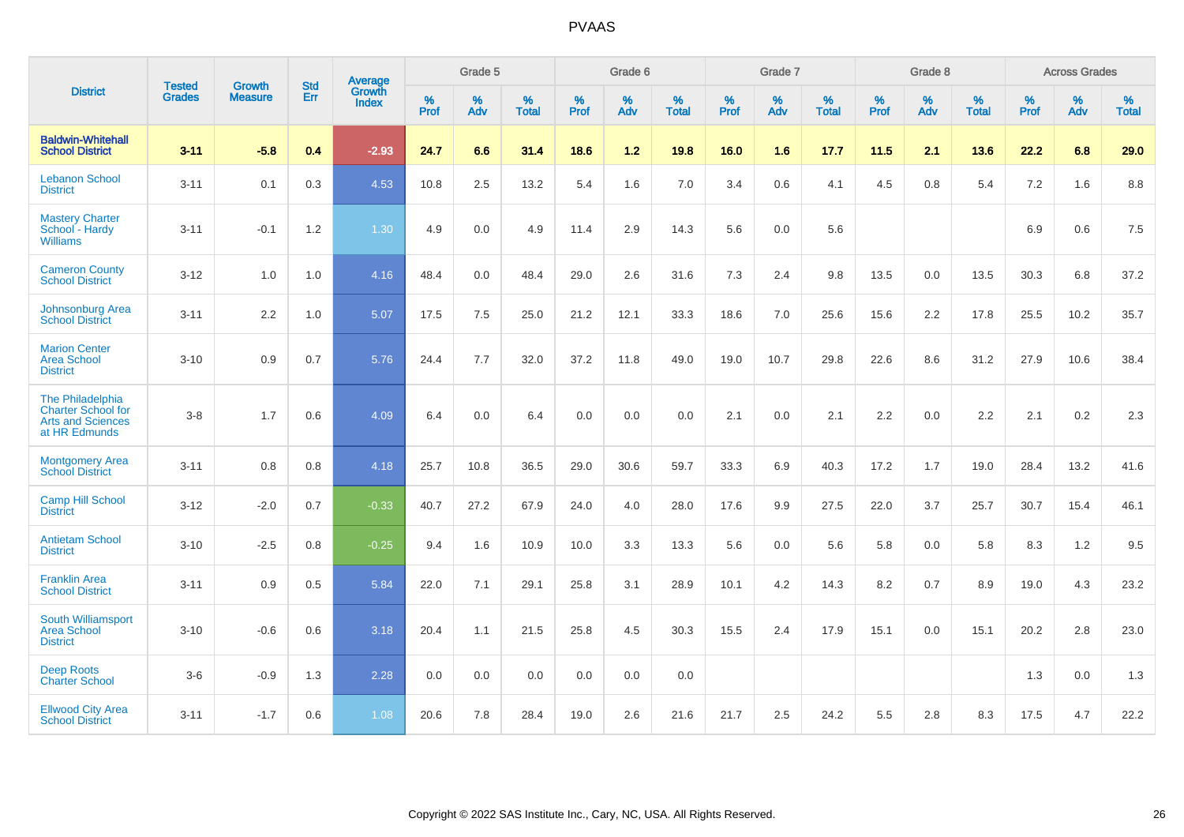# PVAAS

| District | Tested Grades | Growth Measure | Std Err | Average Growth Index | Grade 5 | | | Grade 6 | | | Grade 7 | | | Grade 8 | | | Across Grades | | |
|---|---|---|---|---|---|---|---|---|---|---|---|---|---|---|---|---|---|---|---|
| | | | | | % Prof | % Adv | % Total | % Prof | % Adv | % Total | % Prof | % Adv | % Total | % Prof | % Adv | % Total | % Prof | % Adv | % Total |
| **Baldwin-Whitehall School District** | **3-11** | **-5.8** | **0.4** | **-2.93** | **24.7** | **6.6** | **31.4** | **18.6** | **1.2** | **19.8** | **16.0** | **1.6** | **17.7** | **11.5** | **2.1** | **13.6** | **22.2** | **6.8** | **29.0** |
| Lebanon School District | 3-11 | 0.1 | 0.3 | 4.53 | 10.8 | 2.5 | 13.2 | 5.4 | 1.6 | 7.0 | 3.4 | 0.6 | 4.1 | 4.5 | 0.8 | 5.4 | 7.2 | 1.6 | 8.8 |
| Mastery Charter School - Hardy Williams | 3-11 | -0.1 | 1.2 | 1.30 | 4.9 | 0.0 | 4.9 | 11.4 | 2.9 | 14.3 | 5.6 | 0.0 | 5.6 | | | | 6.9 | 0.6 | 7.5 |
| Cameron County School District | 3-12 | 1.0 | 1.0 | 4.16 | 48.4 | 0.0 | 48.4 | 29.0 | 2.6 | 31.6 | 7.3 | 2.4 | 9.8 | 13.5 | 0.0 | 13.5 | 30.3 | 6.8 | 37.2 |
| Johnsonburg Area School District | 3-11 | 2.2 | 1.0 | 5.07 | 17.5 | 7.5 | 25.0 | 21.2 | 12.1 | 33.3 | 18.6 | 7.0 | 25.6 | 15.6 | 2.2 | 17.8 | 25.5 | 10.2 | 35.7 |
| Marion Center Area School District | 3-10 | 0.9 | 0.7 | 5.76 | 24.4 | 7.7 | 32.0 | 37.2 | 11.8 | 49.0 | 19.0 | 10.7 | 29.8 | 22.6 | 8.6 | 31.2 | 27.9 | 10.6 | 38.4 |
| The Philadelphia Charter School for Arts and Sciences at HR Edmunds | 3-8 | 1.7 | 0.6 | 4.09 | 6.4 | 0.0 | 6.4 | 0.0 | 0.0 | 0.0 | 2.1 | 0.0 | 2.1 | 2.2 | 0.0 | 2.2 | 2.1 | 0.2 | 2.3 |
| Montgomery Area School District | 3-11 | 0.8 | 0.8 | 4.18 | 25.7 | 10.8 | 36.5 | 29.0 | 30.6 | 59.7 | 33.3 | 6.9 | 40.3 | 17.2 | 1.7 | 19.0 | 28.4 | 13.2 | 41.6 |
| Camp Hill School District | 3-12 | -2.0 | 0.7 | -0.33 | 40.7 | 27.2 | 67.9 | 24.0 | 4.0 | 28.0 | 17.6 | 9.9 | 27.5 | 22.0 | 3.7 | 25.7 | 30.7 | 15.4 | 46.1 |
| Antietam School District | 3-10 | -2.5 | 0.8 | -0.25 | 9.4 | 1.6 | 10.9 | 10.0 | 3.3 | 13.3 | 5.6 | 0.0 | 5.6 | 5.8 | 0.0 | 5.8 | 8.3 | 1.2 | 9.5 |
| Franklin Area School District | 3-11 | 0.9 | 0.5 | 5.84 | 22.0 | 7.1 | 29.1 | 25.8 | 3.1 | 28.9 | 10.1 | 4.2 | 14.3 | 8.2 | 0.7 | 8.9 | 19.0 | 4.3 | 23.2 |
| South Williamsport Area School District | 3-10 | -0.6 | 0.6 | 3.18 | 20.4 | 1.1 | 21.5 | 25.8 | 4.5 | 30.3 | 15.5 | 2.4 | 17.9 | 15.1 | 0.0 | 15.1 | 20.2 | 2.8 | 23.0 |
| Deep Roots Charter School | 3-6 | -0.9 | 1.3 | 2.28 | 0.0 | 0.0 | 0.0 | 0.0 | 0.0 | 0.0 | | | | | | | 1.3 | 0.0 | 1.3 |
| Ellwood City Area School District | 3-11 | -1.7 | 0.6 | 1.08 | 20.6 | 7.8 | 28.4 | 19.0 | 2.6 | 21.6 | 21.7 | 2.5 | 24.2 | 5.5 | 2.8 | 8.3 | 17.5 | 4.7 | 22.2 |

Copyright © 2022 SAS Institute Inc., Cary, NC, USA. All Rights Reserved.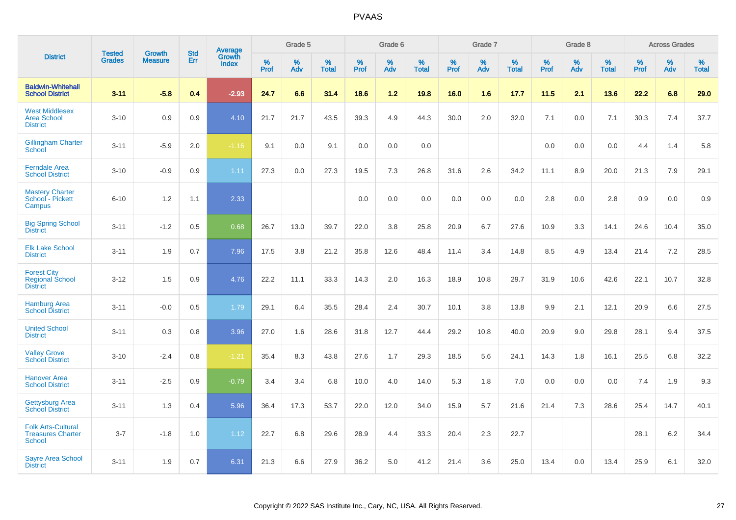# PVAAS

| District | Tested Grades | Growth Measure | Std Err | Average Growth Index | Grade 5 | | | Grade 6 | | | Grade 7 | | | Grade 8 | | | Across Grades | | |
|---|---|---|---|---|---|---|---|---|---|---|---|---|---|---|---|---|---|---|---|
| | | | | | % Prof | % Adv | % Total | % Prof | % Adv | % Total | % Prof | % Adv | % Total | % Prof | % Adv | % Total | % Prof | % Adv | % Total |
| **Baldwin-Whitehall School District** | **3-11** | **-5.8** | **0.4** | **-2.93** | **24.7** | **6.6** | **31.4** | **18.6** | **1.2** | **19.8** | **16.0** | **1.6** | **17.7** | **11.5** | **2.1** | **13.6** | **22.2** | **6.8** | **29.0** |
| West Middlesex Area School District | 3-10 | 0.9 | 0.9 | 4.10 | 21.7 | 21.7 | 43.5 | 39.3 | 4.9 | 44.3 | 30.0 | 2.0 | 32.0 | 7.1 | 0.0 | 7.1 | 30.3 | 7.4 | 37.7 |
| Gillingham Charter School | 3-11 | -5.9 | 2.0 | -1.16 | 9.1 | 0.0 | 9.1 | 0.0 | 0.0 | 0.0 | | | | 0.0 | 0.0 | 0.0 | 4.4 | 1.4 | 5.8 |
| Ferndale Area School District | 3-10 | -0.9 | 0.9 | 1.11 | 27.3 | 0.0 | 27.3 | 19.5 | 7.3 | 26.8 | 31.6 | 2.6 | 34.2 | 11.1 | 8.9 | 20.0 | 21.3 | 7.9 | 29.1 |
| Mastery Charter School - Pickett Campus | 6-10 | 1.2 | 1.1 | 2.33 | | | | 0.0 | 0.0 | 0.0 | 0.0 | 0.0 | 0.0 | 2.8 | 0.0 | 2.8 | 0.9 | 0.0 | 0.9 |
| Big Spring School District | 3-11 | -1.2 | 0.5 | 0.68 | 26.7 | 13.0 | 39.7 | 22.0 | 3.8 | 25.8 | 20.9 | 6.7 | 27.6 | 10.9 | 3.3 | 14.1 | 24.6 | 10.4 | 35.0 |
| Elk Lake School District | 3-11 | 1.9 | 0.7 | 7.96 | 17.5 | 3.8 | 21.2 | 35.8 | 12.6 | 48.4 | 11.4 | 3.4 | 14.8 | 8.5 | 4.9 | 13.4 | 21.4 | 7.2 | 28.5 |
| Forest City Regional School District | 3-12 | 1.5 | 0.9 | 4.76 | 22.2 | 11.1 | 33.3 | 14.3 | 2.0 | 16.3 | 18.9 | 10.8 | 29.7 | 31.9 | 10.6 | 42.6 | 22.1 | 10.7 | 32.8 |
| Hamburg Area School District | 3-11 | -0.0 | 0.5 | 1.79 | 29.1 | 6.4 | 35.5 | 28.4 | 2.4 | 30.7 | 10.1 | 3.8 | 13.8 | 9.9 | 2.1 | 12.1 | 20.9 | 6.6 | 27.5 |
| United School District | 3-11 | 0.3 | 0.8 | 3.96 | 27.0 | 1.6 | 28.6 | 31.8 | 12.7 | 44.4 | 29.2 | 10.8 | 40.0 | 20.9 | 9.0 | 29.8 | 28.1 | 9.4 | 37.5 |
| Valley Grove School District | 3-10 | -2.4 | 0.8 | -1.21 | 35.4 | 8.3 | 43.8 | 27.6 | 1.7 | 29.3 | 18.5 | 5.6 | 24.1 | 14.3 | 1.8 | 16.1 | 25.5 | 6.8 | 32.2 |
| Hanover Area School District | 3-11 | -2.5 | 0.9 | -0.79 | 3.4 | 3.4 | 6.8 | 10.0 | 4.0 | 14.0 | 5.3 | 1.8 | 7.0 | 0.0 | 0.0 | 0.0 | 7.4 | 1.9 | 9.3 |
| Gettysburg Area School District | 3-11 | 1.3 | 0.4 | 5.96 | 36.4 | 17.3 | 53.7 | 22.0 | 12.0 | 34.0 | 15.9 | 5.7 | 21.6 | 21.4 | 7.3 | 28.6 | 25.4 | 14.7 | 40.1 |
| Folk Arts-Cultural Treasures Charter School | 3-7 | -1.8 | 1.0 | 1.12 | 22.7 | 6.8 | 29.6 | 28.9 | 4.4 | 33.3 | 20.4 | 2.3 | 22.7 | | | | 28.1 | 6.2 | 34.4 |
| Sayre Area School District | 3-11 | 1.9 | 0.7 | 6.31 | 21.3 | 6.6 | 27.9 | 36.2 | 5.0 | 41.2 | 21.4 | 3.6 | 25.0 | 13.4 | 0.0 | 13.4 | 25.9 | 6.1 | 32.0 |

Copyright © 2022 SAS Institute Inc., Cary, NC, USA. All Rights Reserved.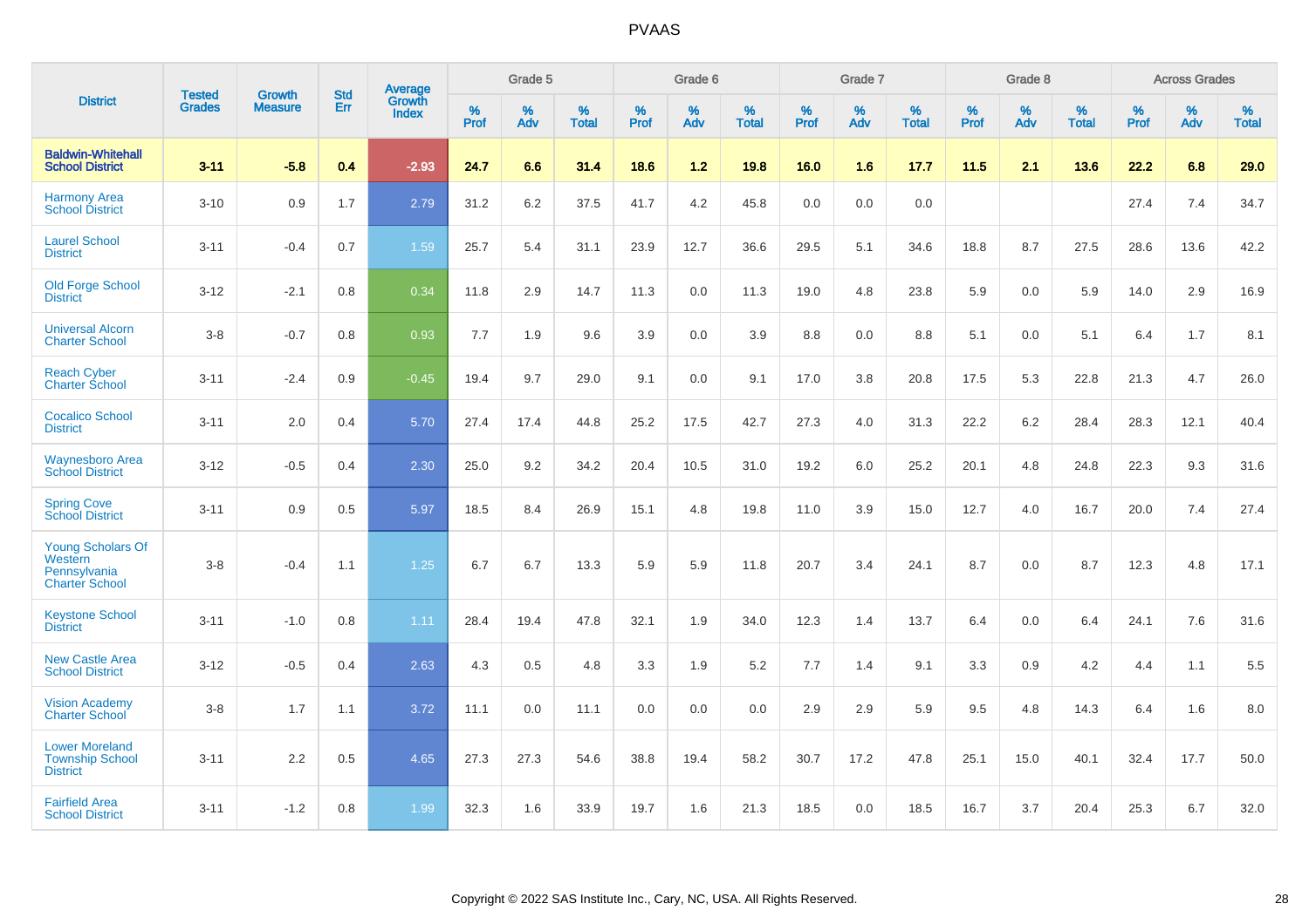# PVAAS

| District | Tested Grades | Growth Measure | Std Err | Average Growth Index | Grade 5 | | | Grade 6 | | | Grade 7 | | | Grade 8 | | | Across Grades | | |
|---|---|---|---|---|---|---|---|---|---|---|---|---|---|---|---|---|---|---|---|
| | | | | | % Prof | % Adv | % Total | % Prof | % Adv | % Total | % Prof | % Adv | % Total | % Prof | % Adv | % Total | % Prof | % Adv | % Total |
| **Baldwin-Whitehall School District** | **3-11** | **-5.8** | **0.4** | **-2.93** | **24.7** | **6.6** | **31.4** | **18.6** | **1.2** | **19.8** | **16.0** | **1.6** | **17.7** | **11.5** | **2.1** | **13.6** | **22.2** | **6.8** | **29.0** |
| Harmony Area School District | 3-10 | 0.9 | 1.7 | 2.79 | 31.2 | 6.2 | 37.5 | 41.7 | 4.2 | 45.8 | 0.0 | 0.0 | 0.0 | | | | 27.4 | 7.4 | 34.7 |
| Laurel School District | 3-11 | -0.4 | 0.7 | 1.59 | 25.7 | 5.4 | 31.1 | 23.9 | 12.7 | 36.6 | 29.5 | 5.1 | 34.6 | 18.8 | 8.7 | 27.5 | 28.6 | 13.6 | 42.2 |
| Old Forge School District | 3-12 | -2.1 | 0.8 | 0.34 | 11.8 | 2.9 | 14.7 | 11.3 | 0.0 | 11.3 | 19.0 | 4.8 | 23.8 | 5.9 | 0.0 | 5.9 | 14.0 | 2.9 | 16.9 |
| Universal Alcorn Charter School | 3-8 | -0.7 | 0.8 | 0.93 | 7.7 | 1.9 | 9.6 | 3.9 | 0.0 | 3.9 | 8.8 | 0.0 | 8.8 | 5.1 | 0.0 | 5.1 | 6.4 | 1.7 | 8.1 |
| Reach Cyber Charter School | 3-11 | -2.4 | 0.9 | -0.45 | 19.4 | 9.7 | 29.0 | 9.1 | 0.0 | 9.1 | 17.0 | 3.8 | 20.8 | 17.5 | 5.3 | 22.8 | 21.3 | 4.7 | 26.0 |
| Cocalico School District | 3-11 | 2.0 | 0.4 | 5.70 | 27.4 | 17.4 | 44.8 | 25.2 | 17.5 | 42.7 | 27.3 | 4.0 | 31.3 | 22.2 | 6.2 | 28.4 | 28.3 | 12.1 | 40.4 |
| Waynesboro Area School District | 3-12 | -0.5 | 0.4 | 2.30 | 25.0 | 9.2 | 34.2 | 20.4 | 10.5 | 31.0 | 19.2 | 6.0 | 25.2 | 20.1 | 4.8 | 24.8 | 22.3 | 9.3 | 31.6 |
| Spring Cove School District | 3-11 | 0.9 | 0.5 | 5.97 | 18.5 | 8.4 | 26.9 | 15.1 | 4.8 | 19.8 | 11.0 | 3.9 | 15.0 | 12.7 | 4.0 | 16.7 | 20.0 | 7.4 | 27.4 |
| Young Scholars Of Western Pennsylvania Charter School | 3-8 | -0.4 | 1.1 | 1.25 | 6.7 | 6.7 | 13.3 | 5.9 | 5.9 | 11.8 | 20.7 | 3.4 | 24.1 | 8.7 | 0.0 | 8.7 | 12.3 | 4.8 | 17.1 |
| Keystone School District | 3-11 | -1.0 | 0.8 | 1.11 | 28.4 | 19.4 | 47.8 | 32.1 | 1.9 | 34.0 | 12.3 | 1.4 | 13.7 | 6.4 | 0.0 | 6.4 | 24.1 | 7.6 | 31.6 |
| New Castle Area School District | 3-12 | -0.5 | 0.4 | 2.63 | 4.3 | 0.5 | 4.8 | 3.3 | 1.9 | 5.2 | 7.7 | 1.4 | 9.1 | 3.3 | 0.9 | 4.2 | 4.4 | 1.1 | 5.5 |
| Vision Academy Charter School | 3-8 | 1.7 | 1.1 | 3.72 | 11.1 | 0.0 | 11.1 | 0.0 | 0.0 | 0.0 | 2.9 | 2.9 | 5.9 | 9.5 | 4.8 | 14.3 | 6.4 | 1.6 | 8.0 |
| Lower Moreland Township School District | 3-11 | 2.2 | 0.5 | 4.65 | 27.3 | 27.3 | 54.6 | 38.8 | 19.4 | 58.2 | 30.7 | 17.2 | 47.8 | 25.1 | 15.0 | 40.1 | 32.4 | 17.7 | 50.0 |
| Fairfield Area School District | 3-11 | -1.2 | 0.8 | 1.99 | 32.3 | 1.6 | 33.9 | 19.7 | 1.6 | 21.3 | 18.5 | 0.0 | 18.5 | 16.7 | 3.7 | 20.4 | 25.3 | 6.7 | 32.0 |

Copyright © 2022 SAS Institute Inc., Cary, NC, USA. All Rights Reserved.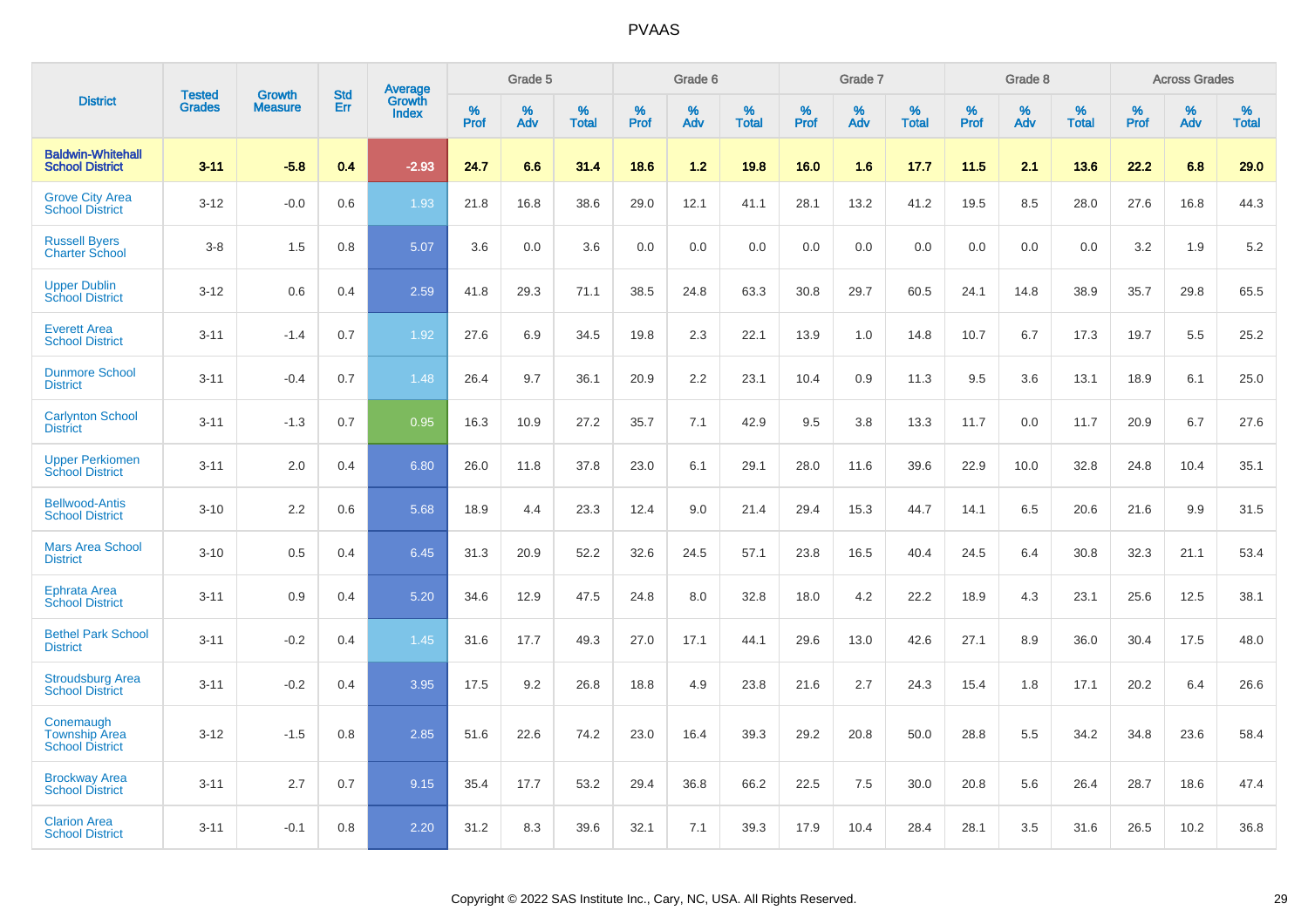# PVAAS

| District | Tested Grades | Growth Measure | Std Err | Average Growth Index | Grade 5 | | | Grade 6 | | | Grade 7 | | | Grade 8 | | | Across Grades | | |
|---|---|---|---|---|---|---|---|---|---|---|---|---|---|---|---|---|---|---|---|
| | | | | | % Prof | % Adv | % Total | % Prof | % Adv | % Total | % Prof | % Adv | % Total | % Prof | % Adv | % Total | % Prof | % Adv | % Total |
| **Baldwin-Whitehall School District** | **3-11** | **-5.8** | **0.4** | **-2.93** | **24.7** | **6.6** | **31.4** | **18.6** | **1.2** | **19.8** | **16.0** | **1.6** | **17.7** | **11.5** | **2.1** | **13.6** | **22.2** | **6.8** | **29.0** |
| Grove City Area School District | 3-12 | -0.0 | 0.6 | 1.93 | 21.8 | 16.8 | 38.6 | 29.0 | 12.1 | 41.1 | 28.1 | 13.2 | 41.2 | 19.5 | 8.5 | 28.0 | 27.6 | 16.8 | 44.3 |
| Russell Byers Charter School | 3-8 | 1.5 | 0.8 | 5.07 | 3.6 | 0.0 | 3.6 | 0.0 | 0.0 | 0.0 | 0.0 | 0.0 | 0.0 | 0.0 | 0.0 | 0.0 | 3.2 | 1.9 | 5.2 |
| Upper Dublin School District | 3-12 | 0.6 | 0.4 | 2.59 | 41.8 | 29.3 | 71.1 | 38.5 | 24.8 | 63.3 | 30.8 | 29.7 | 60.5 | 24.1 | 14.8 | 38.9 | 35.7 | 29.8 | 65.5 |
| Everett Area School District | 3-11 | -1.4 | 0.7 | 1.92 | 27.6 | 6.9 | 34.5 | 19.8 | 2.3 | 22.1 | 13.9 | 1.0 | 14.8 | 10.7 | 6.7 | 17.3 | 19.7 | 5.5 | 25.2 |
| Dunmore School District | 3-11 | -0.4 | 0.7 | 1.48 | 26.4 | 9.7 | 36.1 | 20.9 | 2.2 | 23.1 | 10.4 | 0.9 | 11.3 | 9.5 | 3.6 | 13.1 | 18.9 | 6.1 | 25.0 |
| Carlynton School District | 3-11 | -1.3 | 0.7 | 0.95 | 16.3 | 10.9 | 27.2 | 35.7 | 7.1 | 42.9 | 9.5 | 3.8 | 13.3 | 11.7 | 0.0 | 11.7 | 20.9 | 6.7 | 27.6 |
| Upper Perkiomen School District | 3-11 | 2.0 | 0.4 | 6.80 | 26.0 | 11.8 | 37.8 | 23.0 | 6.1 | 29.1 | 28.0 | 11.6 | 39.6 | 22.9 | 10.0 | 32.8 | 24.8 | 10.4 | 35.1 |
| Bellwood-Antis School District | 3-10 | 2.2 | 0.6 | 5.68 | 18.9 | 4.4 | 23.3 | 12.4 | 9.0 | 21.4 | 29.4 | 15.3 | 44.7 | 14.1 | 6.5 | 20.6 | 21.6 | 9.9 | 31.5 |
| Mars Area School District | 3-10 | 0.5 | 0.4 | 6.45 | 31.3 | 20.9 | 52.2 | 32.6 | 24.5 | 57.1 | 23.8 | 16.5 | 40.4 | 24.5 | 6.4 | 30.8 | 32.3 | 21.1 | 53.4 |
| Ephrata Area School District | 3-11 | 0.9 | 0.4 | 5.20 | 34.6 | 12.9 | 47.5 | 24.8 | 8.0 | 32.8 | 18.0 | 4.2 | 22.2 | 18.9 | 4.3 | 23.1 | 25.6 | 12.5 | 38.1 |
| Bethel Park School District | 3-11 | -0.2 | 0.4 | 1.45 | 31.6 | 17.7 | 49.3 | 27.0 | 17.1 | 44.1 | 29.6 | 13.0 | 42.6 | 27.1 | 8.9 | 36.0 | 30.4 | 17.5 | 48.0 |
| Stroudsburg Area School District | 3-11 | -0.2 | 0.4 | 3.95 | 17.5 | 9.2 | 26.8 | 18.8 | 4.9 | 23.8 | 21.6 | 2.7 | 24.3 | 15.4 | 1.8 | 17.1 | 20.2 | 6.4 | 26.6 |
| Conemaugh Township Area School District | 3-12 | -1.5 | 0.8 | 2.85 | 51.6 | 22.6 | 74.2 | 23.0 | 16.4 | 39.3 | 29.2 | 20.8 | 50.0 | 28.8 | 5.5 | 34.2 | 34.8 | 23.6 | 58.4 |
| Brockway Area School District | 3-11 | 2.7 | 0.7 | 9.15 | 35.4 | 17.7 | 53.2 | 29.4 | 36.8 | 66.2 | 22.5 | 7.5 | 30.0 | 20.8 | 5.6 | 26.4 | 28.7 | 18.6 | 47.4 |
| Clarion Area School District | 3-11 | -0.1 | 0.8 | 2.20 | 31.2 | 8.3 | 39.6 | 32.1 | 7.1 | 39.3 | 17.9 | 10.4 | 28.4 | 28.1 | 3.5 | 31.6 | 26.5 | 10.2 | 36.8 |

Copyright © 2022 SAS Institute Inc., Cary, NC, USA. All Rights Reserved.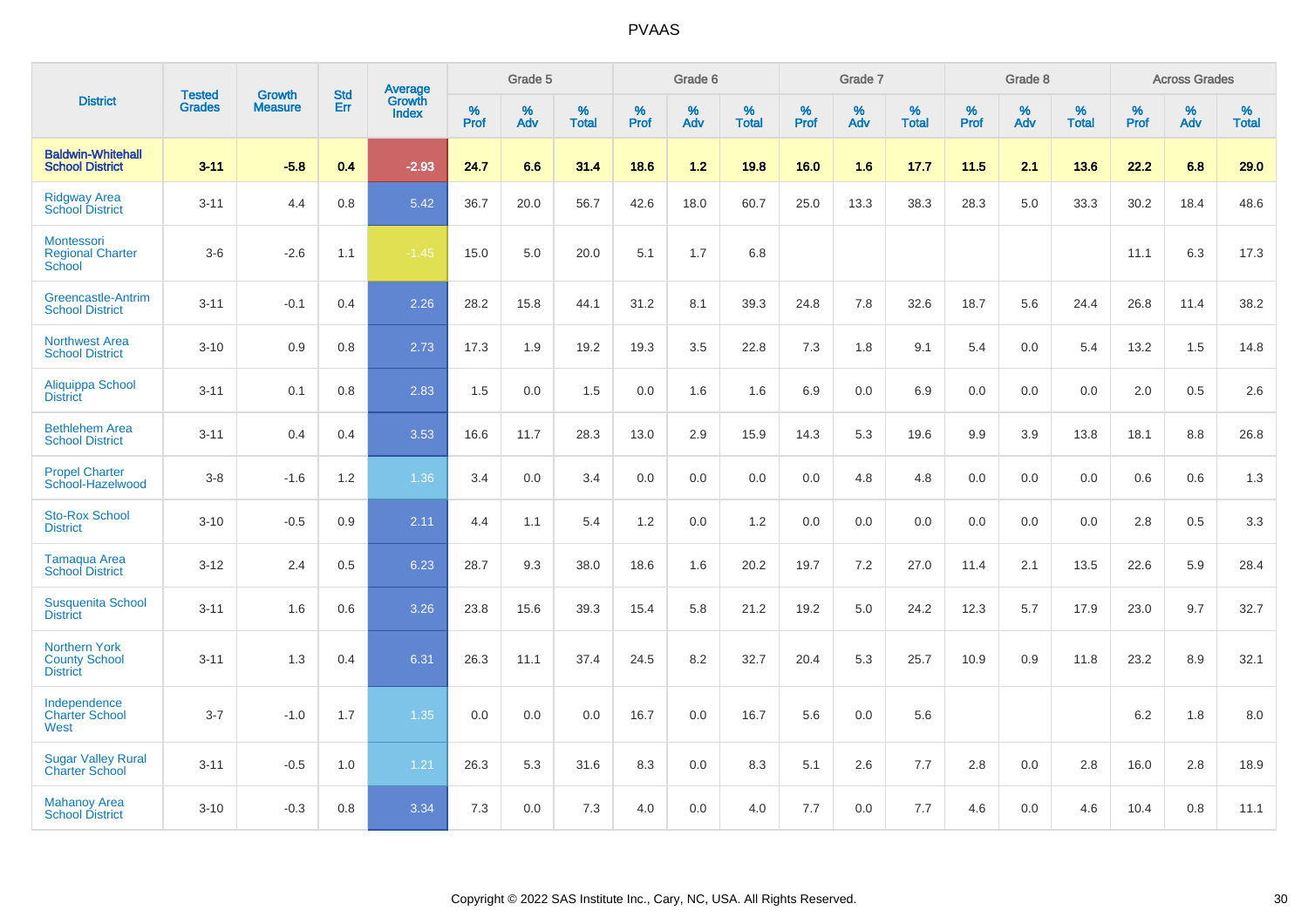# PVAAS

| District | Tested Grades | Growth Measure | Std Err | Average Growth Index | Grade 5 | | | Grade 6 | | | Grade 7 | | | Grade 8 | | | Across Grades | | |
|---|---|---|---|---|---|---|---|---|---|---|---|---|---|---|---|---|---|---|---|
| | | | | | % Prof | % Adv | % Total | % Prof | % Adv | % Total | % Prof | % Adv | % Total | % Prof | % Adv | % Total | % Prof | % Adv | % Total |
| **Baldwin-Whitehall School District** | **3-11** | **-5.8** | **0.4** | **-2.93** | **24.7** | **6.6** | **31.4** | **18.6** | **1.2** | **19.8** | **16.0** | **1.6** | **17.7** | **11.5** | **2.1** | **13.6** | **22.2** | **6.8** | **29.0** |
| Ridgway Area School District | 3-11 | 4.4 | 0.8 | 5.42 | 36.7 | 20.0 | 56.7 | 42.6 | 18.0 | 60.7 | 25.0 | 13.3 | 38.3 | 28.3 | 5.0 | 33.3 | 30.2 | 18.4 | 48.6 |
| Montessori Regional Charter School | 3-6 | -2.6 | 1.1 | -1.45 | 15.0 | 5.0 | 20.0 | 5.1 | 1.7 | 6.8 | | | | | | | 11.1 | 6.3 | 17.3 |
| Greencastle-Antrim School District | 3-11 | -0.1 | 0.4 | 2.26 | 28.2 | 15.8 | 44.1 | 31.2 | 8.1 | 39.3 | 24.8 | 7.8 | 32.6 | 18.7 | 5.6 | 24.4 | 26.8 | 11.4 | 38.2 |
| Northwest Area School District | 3-10 | 0.9 | 0.8 | 2.73 | 17.3 | 1.9 | 19.2 | 19.3 | 3.5 | 22.8 | 7.3 | 1.8 | 9.1 | 5.4 | 0.0 | 5.4 | 13.2 | 1.5 | 14.8 |
| Aliquippa School District | 3-11 | 0.1 | 0.8 | 2.83 | 1.5 | 0.0 | 1.5 | 0.0 | 1.6 | 1.6 | 6.9 | 0.0 | 6.9 | 0.0 | 0.0 | 0.0 | 2.0 | 0.5 | 2.6 |
| Bethlehem Area School District | 3-11 | 0.4 | 0.4 | 3.53 | 16.6 | 11.7 | 28.3 | 13.0 | 2.9 | 15.9 | 14.3 | 5.3 | 19.6 | 9.9 | 3.9 | 13.8 | 18.1 | 8.8 | 26.8 |
| Propel Charter School-Hazelwood | 3-8 | -1.6 | 1.2 | 1.36 | 3.4 | 0.0 | 3.4 | 0.0 | 0.0 | 0.0 | 0.0 | 4.8 | 4.8 | 0.0 | 0.0 | 0.0 | 0.6 | 0.6 | 1.3 |
| Sto-Rox School District | 3-10 | -0.5 | 0.9 | 2.11 | 4.4 | 1.1 | 5.4 | 1.2 | 0.0 | 1.2 | 0.0 | 0.0 | 0.0 | 0.0 | 0.0 | 0.0 | 2.8 | 0.5 | 3.3 |
| Tamaqua Area School District | 3-12 | 2.4 | 0.5 | 6.23 | 28.7 | 9.3 | 38.0 | 18.6 | 1.6 | 20.2 | 19.7 | 7.2 | 27.0 | 11.4 | 2.1 | 13.5 | 22.6 | 5.9 | 28.4 |
| Susquenita School District | 3-11 | 1.6 | 0.6 | 3.26 | 23.8 | 15.6 | 39.3 | 15.4 | 5.8 | 21.2 | 19.2 | 5.0 | 24.2 | 12.3 | 5.7 | 17.9 | 23.0 | 9.7 | 32.7 |
| Northern York County School District | 3-11 | 1.3 | 0.4 | 6.31 | 26.3 | 11.1 | 37.4 | 24.5 | 8.2 | 32.7 | 20.4 | 5.3 | 25.7 | 10.9 | 0.9 | 11.8 | 23.2 | 8.9 | 32.1 |
| Independence Charter School West | 3-7 | -1.0 | 1.7 | 1.35 | 0.0 | 0.0 | 0.0 | 16.7 | 0.0 | 16.7 | 5.6 | 0.0 | 5.6 | | | | 6.2 | 1.8 | 8.0 |
| Sugar Valley Rural Charter School | 3-11 | -0.5 | 1.0 | 1.21 | 26.3 | 5.3 | 31.6 | 8.3 | 0.0 | 8.3 | 5.1 | 2.6 | 7.7 | 2.8 | 0.0 | 2.8 | 16.0 | 2.8 | 18.9 |
| Mahanoy Area School District | 3-10 | -0.3 | 0.8 | 3.34 | 7.3 | 0.0 | 7.3 | 4.0 | 0.0 | 4.0 | 7.7 | 0.0 | 7.7 | 4.6 | 0.0 | 4.6 | 10.4 | 0.8 | 11.1 |

Copyright © 2022 SAS Institute Inc., Cary, NC, USA. All Rights Reserved.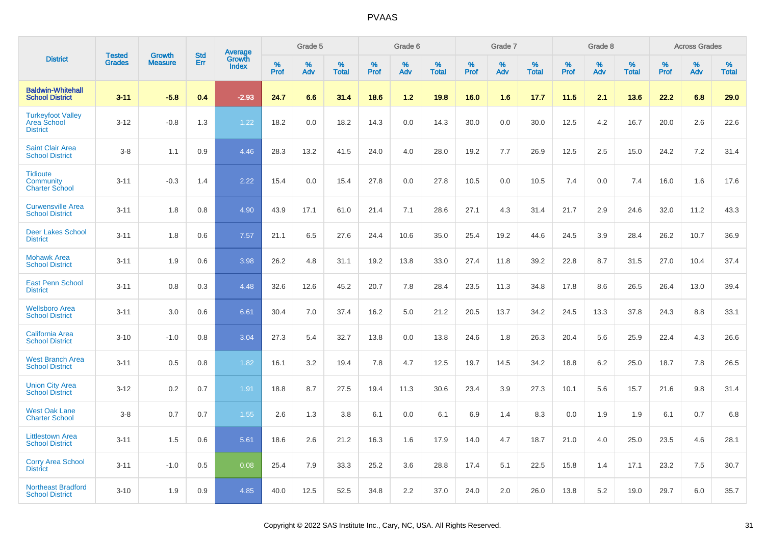# PVAAS

| District | Tested Grades | Growth Measure | Std Err | Average Growth Index | Grade 5 | | | Grade 6 | | | Grade 7 | | | Grade 8 | | | Across Grades | | |
|---|---|---|---|---|---|---|---|---|---|---|---|---|---|---|---|---|---|---|---|
| | | | | | % Prof | % Adv | % Total | % Prof | % Adv | % Total | % Prof | % Adv | % Total | % Prof | % Adv | % Total | % Prof | % Adv | % Total |
| **Baldwin-Whitehall School District** | **3-11** | **-5.8** | **0.4** | **-2.93** | **24.7** | **6.6** | **31.4** | **18.6** | **1.2** | **19.8** | **16.0** | **1.6** | **17.7** | **11.5** | **2.1** | **13.6** | **22.2** | **6.8** | **29.0** |
| Turkeyfoot Valley Area School District | 3-12 | -0.8 | 1.3 | 1.22 | 18.2 | 0.0 | 18.2 | 14.3 | 0.0 | 14.3 | 30.0 | 0.0 | 30.0 | 12.5 | 4.2 | 16.7 | 20.0 | 2.6 | 22.6 |
| Saint Clair Area School District | 3-8 | 1.1 | 0.9 | 4.46 | 28.3 | 13.2 | 41.5 | 24.0 | 4.0 | 28.0 | 19.2 | 7.7 | 26.9 | 12.5 | 2.5 | 15.0 | 24.2 | 7.2 | 31.4 |
| Tidioute Community Charter School | 3-11 | -0.3 | 1.4 | 2.22 | 15.4 | 0.0 | 15.4 | 27.8 | 0.0 | 27.8 | 10.5 | 0.0 | 10.5 | 7.4 | 0.0 | 7.4 | 16.0 | 1.6 | 17.6 |
| Curwensville Area School District | 3-11 | 1.8 | 0.8 | 4.90 | 43.9 | 17.1 | 61.0 | 21.4 | 7.1 | 28.6 | 27.1 | 4.3 | 31.4 | 21.7 | 2.9 | 24.6 | 32.0 | 11.2 | 43.3 |
| Deer Lakes School District | 3-11 | 1.8 | 0.6 | 7.57 | 21.1 | 6.5 | 27.6 | 24.4 | 10.6 | 35.0 | 25.4 | 19.2 | 44.6 | 24.5 | 3.9 | 28.4 | 26.2 | 10.7 | 36.9 |
| Mohawk Area School District | 3-11 | 1.9 | 0.6 | 3.98 | 26.2 | 4.8 | 31.1 | 19.2 | 13.8 | 33.0 | 27.4 | 11.8 | 39.2 | 22.8 | 8.7 | 31.5 | 27.0 | 10.4 | 37.4 |
| East Penn School District | 3-11 | 0.8 | 0.3 | 4.48 | 32.6 | 12.6 | 45.2 | 20.7 | 7.8 | 28.4 | 23.5 | 11.3 | 34.8 | 17.8 | 8.6 | 26.5 | 26.4 | 13.0 | 39.4 |
| Wellsboro Area School District | 3-11 | 3.0 | 0.6 | 6.61 | 30.4 | 7.0 | 37.4 | 16.2 | 5.0 | 21.2 | 20.5 | 13.7 | 34.2 | 24.5 | 13.3 | 37.8 | 24.3 | 8.8 | 33.1 |
| California Area School District | 3-10 | -1.0 | 0.8 | 3.04 | 27.3 | 5.4 | 32.7 | 13.8 | 0.0 | 13.8 | 24.6 | 1.8 | 26.3 | 20.4 | 5.6 | 25.9 | 22.4 | 4.3 | 26.6 |
| West Branch Area School District | 3-11 | 0.5 | 0.8 | 1.82 | 16.1 | 3.2 | 19.4 | 7.8 | 4.7 | 12.5 | 19.7 | 14.5 | 34.2 | 18.8 | 6.2 | 25.0 | 18.7 | 7.8 | 26.5 |
| Union City Area School District | 3-12 | 0.2 | 0.7 | 1.91 | 18.8 | 8.7 | 27.5 | 19.4 | 11.3 | 30.6 | 23.4 | 3.9 | 27.3 | 10.1 | 5.6 | 15.7 | 21.6 | 9.8 | 31.4 |
| West Oak Lane Charter School | 3-8 | 0.7 | 0.7 | 1.55 | 2.6 | 1.3 | 3.8 | 6.1 | 0.0 | 6.1 | 6.9 | 1.4 | 8.3 | 0.0 | 1.9 | 1.9 | 6.1 | 0.7 | 6.8 |
| Littlestown Area School District | 3-11 | 1.5 | 0.6 | 5.61 | 18.6 | 2.6 | 21.2 | 16.3 | 1.6 | 17.9 | 14.0 | 4.7 | 18.7 | 21.0 | 4.0 | 25.0 | 23.5 | 4.6 | 28.1 |
| Corry Area School District | 3-11 | -1.0 | 0.5 | 0.08 | 25.4 | 7.9 | 33.3 | 25.2 | 3.6 | 28.8 | 17.4 | 5.1 | 22.5 | 15.8 | 1.4 | 17.1 | 23.2 | 7.5 | 30.7 |
| Northeast Bradford School District | 3-10 | 1.9 | 0.9 | 4.85 | 40.0 | 12.5 | 52.5 | 34.8 | 2.2 | 37.0 | 24.0 | 2.0 | 26.0 | 13.8 | 5.2 | 19.0 | 29.7 | 6.0 | 35.7 |

Copyright © 2022 SAS Institute Inc., Cary, NC, USA. All Rights Reserved.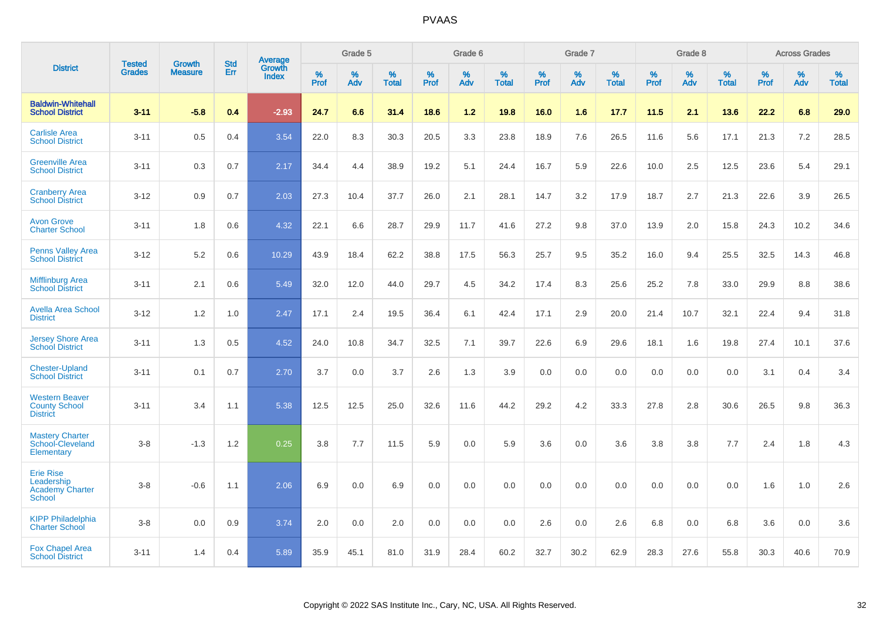# PVAAS

| District | Tested Grades | Growth Measure | Std Err | Average Growth Index | Grade 5 | | | Grade 6 | | | Grade 7 | | | Grade 8 | | | Across Grades | | |
|---|---|---|---|---|---|---|---|---|---|---|---|---|---|---|---|---|---|---|---|
| | | | | | % Prof | % Adv | % Total | % Prof | % Adv | % Total | % Prof | % Adv | % Total | % Prof | % Adv | % Total | % Prof | % Adv | % Total |
| **Baldwin-Whitehall School District** | **3-11** | **-5.8** | **0.4** | **-2.93** | **24.7** | **6.6** | **31.4** | **18.6** | **1.2** | **19.8** | **16.0** | **1.6** | **17.7** | **11.5** | **2.1** | **13.6** | **22.2** | **6.8** | **29.0** |
| Carlisle Area School District | 3-11 | 0.5 | 0.4 | 3.54 | 22.0 | 8.3 | 30.3 | 20.5 | 3.3 | 23.8 | 18.9 | 7.6 | 26.5 | 11.6 | 5.6 | 17.1 | 21.3 | 7.2 | 28.5 |
| Greenville Area School District | 3-11 | 0.3 | 0.7 | 2.17 | 34.4 | 4.4 | 38.9 | 19.2 | 5.1 | 24.4 | 16.7 | 5.9 | 22.6 | 10.0 | 2.5 | 12.5 | 23.6 | 5.4 | 29.1 |
| Cranberry Area School District | 3-12 | 0.9 | 0.7 | 2.03 | 27.3 | 10.4 | 37.7 | 26.0 | 2.1 | 28.1 | 14.7 | 3.2 | 17.9 | 18.7 | 2.7 | 21.3 | 22.6 | 3.9 | 26.5 |
| Avon Grove Charter School | 3-11 | 1.8 | 0.6 | 4.32 | 22.1 | 6.6 | 28.7 | 29.9 | 11.7 | 41.6 | 27.2 | 9.8 | 37.0 | 13.9 | 2.0 | 15.8 | 24.3 | 10.2 | 34.6 |
| Penns Valley Area School District | 3-12 | 5.2 | 0.6 | 10.29 | 43.9 | 18.4 | 62.2 | 38.8 | 17.5 | 56.3 | 25.7 | 9.5 | 35.2 | 16.0 | 9.4 | 25.5 | 32.5 | 14.3 | 46.8 |
| Mifflinburg Area School District | 3-11 | 2.1 | 0.6 | 5.49 | 32.0 | 12.0 | 44.0 | 29.7 | 4.5 | 34.2 | 17.4 | 8.3 | 25.6 | 25.2 | 7.8 | 33.0 | 29.9 | 8.8 | 38.6 |
| Avella Area School District | 3-12 | 1.2 | 1.0 | 2.47 | 17.1 | 2.4 | 19.5 | 36.4 | 6.1 | 42.4 | 17.1 | 2.9 | 20.0 | 21.4 | 10.7 | 32.1 | 22.4 | 9.4 | 31.8 |
| Jersey Shore Area School District | 3-11 | 1.3 | 0.5 | 4.52 | 24.0 | 10.8 | 34.7 | 32.5 | 7.1 | 39.7 | 22.6 | 6.9 | 29.6 | 18.1 | 1.6 | 19.8 | 27.4 | 10.1 | 37.6 |
| Chester-Upland School District | 3-11 | 0.1 | 0.7 | 2.70 | 3.7 | 0.0 | 3.7 | 2.6 | 1.3 | 3.9 | 0.0 | 0.0 | 0.0 | 0.0 | 0.0 | 0.0 | 3.1 | 0.4 | 3.4 |
| Western Beaver County School District | 3-11 | 3.4 | 1.1 | 5.38 | 12.5 | 12.5 | 25.0 | 32.6 | 11.6 | 44.2 | 29.2 | 4.2 | 33.3 | 27.8 | 2.8 | 30.6 | 26.5 | 9.8 | 36.3 |
| Mastery Charter School-Cleveland Elementary | 3-8 | -1.3 | 1.2 | 0.25 | 3.8 | 7.7 | 11.5 | 5.9 | 0.0 | 5.9 | 3.6 | 0.0 | 3.6 | 3.8 | 3.8 | 7.7 | 2.4 | 1.8 | 4.3 |
| Erie Rise Leadership Academy Charter School | 3-8 | -0.6 | 1.1 | 2.06 | 6.9 | 0.0 | 6.9 | 0.0 | 0.0 | 0.0 | 0.0 | 0.0 | 0.0 | 0.0 | 0.0 | 0.0 | 1.6 | 1.0 | 2.6 |
| KIPP Philadelphia Charter School | 3-8 | 0.0 | 0.9 | 3.74 | 2.0 | 0.0 | 2.0 | 0.0 | 0.0 | 0.0 | 2.6 | 0.0 | 2.6 | 6.8 | 0.0 | 6.8 | 3.6 | 0.0 | 3.6 |
| Fox Chapel Area School District | 3-11 | 1.4 | 0.4 | 5.89 | 35.9 | 45.1 | 81.0 | 31.9 | 28.4 | 60.2 | 32.7 | 30.2 | 62.9 | 28.3 | 27.6 | 55.8 | 30.3 | 40.6 | 70.9 |

Copyright © 2022 SAS Institute Inc., Cary, NC, USA. All Rights Reserved.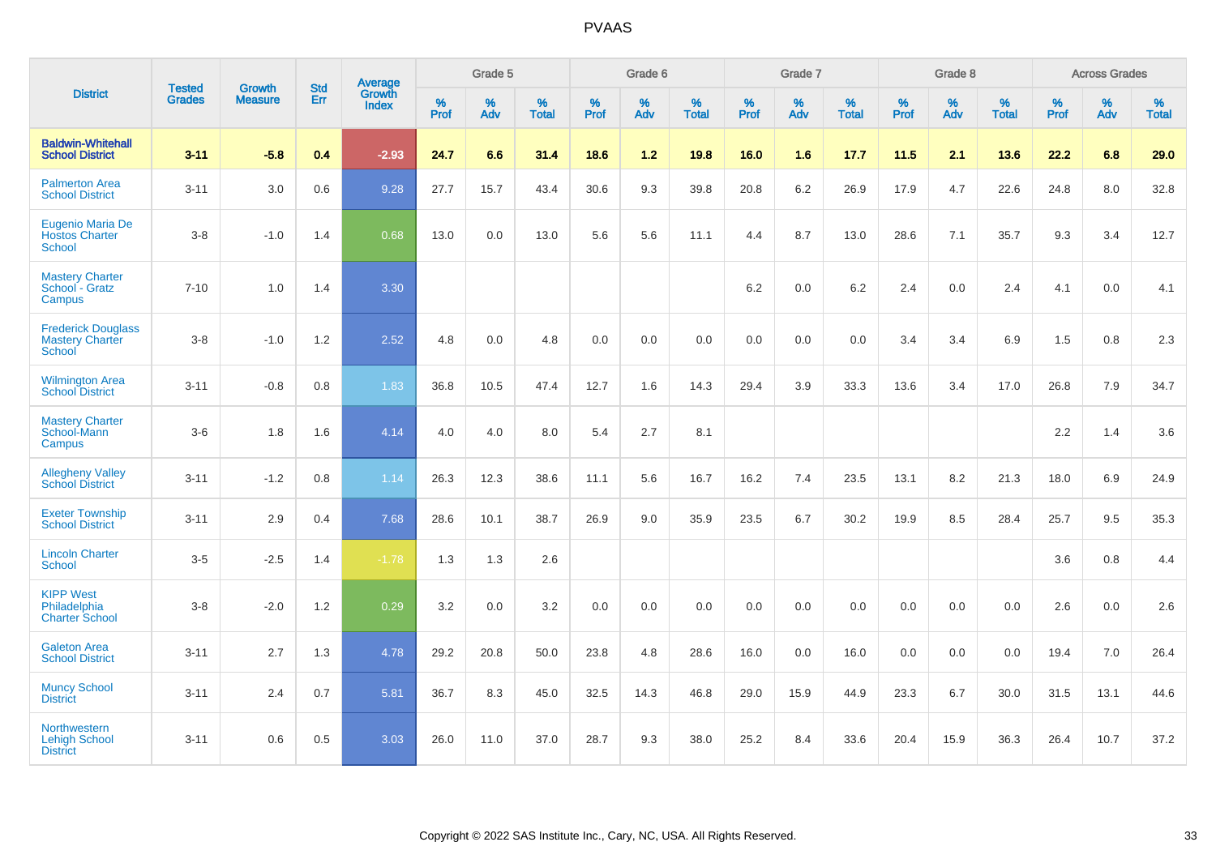# PVAAS

| District | Tested Grades | Growth Measure | Std Err | Average Growth Index | Grade 5 | | | Grade 6 | | | Grade 7 | | | Grade 8 | | | Across Grades | | |
|---|---|---|---|---|---|---|---|---|---|---|---|---|---|---|---|---|---|---|---|
| | | | | | % Prof | % Adv | % Total | % Prof | % Adv | % Total | % Prof | % Adv | % Total | % Prof | % Adv | % Total | % Prof | % Adv | % Total |
| **Baldwin-Whitehall School District** | **3-11** | **-5.8** | **0.4** | **-2.93** | **24.7** | **6.6** | **31.4** | **18.6** | **1.2** | **19.8** | **16.0** | **1.6** | **17.7** | **11.5** | **2.1** | **13.6** | **22.2** | **6.8** | **29.0** |
| Palmerton Area School District | 3-11 | 3.0 | 0.6 | 9.28 | 27.7 | 15.7 | 43.4 | 30.6 | 9.3 | 39.8 | 20.8 | 6.2 | 26.9 | 17.9 | 4.7 | 22.6 | 24.8 | 8.0 | 32.8 |
| Eugenio Maria De Hostos Charter School | 3-8 | -1.0 | 1.4 | 0.68 | 13.0 | 0.0 | 13.0 | 5.6 | 5.6 | 11.1 | 4.4 | 8.7 | 13.0 | 28.6 | 7.1 | 35.7 | 9.3 | 3.4 | 12.7 |
| Mastery Charter School - Gratz Campus | 7-10 | 1.0 | 1.4 | 3.30 | | | | | | | 6.2 | 0.0 | 6.2 | 2.4 | 0.0 | 2.4 | 4.1 | 0.0 | 4.1 |
| Frederick Douglass Mastery Charter School | 3-8 | -1.0 | 1.2 | 2.52 | 4.8 | 0.0 | 4.8 | 0.0 | 0.0 | 0.0 | 0.0 | 0.0 | 0.0 | 3.4 | 3.4 | 6.9 | 1.5 | 0.8 | 2.3 |
| Wilmington Area School District | 3-11 | -0.8 | 0.8 | 1.83 | 36.8 | 10.5 | 47.4 | 12.7 | 1.6 | 14.3 | 29.4 | 3.9 | 33.3 | 13.6 | 3.4 | 17.0 | 26.8 | 7.9 | 34.7 |
| Mastery Charter School-Mann Campus | 3-6 | 1.8 | 1.6 | 4.14 | 4.0 | 4.0 | 8.0 | 5.4 | 2.7 | 8.1 | | | | | | | 2.2 | 1.4 | 3.6 |
| Allegheny Valley School District | 3-11 | -1.2 | 0.8 | 1.14 | 26.3 | 12.3 | 38.6 | 11.1 | 5.6 | 16.7 | 16.2 | 7.4 | 23.5 | 13.1 | 8.2 | 21.3 | 18.0 | 6.9 | 24.9 |
| Exeter Township School District | 3-11 | 2.9 | 0.4 | 7.68 | 28.6 | 10.1 | 38.7 | 26.9 | 9.0 | 35.9 | 23.5 | 6.7 | 30.2 | 19.9 | 8.5 | 28.4 | 25.7 | 9.5 | 35.3 |
| Lincoln Charter School | 3-5 | -2.5 | 1.4 | -1.78 | 1.3 | 1.3 | 2.6 | | | | | | | | | | 3.6 | 0.8 | 4.4 |
| KIPP West Philadelphia Charter School | 3-8 | -2.0 | 1.2 | 0.29 | 3.2 | 0.0 | 3.2 | 0.0 | 0.0 | 0.0 | 0.0 | 0.0 | 0.0 | 0.0 | 0.0 | 0.0 | 2.6 | 0.0 | 2.6 |
| Galeton Area School District | 3-11 | 2.7 | 1.3 | 4.78 | 29.2 | 20.8 | 50.0 | 23.8 | 4.8 | 28.6 | 16.0 | 0.0 | 16.0 | 0.0 | 0.0 | 0.0 | 19.4 | 7.0 | 26.4 |
| Muncy School District | 3-11 | 2.4 | 0.7 | 5.81 | 36.7 | 8.3 | 45.0 | 32.5 | 14.3 | 46.8 | 29.0 | 15.9 | 44.9 | 23.3 | 6.7 | 30.0 | 31.5 | 13.1 | 44.6 |
| Northwestern Lehigh School District | 3-11 | 0.6 | 0.5 | 3.03 | 26.0 | 11.0 | 37.0 | 28.7 | 9.3 | 38.0 | 25.2 | 8.4 | 33.6 | 20.4 | 15.9 | 36.3 | 26.4 | 10.7 | 37.2 |

Copyright © 2022 SAS Institute Inc., Cary, NC, USA. All Rights Reserved.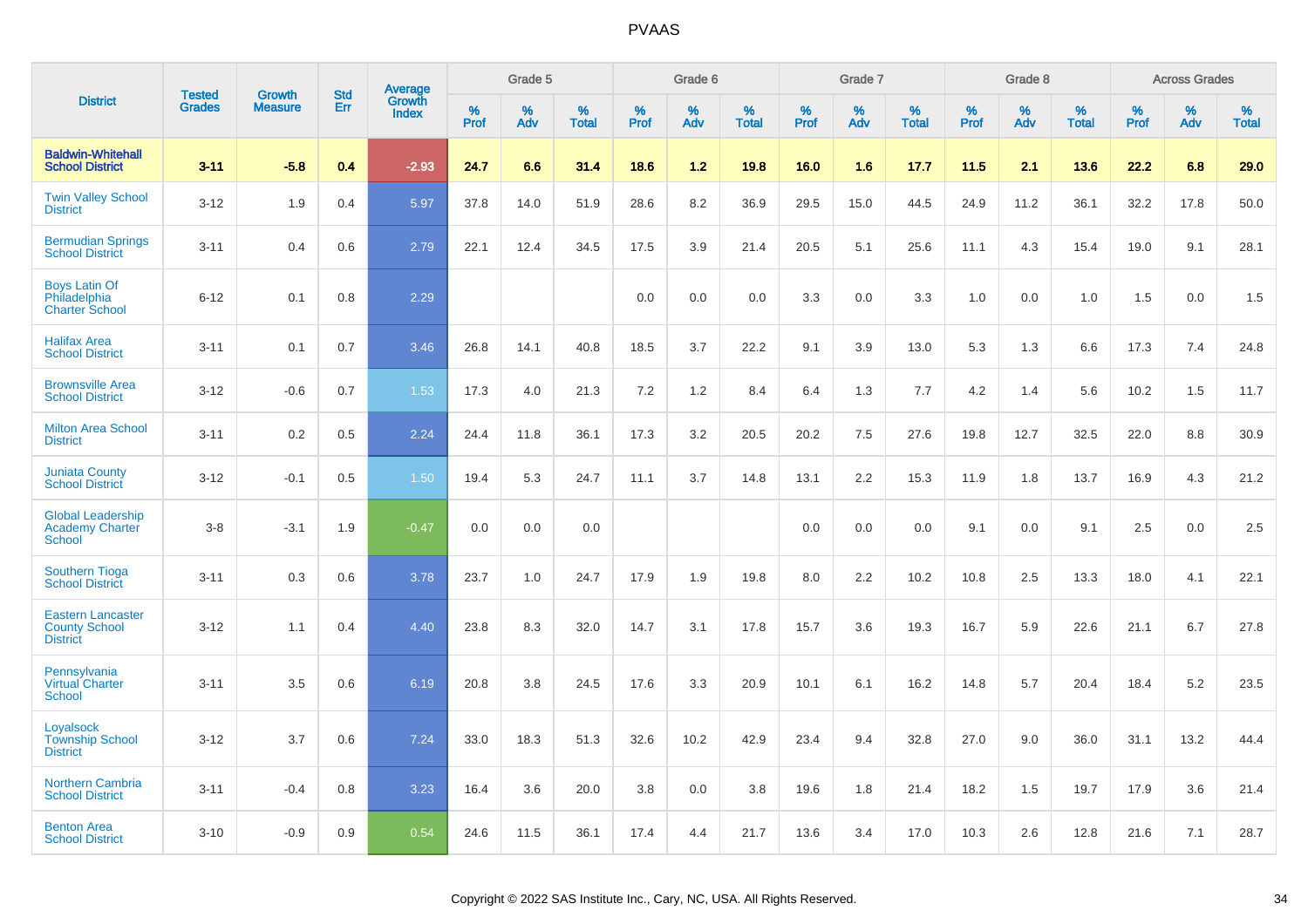# PVAAS

| District | Tested Grades | Growth Measure | Std Err | Average Growth Index | Grade 5 | | | Grade 6 | | | Grade 7 | | | Grade 8 | | | Across Grades | | |
|---|---|---|---|---|---|---|---|---|---|---|---|---|---|---|---|---|---|---|---|
| | | | | | % Prof | % Adv | % Total | % Prof | % Adv | % Total | % Prof | % Adv | % Total | % Prof | % Adv | % Total | % Prof | % Adv | % Total |
| **Baldwin-Whitehall School District** | **3-11** | **-5.8** | **0.4** | **-2.93** | **24.7** | **6.6** | **31.4** | **18.6** | **1.2** | **19.8** | **16.0** | **1.6** | **17.7** | **11.5** | **2.1** | **13.6** | **22.2** | **6.8** | **29.0** |
| Twin Valley School District | 3-12 | 1.9 | 0.4 | 5.97 | 37.8 | 14.0 | 51.9 | 28.6 | 8.2 | 36.9 | 29.5 | 15.0 | 44.5 | 24.9 | 11.2 | 36.1 | 32.2 | 17.8 | 50.0 |
| Bermudian Springs School District | 3-11 | 0.4 | 0.6 | 2.79 | 22.1 | 12.4 | 34.5 | 17.5 | 3.9 | 21.4 | 20.5 | 5.1 | 25.6 | 11.1 | 4.3 | 15.4 | 19.0 | 9.1 | 28.1 |
| Boys Latin Of Philadelphia Charter School | 6-12 | 0.1 | 0.8 | 2.29 | | | | 0.0 | 0.0 | 0.0 | 3.3 | 0.0 | 3.3 | 1.0 | 0.0 | 1.0 | 1.5 | 0.0 | 1.5 |
| Halifax Area School District | 3-11 | 0.1 | 0.7 | 3.46 | 26.8 | 14.1 | 40.8 | 18.5 | 3.7 | 22.2 | 9.1 | 3.9 | 13.0 | 5.3 | 1.3 | 6.6 | 17.3 | 7.4 | 24.8 |
| Brownsville Area School District | 3-12 | -0.6 | 0.7 | 1.53 | 17.3 | 4.0 | 21.3 | 7.2 | 1.2 | 8.4 | 6.4 | 1.3 | 7.7 | 4.2 | 1.4 | 5.6 | 10.2 | 1.5 | 11.7 |
| Milton Area School District | 3-11 | 0.2 | 0.5 | 2.24 | 24.4 | 11.8 | 36.1 | 17.3 | 3.2 | 20.5 | 20.2 | 7.5 | 27.6 | 19.8 | 12.7 | 32.5 | 22.0 | 8.8 | 30.9 |
| Juniata County School District | 3-12 | -0.1 | 0.5 | 1.50 | 19.4 | 5.3 | 24.7 | 11.1 | 3.7 | 14.8 | 13.1 | 2.2 | 15.3 | 11.9 | 1.8 | 13.7 | 16.9 | 4.3 | 21.2 |
| Global Leadership Academy Charter School | 3-8 | -3.1 | 1.9 | -0.47 | 0.0 | 0.0 | 0.0 | | | | 0.0 | 0.0 | 0.0 | 9.1 | 0.0 | 9.1 | 2.5 | 0.0 | 2.5 |
| Southern Tioga School District | 3-11 | 0.3 | 0.6 | 3.78 | 23.7 | 1.0 | 24.7 | 17.9 | 1.9 | 19.8 | 8.0 | 2.2 | 10.2 | 10.8 | 2.5 | 13.3 | 18.0 | 4.1 | 22.1 |
| Eastern Lancaster County School District | 3-12 | 1.1 | 0.4 | 4.40 | 23.8 | 8.3 | 32.0 | 14.7 | 3.1 | 17.8 | 15.7 | 3.6 | 19.3 | 16.7 | 5.9 | 22.6 | 21.1 | 6.7 | 27.8 |
| Pennsylvania Virtual Charter School | 3-11 | 3.5 | 0.6 | 6.19 | 20.8 | 3.8 | 24.5 | 17.6 | 3.3 | 20.9 | 10.1 | 6.1 | 16.2 | 14.8 | 5.7 | 20.4 | 18.4 | 5.2 | 23.5 |
| Loyalsock Township School District | 3-12 | 3.7 | 0.6 | 7.24 | 33.0 | 18.3 | 51.3 | 32.6 | 10.2 | 42.9 | 23.4 | 9.4 | 32.8 | 27.0 | 9.0 | 36.0 | 31.1 | 13.2 | 44.4 |
| Northern Cambria School District | 3-11 | -0.4 | 0.8 | 3.23 | 16.4 | 3.6 | 20.0 | 3.8 | 0.0 | 3.8 | 19.6 | 1.8 | 21.4 | 18.2 | 1.5 | 19.7 | 17.9 | 3.6 | 21.4 |
| Benton Area School District | 3-10 | -0.9 | 0.9 | 0.54 | 24.6 | 11.5 | 36.1 | 17.4 | 4.4 | 21.7 | 13.6 | 3.4 | 17.0 | 10.3 | 2.6 | 12.8 | 21.6 | 7.1 | 28.7 |

Copyright © 2022 SAS Institute Inc., Cary, NC, USA. All Rights Reserved.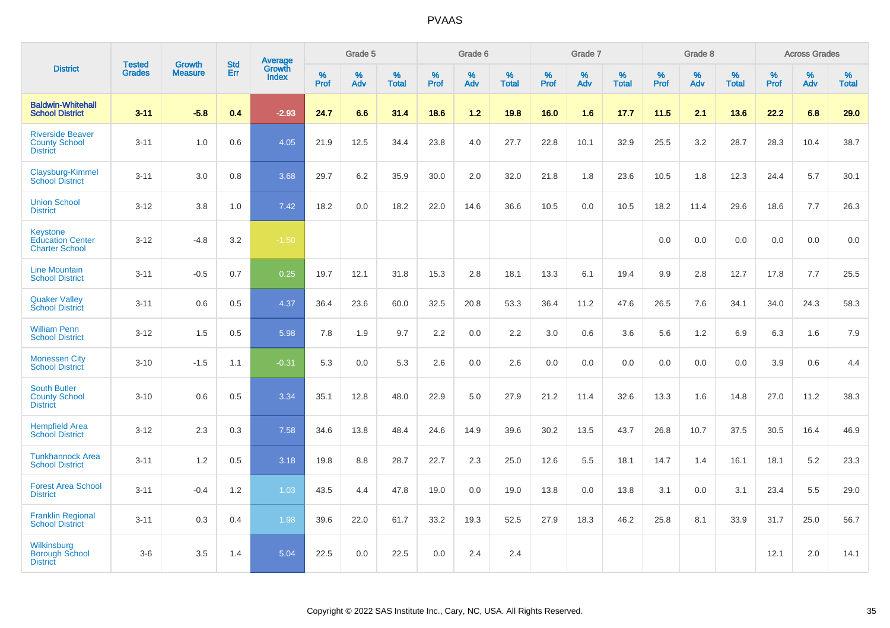# PVAAS

| District | Tested Grades | Growth Measure | Std Err | Average Growth Index | Grade 5 | | | Grade 6 | | | Grade 7 | | | Grade 8 | | | Across Grades | | |
|---|---|---|---|---|---|---|---|---|---|---|---|---|---|---|---|---|---|---|---|
| | | | | | % Prof | % Adv | % Total | % Prof | % Adv | % Total | % Prof | % Adv | % Total | % Prof | % Adv | % Total | % Prof | % Adv | % Total |
| **Baldwin-Whitehall School District** | **3-11** | **-5.8** | **0.4** | **-2.93** | **24.7** | **6.6** | **31.4** | **18.6** | **1.2** | **19.8** | **16.0** | **1.6** | **17.7** | **11.5** | **2.1** | **13.6** | **22.2** | **6.8** | **29.0** |
| Riverside Beaver County School District | 3-11 | 1.0 | 0.6 | 4.05 | 21.9 | 12.5 | 34.4 | 23.8 | 4.0 | 27.7 | 22.8 | 10.1 | 32.9 | 25.5 | 3.2 | 28.7 | 28.3 | 10.4 | 38.7 |
| Claysburg-Kimmel School District | 3-11 | 3.0 | 0.8 | 3.68 | 29.7 | 6.2 | 35.9 | 30.0 | 2.0 | 32.0 | 21.8 | 1.8 | 23.6 | 10.5 | 1.8 | 12.3 | 24.4 | 5.7 | 30.1 |
| Union School District | 3-12 | 3.8 | 1.0 | 7.42 | 18.2 | 0.0 | 18.2 | 22.0 | 14.6 | 36.6 | 10.5 | 0.0 | 10.5 | 18.2 | 11.4 | 29.6 | 18.6 | 7.7 | 26.3 |
| Keystone Education Center Charter School | 3-12 | -4.8 | 3.2 | -1.50 | | | | | | | | | | 0.0 | 0.0 | 0.0 | 0.0 | 0.0 | 0.0 |
| Line Mountain School District | 3-11 | -0.5 | 0.7 | 0.25 | 19.7 | 12.1 | 31.8 | 15.3 | 2.8 | 18.1 | 13.3 | 6.1 | 19.4 | 9.9 | 2.8 | 12.7 | 17.8 | 7.7 | 25.5 |
| Quaker Valley School District | 3-11 | 0.6 | 0.5 | 4.37 | 36.4 | 23.6 | 60.0 | 32.5 | 20.8 | 53.3 | 36.4 | 11.2 | 47.6 | 26.5 | 7.6 | 34.1 | 34.0 | 24.3 | 58.3 |
| William Penn School District | 3-12 | 1.5 | 0.5 | 5.98 | 7.8 | 1.9 | 9.7 | 2.2 | 0.0 | 2.2 | 3.0 | 0.6 | 3.6 | 5.6 | 1.2 | 6.9 | 6.3 | 1.6 | 7.9 |
| Monessen City School District | 3-10 | -1.5 | 1.1 | -0.31 | 5.3 | 0.0 | 5.3 | 2.6 | 0.0 | 2.6 | 0.0 | 0.0 | 0.0 | 0.0 | 0.0 | 0.0 | 3.9 | 0.6 | 4.4 |
| South Butler County School District | 3-10 | 0.6 | 0.5 | 3.34 | 35.1 | 12.8 | 48.0 | 22.9 | 5.0 | 27.9 | 21.2 | 11.4 | 32.6 | 13.3 | 1.6 | 14.8 | 27.0 | 11.2 | 38.3 |
| Hempfield Area School District | 3-12 | 2.3 | 0.3 | 7.58 | 34.6 | 13.8 | 48.4 | 24.6 | 14.9 | 39.6 | 30.2 | 13.5 | 43.7 | 26.8 | 10.7 | 37.5 | 30.5 | 16.4 | 46.9 |
| Tunkhannock Area School District | 3-11 | 1.2 | 0.5 | 3.18 | 19.8 | 8.8 | 28.7 | 22.7 | 2.3 | 25.0 | 12.6 | 5.5 | 18.1 | 14.7 | 1.4 | 16.1 | 18.1 | 5.2 | 23.3 |
| Forest Area School District | 3-11 | -0.4 | 1.2 | 1.03 | 43.5 | 4.4 | 47.8 | 19.0 | 0.0 | 19.0 | 13.8 | 0.0 | 13.8 | 3.1 | 0.0 | 3.1 | 23.4 | 5.5 | 29.0 |
| Franklin Regional School District | 3-11 | 0.3 | 0.4 | 1.98 | 39.6 | 22.0 | 61.7 | 33.2 | 19.3 | 52.5 | 27.9 | 18.3 | 46.2 | 25.8 | 8.1 | 33.9 | 31.7 | 25.0 | 56.7 |
| Wilkinsburg Borough School District | 3-6 | 3.5 | 1.4 | 5.04 | 22.5 | 0.0 | 22.5 | 0.0 | 2.4 | 2.4 | | | | | | | 12.1 | 2.0 | 14.1 |

Copyright © 2022 SAS Institute Inc., Cary, NC, USA. All Rights Reserved.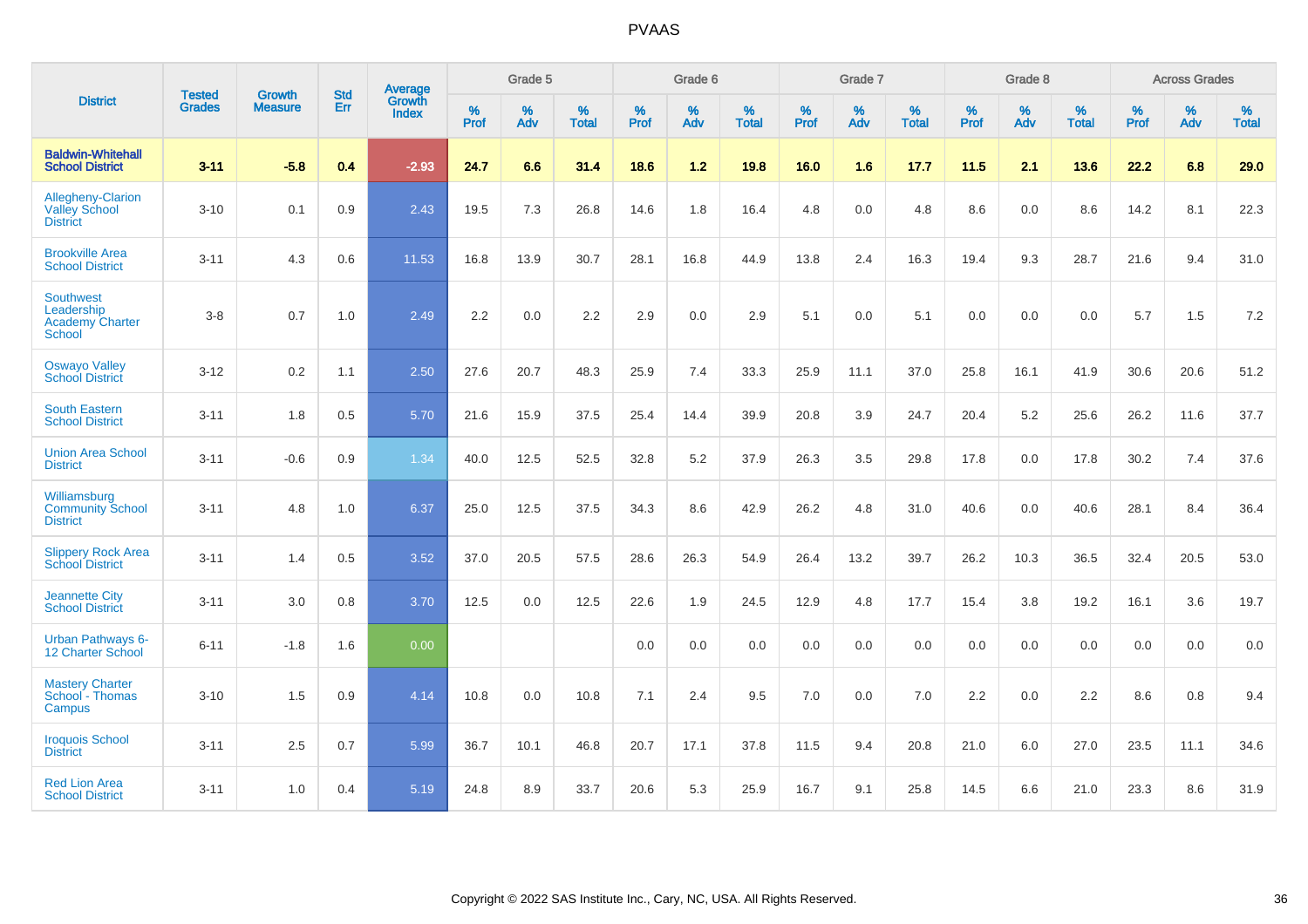# PVAAS

| District | Tested Grades | Growth Measure | Std Err | Average Growth Index | Grade 5 | | | Grade 6 | | | Grade 7 | | | Grade 8 | | | Across Grades | | |
|---|---|---|---|---|---|---|---|---|---|---|---|---|---|---|---|---|---|---|---|
| | | | | | % Prof | % Adv | % Total | % Prof | % Adv | % Total | % Prof | % Adv | % Total | % Prof | % Adv | % Total | % Prof | % Adv | % Total |
| **Baldwin-Whitehall School District** | **3-11** | **-5.8** | **0.4** | **-2.93** | **24.7** | **6.6** | **31.4** | **18.6** | **1.2** | **19.8** | **16.0** | **1.6** | **17.7** | **11.5** | **2.1** | **13.6** | **22.2** | **6.8** | **29.0** |
| Allegheny-Clarion Valley School District | 3-10 | 0.1 | 0.9 | 2.43 | 19.5 | 7.3 | 26.8 | 14.6 | 1.8 | 16.4 | 4.8 | 0.0 | 4.8 | 8.6 | 0.0 | 8.6 | 14.2 | 8.1 | 22.3 |
| Brookville Area School District | 3-11 | 4.3 | 0.6 | 11.53 | 16.8 | 13.9 | 30.7 | 28.1 | 16.8 | 44.9 | 13.8 | 2.4 | 16.3 | 19.4 | 9.3 | 28.7 | 21.6 | 9.4 | 31.0 |
| Southwest Leadership Academy Charter School | 3-8 | 0.7 | 1.0 | 2.49 | 2.2 | 0.0 | 2.2 | 2.9 | 0.0 | 2.9 | 5.1 | 0.0 | 5.1 | 0.0 | 0.0 | 0.0 | 5.7 | 1.5 | 7.2 |
| Oswayo Valley School District | 3-12 | 0.2 | 1.1 | 2.50 | 27.6 | 20.7 | 48.3 | 25.9 | 7.4 | 33.3 | 25.9 | 11.1 | 37.0 | 25.8 | 16.1 | 41.9 | 30.6 | 20.6 | 51.2 |
| South Eastern School District | 3-11 | 1.8 | 0.5 | 5.70 | 21.6 | 15.9 | 37.5 | 25.4 | 14.4 | 39.9 | 20.8 | 3.9 | 24.7 | 20.4 | 5.2 | 25.6 | 26.2 | 11.6 | 37.7 |
| Union Area School District | 3-11 | -0.6 | 0.9 | 1.34 | 40.0 | 12.5 | 52.5 | 32.8 | 5.2 | 37.9 | 26.3 | 3.5 | 29.8 | 17.8 | 0.0 | 17.8 | 30.2 | 7.4 | 37.6 |
| Williamsburg Community School District | 3-11 | 4.8 | 1.0 | 6.37 | 25.0 | 12.5 | 37.5 | 34.3 | 8.6 | 42.9 | 26.2 | 4.8 | 31.0 | 40.6 | 0.0 | 40.6 | 28.1 | 8.4 | 36.4 |
| Slippery Rock Area School District | 3-11 | 1.4 | 0.5 | 3.52 | 37.0 | 20.5 | 57.5 | 28.6 | 26.3 | 54.9 | 26.4 | 13.2 | 39.7 | 26.2 | 10.3 | 36.5 | 32.4 | 20.5 | 53.0 |
| Jeannette City School District | 3-11 | 3.0 | 0.8 | 3.70 | 12.5 | 0.0 | 12.5 | 22.6 | 1.9 | 24.5 | 12.9 | 4.8 | 17.7 | 15.4 | 3.8 | 19.2 | 16.1 | 3.6 | 19.7 |
| Urban Pathways 6-12 Charter School | 6-11 | -1.8 | 1.6 | 0.00 | | | | 0.0 | 0.0 | 0.0 | 0.0 | 0.0 | 0.0 | 0.0 | 0.0 | 0.0 | 0.0 | 0.0 | 0.0 |
| Mastery Charter School - Thomas Campus | 3-10 | 1.5 | 0.9 | 4.14 | 10.8 | 0.0 | 10.8 | 7.1 | 2.4 | 9.5 | 7.0 | 0.0 | 7.0 | 2.2 | 0.0 | 2.2 | 8.6 | 0.8 | 9.4 |
| Iroquois School District | 3-11 | 2.5 | 0.7 | 5.99 | 36.7 | 10.1 | 46.8 | 20.7 | 17.1 | 37.8 | 11.5 | 9.4 | 20.8 | 21.0 | 6.0 | 27.0 | 23.5 | 11.1 | 34.6 |
| Red Lion Area School District | 3-11 | 1.0 | 0.4 | 5.19 | 24.8 | 8.9 | 33.7 | 20.6 | 5.3 | 25.9 | 16.7 | 9.1 | 25.8 | 14.5 | 6.6 | 21.0 | 23.3 | 8.6 | 31.9 |

Copyright © 2022 SAS Institute Inc., Cary, NC, USA. All Rights Reserved.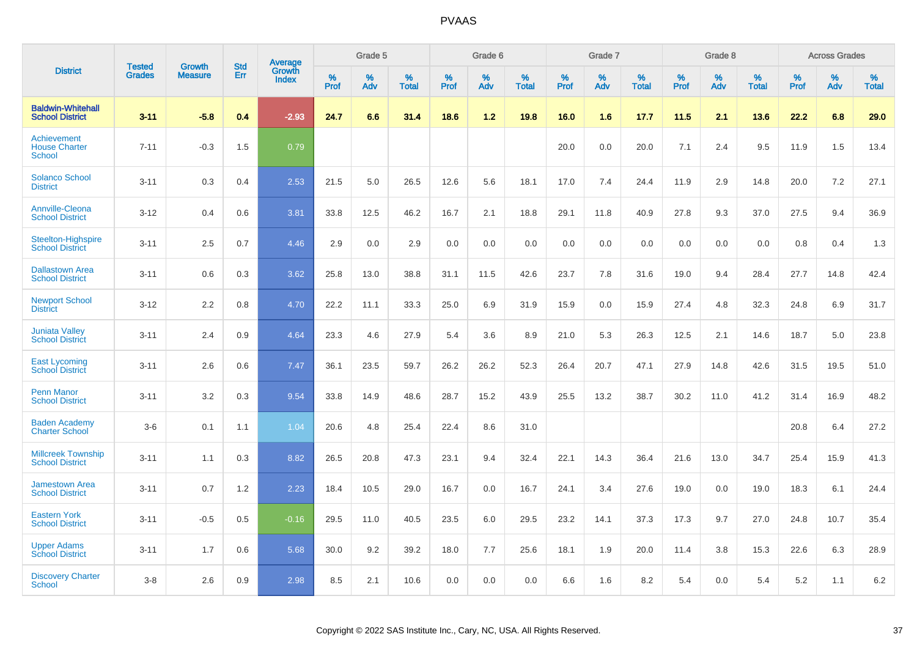# PVAAS

| District | Tested Grades | Growth Measure | Std Err | Average Growth Index | Grade 5 | | | Grade 6 | | | Grade 7 | | | Grade 8 | | | Across Grades | | |
|---|---|---|---|---|---|---|---|---|---|---|---|---|---|---|---|---|---|---|---|
| | | | | | % Prof | % Adv | % Total | % Prof | % Adv | % Total | % Prof | % Adv | % Total | % Prof | % Adv | % Total | % Prof | % Adv | % Total |
| **Baldwin-Whitehall School District** | **3-11** | **-5.8** | **0.4** | **-2.93** | **24.7** | **6.6** | **31.4** | **18.6** | **1.2** | **19.8** | **16.0** | **1.6** | **17.7** | **11.5** | **2.1** | **13.6** | **22.2** | **6.8** | **29.0** |
| Achievement House Charter School | 7-11 | -0.3 | 1.5 | 0.79 | | | | | | | 20.0 | 0.0 | 20.0 | 7.1 | 2.4 | 9.5 | 11.9 | 1.5 | 13.4 |
| Solanco School District | 3-11 | 0.3 | 0.4 | 2.53 | 21.5 | 5.0 | 26.5 | 12.6 | 5.6 | 18.1 | 17.0 | 7.4 | 24.4 | 11.9 | 2.9 | 14.8 | 20.0 | 7.2 | 27.1 |
| Annville-Cleona School District | 3-12 | 0.4 | 0.6 | 3.81 | 33.8 | 12.5 | 46.2 | 16.7 | 2.1 | 18.8 | 29.1 | 11.8 | 40.9 | 27.8 | 9.3 | 37.0 | 27.5 | 9.4 | 36.9 |
| Steelton-Highspire School District | 3-11 | 2.5 | 0.7 | 4.46 | 2.9 | 0.0 | 2.9 | 0.0 | 0.0 | 0.0 | 0.0 | 0.0 | 0.0 | 0.0 | 0.0 | 0.0 | 0.8 | 0.4 | 1.3 |
| Dallastown Area School District | 3-11 | 0.6 | 0.3 | 3.62 | 25.8 | 13.0 | 38.8 | 31.1 | 11.5 | 42.6 | 23.7 | 7.8 | 31.6 | 19.0 | 9.4 | 28.4 | 27.7 | 14.8 | 42.4 |
| Newport School District | 3-12 | 2.2 | 0.8 | 4.70 | 22.2 | 11.1 | 33.3 | 25.0 | 6.9 | 31.9 | 15.9 | 0.0 | 15.9 | 27.4 | 4.8 | 32.3 | 24.8 | 6.9 | 31.7 |
| Juniata Valley School District | 3-11 | 2.4 | 0.9 | 4.64 | 23.3 | 4.6 | 27.9 | 5.4 | 3.6 | 8.9 | 21.0 | 5.3 | 26.3 | 12.5 | 2.1 | 14.6 | 18.7 | 5.0 | 23.8 |
| East Lycoming School District | 3-11 | 2.6 | 0.6 | 7.47 | 36.1 | 23.5 | 59.7 | 26.2 | 26.2 | 52.3 | 26.4 | 20.7 | 47.1 | 27.9 | 14.8 | 42.6 | 31.5 | 19.5 | 51.0 |
| Penn Manor School District | 3-11 | 3.2 | 0.3 | 9.54 | 33.8 | 14.9 | 48.6 | 28.7 | 15.2 | 43.9 | 25.5 | 13.2 | 38.7 | 30.2 | 11.0 | 41.2 | 31.4 | 16.9 | 48.2 |
| Baden Academy Charter School | 3-6 | 0.1 | 1.1 | 1.04 | 20.6 | 4.8 | 25.4 | 22.4 | 8.6 | 31.0 | | | | | | | 20.8 | 6.4 | 27.2 |
| Millcreek Township School District | 3-11 | 1.1 | 0.3 | 8.82 | 26.5 | 20.8 | 47.3 | 23.1 | 9.4 | 32.4 | 22.1 | 14.3 | 36.4 | 21.6 | 13.0 | 34.7 | 25.4 | 15.9 | 41.3 |
| Jamestown Area School District | 3-11 | 0.7 | 1.2 | 2.23 | 18.4 | 10.5 | 29.0 | 16.7 | 0.0 | 16.7 | 24.1 | 3.4 | 27.6 | 19.0 | 0.0 | 19.0 | 18.3 | 6.1 | 24.4 |
| Eastern York School District | 3-11 | -0.5 | 0.5 | -0.16 | 29.5 | 11.0 | 40.5 | 23.5 | 6.0 | 29.5 | 23.2 | 14.1 | 37.3 | 17.3 | 9.7 | 27.0 | 24.8 | 10.7 | 35.4 |
| Upper Adams School District | 3-11 | 1.7 | 0.6 | 5.68 | 30.0 | 9.2 | 39.2 | 18.0 | 7.7 | 25.6 | 18.1 | 1.9 | 20.0 | 11.4 | 3.8 | 15.3 | 22.6 | 6.3 | 28.9 |
| Discovery Charter School | 3-8 | 2.6 | 0.9 | 2.98 | 8.5 | 2.1 | 10.6 | 0.0 | 0.0 | 0.0 | 6.6 | 1.6 | 8.2 | 5.4 | 0.0 | 5.4 | 5.2 | 1.1 | 6.2 |

Copyright © 2022 SAS Institute Inc., Cary, NC, USA. All Rights Reserved.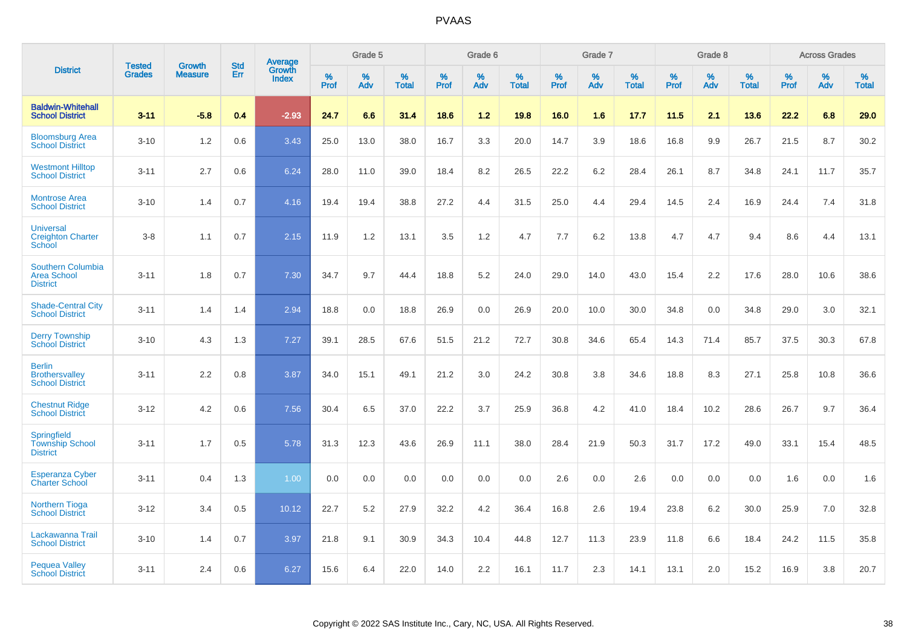# PVAAS

| District | Tested Grades | Growth Measure | Std Err | Average Growth Index | Grade 5 | | | Grade 6 | | | Grade 7 | | | Grade 8 | | | Across Grades | | |
|---|---|---|---|---|---|---|---|---|---|---|---|---|---|---|---|---|---|---|---|
| | | | | | % Prof | % Adv | % Total | % Prof | % Adv | % Total | % Prof | % Adv | % Total | % Prof | % Adv | % Total | % Prof | % Adv | % Total |
| **Baldwin-Whitehall School District** | **3-11** | **-5.8** | **0.4** | **-2.93** | **24.7** | **6.6** | **31.4** | **18.6** | **1.2** | **19.8** | **16.0** | **1.6** | **17.7** | **11.5** | **2.1** | **13.6** | **22.2** | **6.8** | **29.0** |
| Bloomsburg Area School District | 3-10 | 1.2 | 0.6 | 3.43 | 25.0 | 13.0 | 38.0 | 16.7 | 3.3 | 20.0 | 14.7 | 3.9 | 18.6 | 16.8 | 9.9 | 26.7 | 21.5 | 8.7 | 30.2 |
| Westmont Hilltop School District | 3-11 | 2.7 | 0.6 | 6.24 | 28.0 | 11.0 | 39.0 | 18.4 | 8.2 | 26.5 | 22.2 | 6.2 | 28.4 | 26.1 | 8.7 | 34.8 | 24.1 | 11.7 | 35.7 |
| Montrose Area School District | 3-10 | 1.4 | 0.7 | 4.16 | 19.4 | 19.4 | 38.8 | 27.2 | 4.4 | 31.5 | 25.0 | 4.4 | 29.4 | 14.5 | 2.4 | 16.9 | 24.4 | 7.4 | 31.8 |
| Universal Creighton Charter School | 3-8 | 1.1 | 0.7 | 2.15 | 11.9 | 1.2 | 13.1 | 3.5 | 1.2 | 4.7 | 7.7 | 6.2 | 13.8 | 4.7 | 4.7 | 9.4 | 8.6 | 4.4 | 13.1 |
| Southern Columbia Area School District | 3-11 | 1.8 | 0.7 | 7.30 | 34.7 | 9.7 | 44.4 | 18.8 | 5.2 | 24.0 | 29.0 | 14.0 | 43.0 | 15.4 | 2.2 | 17.6 | 28.0 | 10.6 | 38.6 |
| Shade-Central City School District | 3-11 | 1.4 | 1.4 | 2.94 | 18.8 | 0.0 | 18.8 | 26.9 | 0.0 | 26.9 | 20.0 | 10.0 | 30.0 | 34.8 | 0.0 | 34.8 | 29.0 | 3.0 | 32.1 |
| Derry Township School District | 3-10 | 4.3 | 1.3 | 7.27 | 39.1 | 28.5 | 67.6 | 51.5 | 21.2 | 72.7 | 30.8 | 34.6 | 65.4 | 14.3 | 71.4 | 85.7 | 37.5 | 30.3 | 67.8 |
| Berlin Brothersvalley School District | 3-11 | 2.2 | 0.8 | 3.87 | 34.0 | 15.1 | 49.1 | 21.2 | 3.0 | 24.2 | 30.8 | 3.8 | 34.6 | 18.8 | 8.3 | 27.1 | 25.8 | 10.8 | 36.6 |
| Chestnut Ridge School District | 3-12 | 4.2 | 0.6 | 7.56 | 30.4 | 6.5 | 37.0 | 22.2 | 3.7 | 25.9 | 36.8 | 4.2 | 41.0 | 18.4 | 10.2 | 28.6 | 26.7 | 9.7 | 36.4 |
| Springfield Township School District | 3-11 | 1.7 | 0.5 | 5.78 | 31.3 | 12.3 | 43.6 | 26.9 | 11.1 | 38.0 | 28.4 | 21.9 | 50.3 | 31.7 | 17.2 | 49.0 | 33.1 | 15.4 | 48.5 |
| Esperanza Cyber Charter School | 3-11 | 0.4 | 1.3 | 1.00 | 0.0 | 0.0 | 0.0 | 0.0 | 0.0 | 0.0 | 2.6 | 0.0 | 2.6 | 0.0 | 0.0 | 0.0 | 1.6 | 0.0 | 1.6 |
| Northern Tioga School District | 3-12 | 3.4 | 0.5 | 10.12 | 22.7 | 5.2 | 27.9 | 32.2 | 4.2 | 36.4 | 16.8 | 2.6 | 19.4 | 23.8 | 6.2 | 30.0 | 25.9 | 7.0 | 32.8 |
| Lackawanna Trail School District | 3-10 | 1.4 | 0.7 | 3.97 | 21.8 | 9.1 | 30.9 | 34.3 | 10.4 | 44.8 | 12.7 | 11.3 | 23.9 | 11.8 | 6.6 | 18.4 | 24.2 | 11.5 | 35.8 |
| Pequea Valley School District | 3-11 | 2.4 | 0.6 | 6.27 | 15.6 | 6.4 | 22.0 | 14.0 | 2.2 | 16.1 | 11.7 | 2.3 | 14.1 | 13.1 | 2.0 | 15.2 | 16.9 | 3.8 | 20.7 |

Copyright © 2022 SAS Institute Inc., Cary, NC, USA. All Rights Reserved.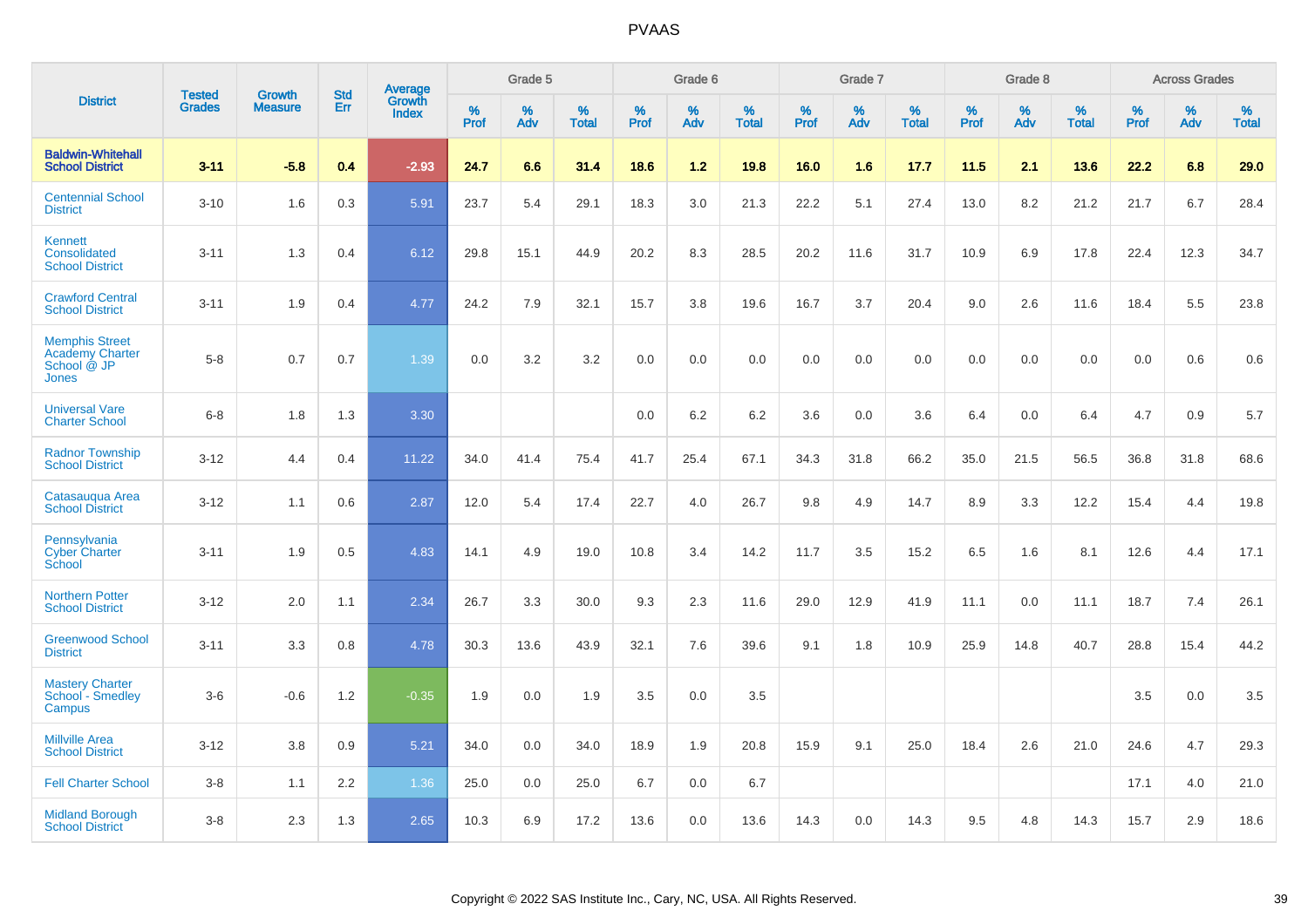| District | Tested Grades | Growth Measure | Std Err | Average Growth Index | Grade 5 | | | Grade 6 | | | Grade 7 | | | Grade 8 | | | Across Grades | | |
|---|---|---|---|---|---|---|---|---|---|---|---|---|---|---|---|---|---|---|---|
| | | | | | % Prof | % Adv | % Total | % Prof | % Adv | % Total | % Prof | % Adv | % Total | % Prof | % Adv | % Total | % Prof | % Adv | % Total |
| **Baldwin-Whitehall School District** | **3-11** | **-5.8** | **0.4** | **-2.93** | **24.7** | **6.6** | **31.4** | **18.6** | **1.2** | **19.8** | **16.0** | **1.6** | **17.7** | **11.5** | **2.1** | **13.6** | **22.2** | **6.8** | **29.0** |
| Centennial School District | 3-10 | 1.6 | 0.3 | 5.91 | 23.7 | 5.4 | 29.1 | 18.3 | 3.0 | 21.3 | 22.2 | 5.1 | 27.4 | 13.0 | 8.2 | 21.2 | 21.7 | 6.7 | 28.4 |
| Kennett Consolidated School District | 3-11 | 1.3 | 0.4 | 6.12 | 29.8 | 15.1 | 44.9 | 20.2 | 8.3 | 28.5 | 20.2 | 11.6 | 31.7 | 10.9 | 6.9 | 17.8 | 22.4 | 12.3 | 34.7 |
| Crawford Central School District | 3-11 | 1.9 | 0.4 | 4.77 | 24.2 | 7.9 | 32.1 | 15.7 | 3.8 | 19.6 | 16.7 | 3.7 | 20.4 | 9.0 | 2.6 | 11.6 | 18.4 | 5.5 | 23.8 |
| Memphis Street Academy Charter School @ JP Jones | 5-8 | 0.7 | 0.7 | 1.39 | 0.0 | 3.2 | 3.2 | 0.0 | 0.0 | 0.0 | 0.0 | 0.0 | 0.0 | 0.0 | 0.0 | 0.0 | 0.0 | 0.6 | 0.6 |
| Universal Vare Charter School | 6-8 | 1.8 | 1.3 | 3.30 | | | | 0.0 | 6.2 | 6.2 | 3.6 | 0.0 | 3.6 | 6.4 | 0.0 | 6.4 | 4.7 | 0.9 | 5.7 |
| Radnor Township School District | 3-12 | 4.4 | 0.4 | 11.22 | 34.0 | 41.4 | 75.4 | 41.7 | 25.4 | 67.1 | 34.3 | 31.8 | 66.2 | 35.0 | 21.5 | 56.5 | 36.8 | 31.8 | 68.6 |
| Catasauqua Area School District | 3-12 | 1.1 | 0.6 | 2.87 | 12.0 | 5.4 | 17.4 | 22.7 | 4.0 | 26.7 | 9.8 | 4.9 | 14.7 | 8.9 | 3.3 | 12.2 | 15.4 | 4.4 | 19.8 |
| Pennsylvania Cyber Charter School | 3-11 | 1.9 | 0.5 | 4.83 | 14.1 | 4.9 | 19.0 | 10.8 | 3.4 | 14.2 | 11.7 | 3.5 | 15.2 | 6.5 | 1.6 | 8.1 | 12.6 | 4.4 | 17.1 |
| Northern Potter School District | 3-12 | 2.0 | 1.1 | 2.34 | 26.7 | 3.3 | 30.0 | 9.3 | 2.3 | 11.6 | 29.0 | 12.9 | 41.9 | 11.1 | 0.0 | 11.1 | 18.7 | 7.4 | 26.1 |
| Greenwood School District | 3-11 | 3.3 | 0.8 | 4.78 | 30.3 | 13.6 | 43.9 | 32.1 | 7.6 | 39.6 | 9.1 | 1.8 | 10.9 | 25.9 | 14.8 | 40.7 | 28.8 | 15.4 | 44.2 |
| Mastery Charter School - Smedley Campus | 3-6 | -0.6 | 1.2 | -0.35 | 1.9 | 0.0 | 1.9 | 3.5 | 0.0 | 3.5 | | | | | | | 3.5 | 0.0 | 3.5 |
| Millville Area School District | 3-12 | 3.8 | 0.9 | 5.21 | 34.0 | 0.0 | 34.0 | 18.9 | 1.9 | 20.8 | 15.9 | 9.1 | 25.0 | 18.4 | 2.6 | 21.0 | 24.6 | 4.7 | 29.3 |
| Fell Charter School | 3-8 | 1.1 | 2.2 | 1.36 | 25.0 | 0.0 | 25.0 | 6.7 | 0.0 | 6.7 | | | | | | | 17.1 | 4.0 | 21.0 |
| Midland Borough School District | 3-8 | 2.3 | 1.3 | 2.65 | 10.3 | 6.9 | 17.2 | 13.6 | 0.0 | 13.6 | 14.3 | 0.0 | 14.3 | 9.5 | 4.8 | 14.3 | 15.7 | 2.9 | 18.6 |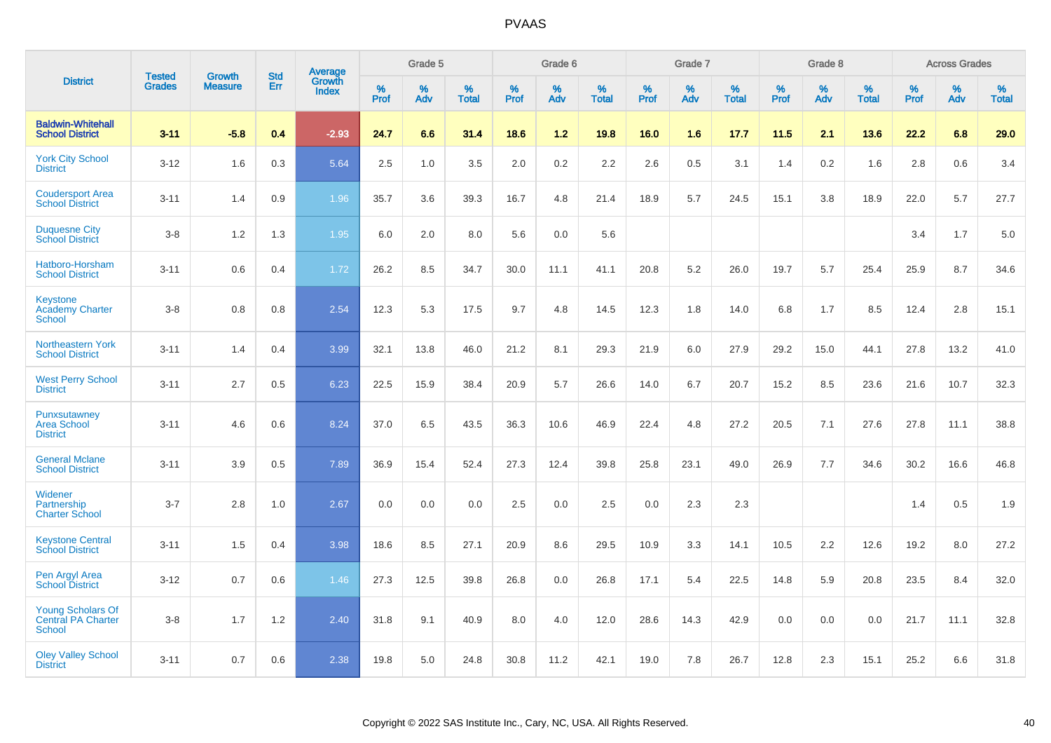# PVAAS

| District | Tested Grades | Growth Measure | Std Err | Average Growth Index | Grade 5 | | | Grade 6 | | | Grade 7 | | | Grade 8 | | | Across Grades | | |
|---|---|---|---|---|---|---|---|---|---|---|---|---|---|---|---|---|---|---|---|
| | | | | | % Prof | % Adv | % Total | % Prof | % Adv | % Total | % Prof | % Adv | % Total | % Prof | % Adv | % Total | % Prof | % Adv | % Total |
| **Baldwin-Whitehall School District** | **3-11** | **-5.8** | **0.4** | **-2.93** | **24.7** | **6.6** | **31.4** | **18.6** | **1.2** | **19.8** | **16.0** | **1.6** | **17.7** | **11.5** | **2.1** | **13.6** | **22.2** | **6.8** | **29.0** |
| York City School District | 3-12 | 1.6 | 0.3 | 5.64 | 2.5 | 1.0 | 3.5 | 2.0 | 0.2 | 2.2 | 2.6 | 0.5 | 3.1 | 1.4 | 0.2 | 1.6 | 2.8 | 0.6 | 3.4 |
| Coudersport Area School District | 3-11 | 1.4 | 0.9 | 1.96 | 35.7 | 3.6 | 39.3 | 16.7 | 4.8 | 21.4 | 18.9 | 5.7 | 24.5 | 15.1 | 3.8 | 18.9 | 22.0 | 5.7 | 27.7 |
| Duquesne City School District | 3-8 | 1.2 | 1.3 | 1.95 | 6.0 | 2.0 | 8.0 | 5.6 | 0.0 | 5.6 | | | | | | | 3.4 | 1.7 | 5.0 |
| Hatboro-Horsham School District | 3-11 | 0.6 | 0.4 | 1.72 | 26.2 | 8.5 | 34.7 | 30.0 | 11.1 | 41.1 | 20.8 | 5.2 | 26.0 | 19.7 | 5.7 | 25.4 | 25.9 | 8.7 | 34.6 |
| Keystone Academy Charter School | 3-8 | 0.8 | 0.8 | 2.54 | 12.3 | 5.3 | 17.5 | 9.7 | 4.8 | 14.5 | 12.3 | 1.8 | 14.0 | 6.8 | 1.7 | 8.5 | 12.4 | 2.8 | 15.1 |
| Northeastern York School District | 3-11 | 1.4 | 0.4 | 3.99 | 32.1 | 13.8 | 46.0 | 21.2 | 8.1 | 29.3 | 21.9 | 6.0 | 27.9 | 29.2 | 15.0 | 44.1 | 27.8 | 13.2 | 41.0 |
| West Perry School District | 3-11 | 2.7 | 0.5 | 6.23 | 22.5 | 15.9 | 38.4 | 20.9 | 5.7 | 26.6 | 14.0 | 6.7 | 20.7 | 15.2 | 8.5 | 23.6 | 21.6 | 10.7 | 32.3 |
| Punxsutawney Area School District | 3-11 | 4.6 | 0.6 | 8.24 | 37.0 | 6.5 | 43.5 | 36.3 | 10.6 | 46.9 | 22.4 | 4.8 | 27.2 | 20.5 | 7.1 | 27.6 | 27.8 | 11.1 | 38.8 |
| General Mclane School District | 3-11 | 3.9 | 0.5 | 7.89 | 36.9 | 15.4 | 52.4 | 27.3 | 12.4 | 39.8 | 25.8 | 23.1 | 49.0 | 26.9 | 7.7 | 34.6 | 30.2 | 16.6 | 46.8 |
| Widener Partnership Charter School | 3-7 | 2.8 | 1.0 | 2.67 | 0.0 | 0.0 | 0.0 | 2.5 | 0.0 | 2.5 | 0.0 | 2.3 | 2.3 | | | | 1.4 | 0.5 | 1.9 |
| Keystone Central School District | 3-11 | 1.5 | 0.4 | 3.98 | 18.6 | 8.5 | 27.1 | 20.9 | 8.6 | 29.5 | 10.9 | 3.3 | 14.1 | 10.5 | 2.2 | 12.6 | 19.2 | 8.0 | 27.2 |
| Pen Argyl Area School District | 3-12 | 0.7 | 0.6 | 1.46 | 27.3 | 12.5 | 39.8 | 26.8 | 0.0 | 26.8 | 17.1 | 5.4 | 22.5 | 14.8 | 5.9 | 20.8 | 23.5 | 8.4 | 32.0 |
| Young Scholars Of Central PA Charter School | 3-8 | 1.7 | 1.2 | 2.40 | 31.8 | 9.1 | 40.9 | 8.0 | 4.0 | 12.0 | 28.6 | 14.3 | 42.9 | 0.0 | 0.0 | 0.0 | 21.7 | 11.1 | 32.8 |
| Oley Valley School District | 3-11 | 0.7 | 0.6 | 2.38 | 19.8 | 5.0 | 24.8 | 30.8 | 11.2 | 42.1 | 19.0 | 7.8 | 26.7 | 12.8 | 2.3 | 15.1 | 25.2 | 6.6 | 31.8 |

Copyright © 2022 SAS Institute Inc., Cary, NC, USA. All Rights Reserved.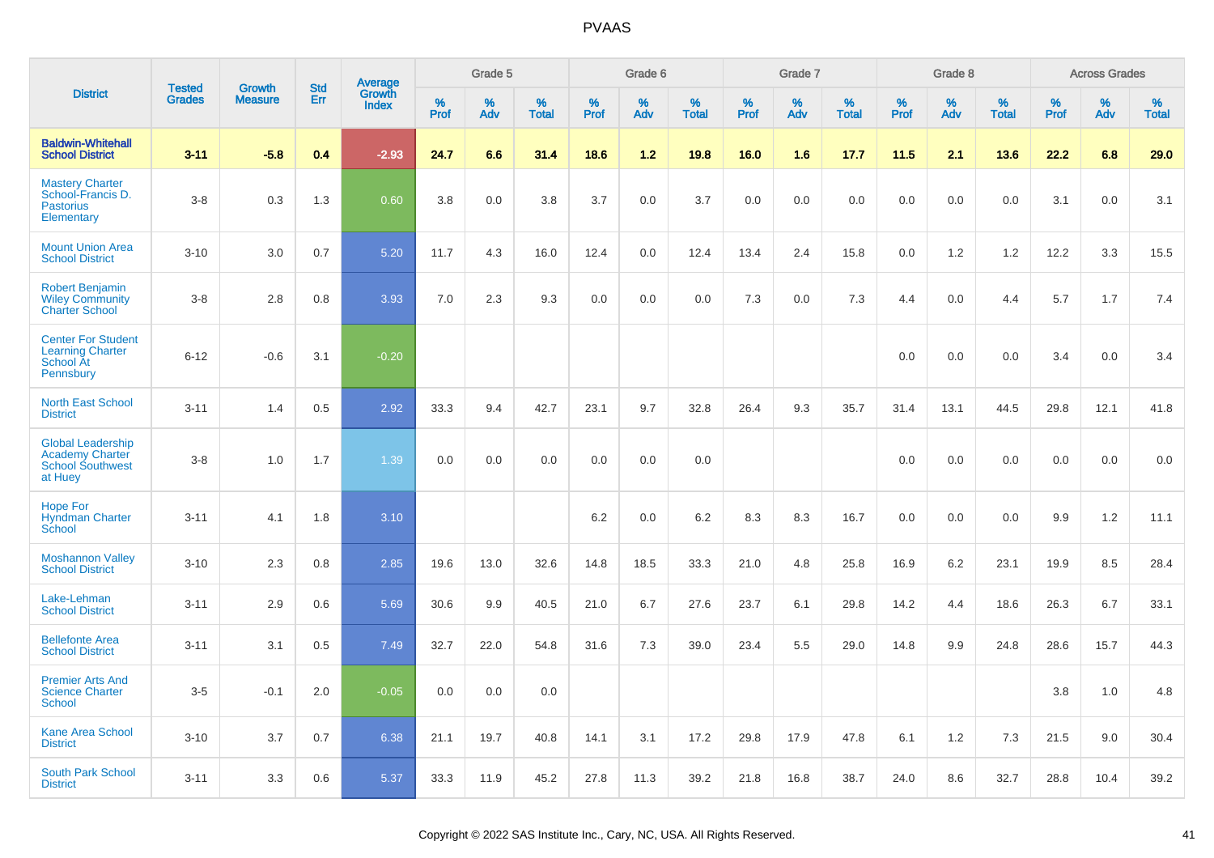# PVAAS

| District | Tested Grades | Growth Measure | Std Err | Average Growth Index | Grade 5 | | | Grade 6 | | | Grade 7 | | | Grade 8 | | | Across Grades | | |
|---|---|---|---|---|---|---|---|---|---|---|---|---|---|---|---|---|---|---|---|
| | | | | | % Prof | % Adv | % Total | % Prof | % Adv | % Total | % Prof | % Adv | % Total | % Prof | % Adv | % Total | % Prof | % Adv | % Total |
| **Baldwin-Whitehall School District** | **3-11** | **-5.8** | **0.4** | **-2.93** | **24.7** | **6.6** | **31.4** | **18.6** | **1.2** | **19.8** | **16.0** | **1.6** | **17.7** | **11.5** | **2.1** | **13.6** | **22.2** | **6.8** | **29.0** |
| Mastery Charter School-Francis D. Pastorius Elementary | 3-8 | 0.3 | 1.3 | 0.60 | 3.8 | 0.0 | 3.8 | 3.7 | 0.0 | 3.7 | 0.0 | 0.0 | 0.0 | 0.0 | 0.0 | 0.0 | 3.1 | 0.0 | 3.1 |
| Mount Union Area School District | 3-10 | 3.0 | 0.7 | 5.20 | 11.7 | 4.3 | 16.0 | 12.4 | 0.0 | 12.4 | 13.4 | 2.4 | 15.8 | 0.0 | 1.2 | 1.2 | 12.2 | 3.3 | 15.5 |
| Robert Benjamin Wiley Community Charter School | 3-8 | 2.8 | 0.8 | 3.93 | 7.0 | 2.3 | 9.3 | 0.0 | 0.0 | 0.0 | 7.3 | 0.0 | 7.3 | 4.4 | 0.0 | 4.4 | 5.7 | 1.7 | 7.4 |
| Center For Student Learning Charter School At Pennsbury | 6-12 | -0.6 | 3.1 | -0.20 | | | | | | | | | | 0.0 | 0.0 | 0.0 | 3.4 | 0.0 | 3.4 |
| North East School District | 3-11 | 1.4 | 0.5 | 2.92 | 33.3 | 9.4 | 42.7 | 23.1 | 9.7 | 32.8 | 26.4 | 9.3 | 35.7 | 31.4 | 13.1 | 44.5 | 29.8 | 12.1 | 41.8 |
| Global Leadership Academy Charter School Southwest at Huey | 3-8 | 1.0 | 1.7 | 1.39 | 0.0 | 0.0 | 0.0 | 0.0 | 0.0 | 0.0 | | | | 0.0 | 0.0 | 0.0 | 0.0 | 0.0 | 0.0 |
| Hope For Hyndman Charter School | 3-11 | 4.1 | 1.8 | 3.10 | | | | 6.2 | 0.0 | 6.2 | 8.3 | 8.3 | 16.7 | 0.0 | 0.0 | 0.0 | 9.9 | 1.2 | 11.1 |
| Moshannon Valley School District | 3-10 | 2.3 | 0.8 | 2.85 | 19.6 | 13.0 | 32.6 | 14.8 | 18.5 | 33.3 | 21.0 | 4.8 | 25.8 | 16.9 | 6.2 | 23.1 | 19.9 | 8.5 | 28.4 |
| Lake-Lehman School District | 3-11 | 2.9 | 0.6 | 5.69 | 30.6 | 9.9 | 40.5 | 21.0 | 6.7 | 27.6 | 23.7 | 6.1 | 29.8 | 14.2 | 4.4 | 18.6 | 26.3 | 6.7 | 33.1 |
| Bellefonte Area School District | 3-11 | 3.1 | 0.5 | 7.49 | 32.7 | 22.0 | 54.8 | 31.6 | 7.3 | 39.0 | 23.4 | 5.5 | 29.0 | 14.8 | 9.9 | 24.8 | 28.6 | 15.7 | 44.3 |
| Premier Arts And Science Charter School | 3-5 | -0.1 | 2.0 | -0.05 | 0.0 | 0.0 | 0.0 | | | | | | | | | | 3.8 | 1.0 | 4.8 |
| Kane Area School District | 3-10 | 3.7 | 0.7 | 6.38 | 21.1 | 19.7 | 40.8 | 14.1 | 3.1 | 17.2 | 29.8 | 17.9 | 47.8 | 6.1 | 1.2 | 7.3 | 21.5 | 9.0 | 30.4 |
| South Park School District | 3-11 | 3.3 | 0.6 | 5.37 | 33.3 | 11.9 | 45.2 | 27.8 | 11.3 | 39.2 | 21.8 | 16.8 | 38.7 | 24.0 | 8.6 | 32.7 | 28.8 | 10.4 | 39.2 |

Copyright © 2022 SAS Institute Inc., Cary, NC, USA. All Rights Reserved.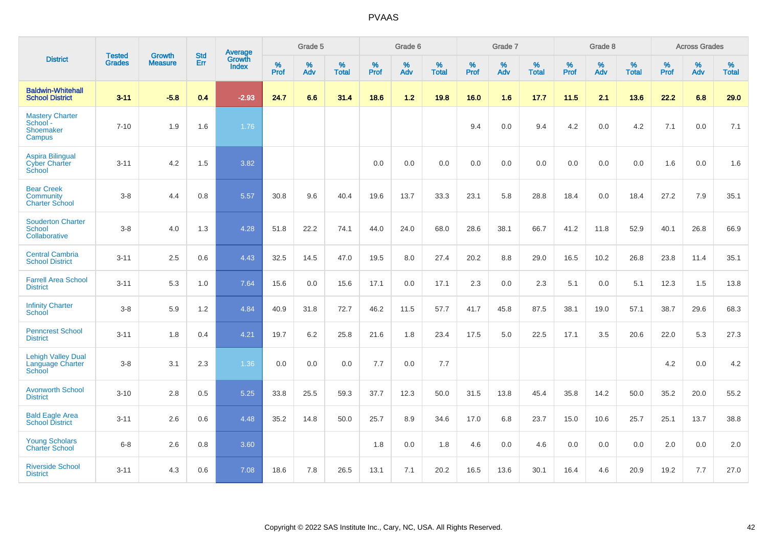# PVAAS

| District | Tested Grades | Growth Measure | Std Err | Average Growth Index | Grade 5 | | | Grade 6 | | | Grade 7 | | | Grade 8 | | | Across Grades | | |
|---|---|---|---|---|---|---|---|---|---|---|---|---|---|---|---|---|---|---|---|
| | | | | | % Prof | % Adv | % Total | % Prof | % Adv | % Total | % Prof | % Adv | % Total | % Prof | % Adv | % Total | % Prof | % Adv | % Total |
| **Baldwin-Whitehall School District** | **3-11** | **-5.8** | **0.4** | **-2.93** | **24.7** | **6.6** | **31.4** | **18.6** | **1.2** | **19.8** | **16.0** | **1.6** | **17.7** | **11.5** | **2.1** | **13.6** | **22.2** | **6.8** | **29.0** |
| Mastery Charter School - Shoemaker Campus | 7-10 | 1.9 | 1.6 | 1.76 | | | | | | | 9.4 | 0.0 | 9.4 | 4.2 | 0.0 | 4.2 | 7.1 | 0.0 | 7.1 |
| Aspira Bilingual Cyber Charter School | 3-11 | 4.2 | 1.5 | 3.82 | | | | 0.0 | 0.0 | 0.0 | 0.0 | 0.0 | 0.0 | 0.0 | 0.0 | 0.0 | 1.6 | 0.0 | 1.6 |
| Bear Creek Community Charter School | 3-8 | 4.4 | 0.8 | 5.57 | 30.8 | 9.6 | 40.4 | 19.6 | 13.7 | 33.3 | 23.1 | 5.8 | 28.8 | 18.4 | 0.0 | 18.4 | 27.2 | 7.9 | 35.1 |
| Souderton Charter School Collaborative | 3-8 | 4.0 | 1.3 | 4.28 | 51.8 | 22.2 | 74.1 | 44.0 | 24.0 | 68.0 | 28.6 | 38.1 | 66.7 | 41.2 | 11.8 | 52.9 | 40.1 | 26.8 | 66.9 |
| Central Cambria School District | 3-11 | 2.5 | 0.6 | 4.43 | 32.5 | 14.5 | 47.0 | 19.5 | 8.0 | 27.4 | 20.2 | 8.8 | 29.0 | 16.5 | 10.2 | 26.8 | 23.8 | 11.4 | 35.1 |
| Farrell Area School District | 3-11 | 5.3 | 1.0 | 7.64 | 15.6 | 0.0 | 15.6 | 17.1 | 0.0 | 17.1 | 2.3 | 0.0 | 2.3 | 5.1 | 0.0 | 5.1 | 12.3 | 1.5 | 13.8 |
| Infinity Charter School | 3-8 | 5.9 | 1.2 | 4.84 | 40.9 | 31.8 | 72.7 | 46.2 | 11.5 | 57.7 | 41.7 | 45.8 | 87.5 | 38.1 | 19.0 | 57.1 | 38.7 | 29.6 | 68.3 |
| Penncrest School District | 3-11 | 1.8 | 0.4 | 4.21 | 19.7 | 6.2 | 25.8 | 21.6 | 1.8 | 23.4 | 17.5 | 5.0 | 22.5 | 17.1 | 3.5 | 20.6 | 22.0 | 5.3 | 27.3 |
| Lehigh Valley Dual Language Charter School | 3-8 | 3.1 | 2.3 | 1.36 | 0.0 | 0.0 | 0.0 | 7.7 | 0.0 | 7.7 | | | | | | | 4.2 | 0.0 | 4.2 |
| Avonworth School District | 3-10 | 2.8 | 0.5 | 5.25 | 33.8 | 25.5 | 59.3 | 37.7 | 12.3 | 50.0 | 31.5 | 13.8 | 45.4 | 35.8 | 14.2 | 50.0 | 35.2 | 20.0 | 55.2 |
| Bald Eagle Area School District | 3-11 | 2.6 | 0.6 | 4.48 | 35.2 | 14.8 | 50.0 | 25.7 | 8.9 | 34.6 | 17.0 | 6.8 | 23.7 | 15.0 | 10.6 | 25.7 | 25.1 | 13.7 | 38.8 |
| Young Scholars Charter School | 6-8 | 2.6 | 0.8 | 3.60 | | | | 1.8 | 0.0 | 1.8 | 4.6 | 0.0 | 4.6 | 0.0 | 0.0 | 0.0 | 2.0 | 0.0 | 2.0 |
| Riverside School District | 3-11 | 4.3 | 0.6 | 7.08 | 18.6 | 7.8 | 26.5 | 13.1 | 7.1 | 20.2 | 16.5 | 13.6 | 30.1 | 16.4 | 4.6 | 20.9 | 19.2 | 7.7 | 27.0 |

Copyright © 2022 SAS Institute Inc., Cary, NC, USA. All Rights Reserved.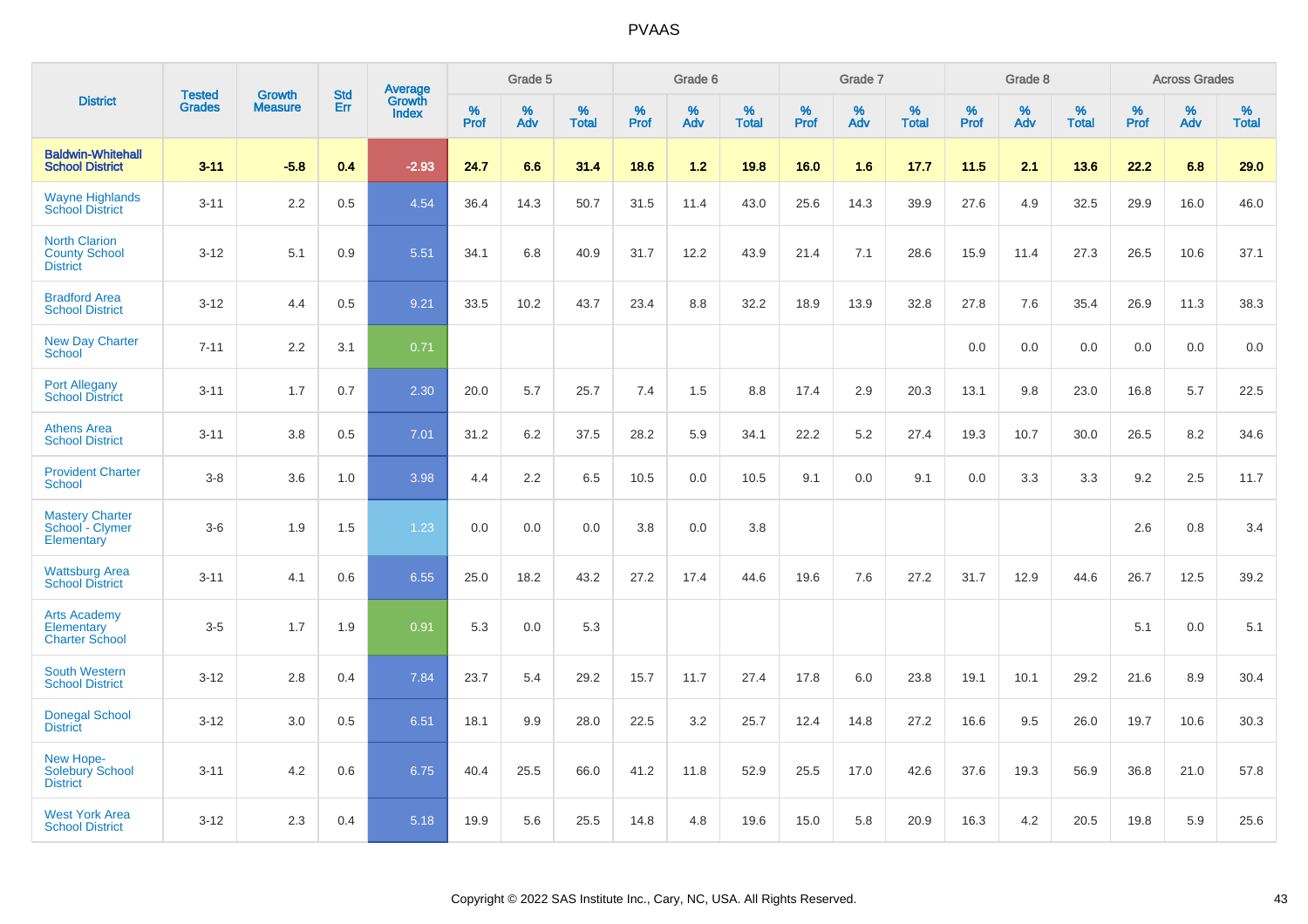# PVAAS

| District | Tested Grades | Growth Measure | Std Err | Average Growth Index | Grade 5 | | | Grade 6 | | | Grade 7 | | | Grade 8 | | | Across Grades | | |
|---|---|---|---|---|---|---|---|---|---|---|---|---|---|---|---|---|---|---|---|
| | | | | | % Prof | % Adv | % Total | % Prof | % Adv | % Total | % Prof | % Adv | % Total | % Prof | % Adv | % Total | % Prof | % Adv | % Total |
| **Baldwin-Whitehall School District** | **3-11** | **-5.8** | **0.4** | **-2.93** | **24.7** | **6.6** | **31.4** | **18.6** | **1.2** | **19.8** | **16.0** | **1.6** | **17.7** | **11.5** | **2.1** | **13.6** | **22.2** | **6.8** | **29.0** |
| Wayne Highlands School District | 3-11 | 2.2 | 0.5 | 4.54 | 36.4 | 14.3 | 50.7 | 31.5 | 11.4 | 43.0 | 25.6 | 14.3 | 39.9 | 27.6 | 4.9 | 32.5 | 29.9 | 16.0 | 46.0 |
| North Clarion County School District | 3-12 | 5.1 | 0.9 | 5.51 | 34.1 | 6.8 | 40.9 | 31.7 | 12.2 | 43.9 | 21.4 | 7.1 | 28.6 | 15.9 | 11.4 | 27.3 | 26.5 | 10.6 | 37.1 |
| Bradford Area School District | 3-12 | 4.4 | 0.5 | 9.21 | 33.5 | 10.2 | 43.7 | 23.4 | 8.8 | 32.2 | 18.9 | 13.9 | 32.8 | 27.8 | 7.6 | 35.4 | 26.9 | 11.3 | 38.3 |
| New Day Charter School | 7-11 | 2.2 | 3.1 | 0.71 | | | | | | | | | | 0.0 | 0.0 | 0.0 | 0.0 | 0.0 | 0.0 |
| Port Allegany School District | 3-11 | 1.7 | 0.7 | 2.30 | 20.0 | 5.7 | 25.7 | 7.4 | 1.5 | 8.8 | 17.4 | 2.9 | 20.3 | 13.1 | 9.8 | 23.0 | 16.8 | 5.7 | 22.5 |
| Athens Area School District | 3-11 | 3.8 | 0.5 | 7.01 | 31.2 | 6.2 | 37.5 | 28.2 | 5.9 | 34.1 | 22.2 | 5.2 | 27.4 | 19.3 | 10.7 | 30.0 | 26.5 | 8.2 | 34.6 |
| Provident Charter School | 3-8 | 3.6 | 1.0 | 3.98 | 4.4 | 2.2 | 6.5 | 10.5 | 0.0 | 10.5 | 9.1 | 0.0 | 9.1 | 0.0 | 3.3 | 3.3 | 9.2 | 2.5 | 11.7 |
| Mastery Charter School - Clymer Elementary | 3-6 | 1.9 | 1.5 | 1.23 | 0.0 | 0.0 | 0.0 | 3.8 | 0.0 | 3.8 | | | | | | | 2.6 | 0.8 | 3.4 |
| Wattsburg Area School District | 3-11 | 4.1 | 0.6 | 6.55 | 25.0 | 18.2 | 43.2 | 27.2 | 17.4 | 44.6 | 19.6 | 7.6 | 27.2 | 31.7 | 12.9 | 44.6 | 26.7 | 12.5 | 39.2 |
| Arts Academy Elementary Charter School | 3-5 | 1.7 | 1.9 | 0.91 | 5.3 | 0.0 | 5.3 | | | | | | | | | | 5.1 | 0.0 | 5.1 |
| South Western School District | 3-12 | 2.8 | 0.4 | 7.84 | 23.7 | 5.4 | 29.2 | 15.7 | 11.7 | 27.4 | 17.8 | 6.0 | 23.8 | 19.1 | 10.1 | 29.2 | 21.6 | 8.9 | 30.4 |
| Donegal School District | 3-12 | 3.0 | 0.5 | 6.51 | 18.1 | 9.9 | 28.0 | 22.5 | 3.2 | 25.7 | 12.4 | 14.8 | 27.2 | 16.6 | 9.5 | 26.0 | 19.7 | 10.6 | 30.3 |
| New Hope-Solebury School District | 3-11 | 4.2 | 0.6 | 6.75 | 40.4 | 25.5 | 66.0 | 41.2 | 11.8 | 52.9 | 25.5 | 17.0 | 42.6 | 37.6 | 19.3 | 56.9 | 36.8 | 21.0 | 57.8 |
| West York Area School District | 3-12 | 2.3 | 0.4 | 5.18 | 19.9 | 5.6 | 25.5 | 14.8 | 4.8 | 19.6 | 15.0 | 5.8 | 20.9 | 16.3 | 4.2 | 20.5 | 19.8 | 5.9 | 25.6 |

Copyright © 2022 SAS Institute Inc., Cary, NC, USA. All Rights Reserved.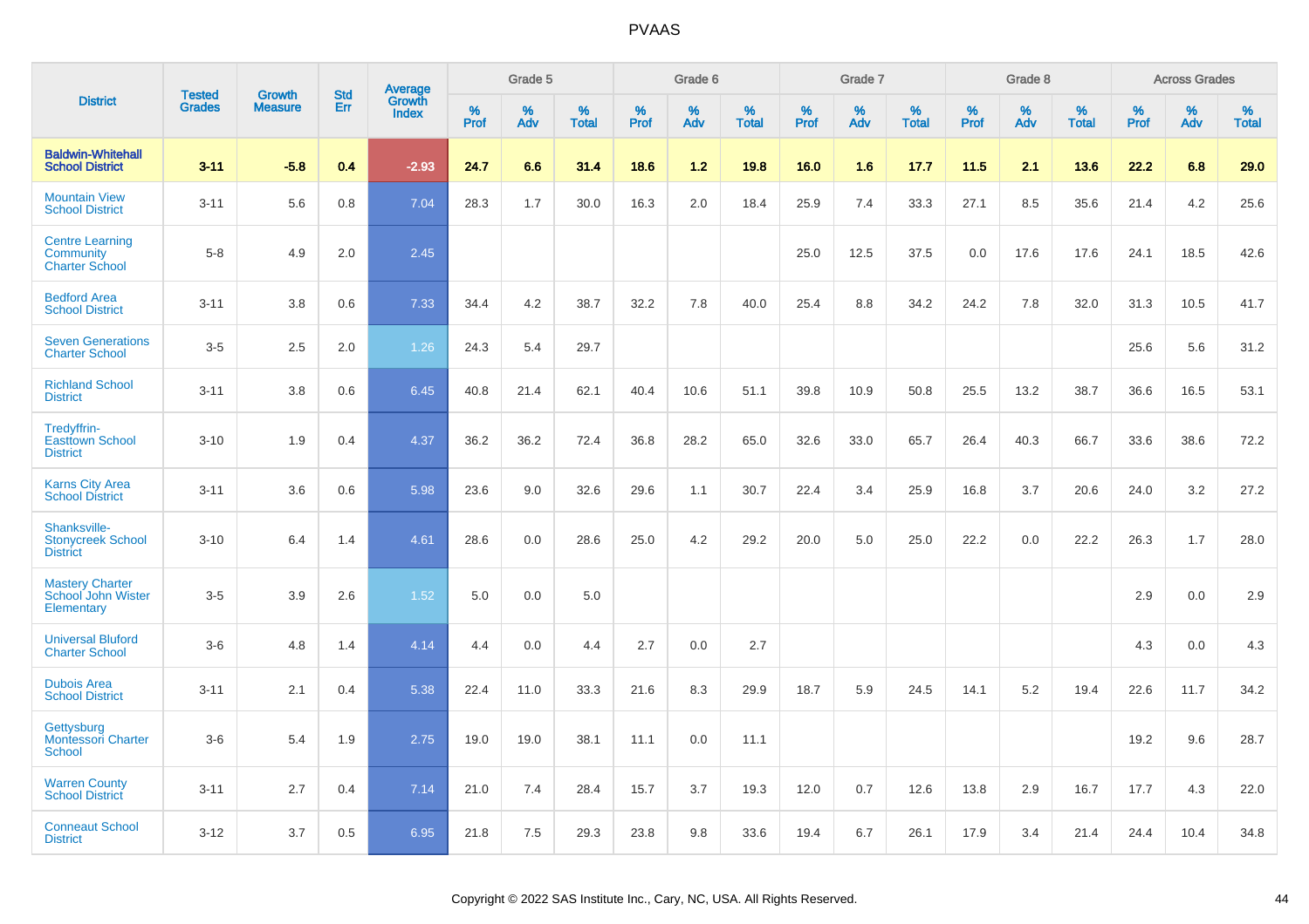# PVAAS

| District | Tested Grades | Growth Measure | Std Err | Average Growth Index | Grade 5 | | | Grade 6 | | | Grade 7 | | | Grade 8 | | | Across Grades | | |
|---|---|---|---|---|---|---|---|---|---|---|---|---|---|---|---|---|---|---|---|
| | | | | | % Prof | % Adv | % Total | % Prof | % Adv | % Total | % Prof | % Adv | % Total | % Prof | % Adv | % Total | % Prof | % Adv | % Total |
| **Baldwin-Whitehall School District** | **3-11** | **-5.8** | **0.4** | **-2.93** | **24.7** | **6.6** | **31.4** | **18.6** | **1.2** | **19.8** | **16.0** | **1.6** | **17.7** | **11.5** | **2.1** | **13.6** | **22.2** | **6.8** | **29.0** |
| Mountain View School District | 3-11 | 5.6 | 0.8 | 7.04 | 28.3 | 1.7 | 30.0 | 16.3 | 2.0 | 18.4 | 25.9 | 7.4 | 33.3 | 27.1 | 8.5 | 35.6 | 21.4 | 4.2 | 25.6 |
| Centre Learning Community Charter School | 5-8 | 4.9 | 2.0 | 2.45 | | | | | | | 25.0 | 12.5 | 37.5 | 0.0 | 17.6 | 17.6 | 24.1 | 18.5 | 42.6 |
| Bedford Area School District | 3-11 | 3.8 | 0.6 | 7.33 | 34.4 | 4.2 | 38.7 | 32.2 | 7.8 | 40.0 | 25.4 | 8.8 | 34.2 | 24.2 | 7.8 | 32.0 | 31.3 | 10.5 | 41.7 |
| Seven Generations Charter School | 3-5 | 2.5 | 2.0 | 1.26 | 24.3 | 5.4 | 29.7 | | | | | | | | | | 25.6 | 5.6 | 31.2 |
| Richland School District | 3-11 | 3.8 | 0.6 | 6.45 | 40.8 | 21.4 | 62.1 | 40.4 | 10.6 | 51.1 | 39.8 | 10.9 | 50.8 | 25.5 | 13.2 | 38.7 | 36.6 | 16.5 | 53.1 |
| Tredyffrin-Easttown School District | 3-10 | 1.9 | 0.4 | 4.37 | 36.2 | 36.2 | 72.4 | 36.8 | 28.2 | 65.0 | 32.6 | 33.0 | 65.7 | 26.4 | 40.3 | 66.7 | 33.6 | 38.6 | 72.2 |
| Karns City Area School District | 3-11 | 3.6 | 0.6 | 5.98 | 23.6 | 9.0 | 32.6 | 29.6 | 1.1 | 30.7 | 22.4 | 3.4 | 25.9 | 16.8 | 3.7 | 20.6 | 24.0 | 3.2 | 27.2 |
| Shanksville-Stonycreek School District | 3-10 | 6.4 | 1.4 | 4.61 | 28.6 | 0.0 | 28.6 | 25.0 | 4.2 | 29.2 | 20.0 | 5.0 | 25.0 | 22.2 | 0.0 | 22.2 | 26.3 | 1.7 | 28.0 |
| Mastery Charter School John Wister Elementary | 3-5 | 3.9 | 2.6 | 1.52 | 5.0 | 0.0 | 5.0 | | | | | | | | | | 2.9 | 0.0 | 2.9 |
| Universal Bluford Charter School | 3-6 | 4.8 | 1.4 | 4.14 | 4.4 | 0.0 | 4.4 | 2.7 | 0.0 | 2.7 | | | | | | | 4.3 | 0.0 | 4.3 |
| Dubois Area School District | 3-11 | 2.1 | 0.4 | 5.38 | 22.4 | 11.0 | 33.3 | 21.6 | 8.3 | 29.9 | 18.7 | 5.9 | 24.5 | 14.1 | 5.2 | 19.4 | 22.6 | 11.7 | 34.2 |
| Gettysburg Montessori Charter School | 3-6 | 5.4 | 1.9 | 2.75 | 19.0 | 19.0 | 38.1 | 11.1 | 0.0 | 11.1 | | | | | | | 19.2 | 9.6 | 28.7 |
| Warren County School District | 3-11 | 2.7 | 0.4 | 7.14 | 21.0 | 7.4 | 28.4 | 15.7 | 3.7 | 19.3 | 12.0 | 0.7 | 12.6 | 13.8 | 2.9 | 16.7 | 17.7 | 4.3 | 22.0 |
| Conneaut School District | 3-12 | 3.7 | 0.5 | 6.95 | 21.8 | 7.5 | 29.3 | 23.8 | 9.8 | 33.6 | 19.4 | 6.7 | 26.1 | 17.9 | 3.4 | 21.4 | 24.4 | 10.4 | 34.8 |

Copyright © 2022 SAS Institute Inc., Cary, NC, USA. All Rights Reserved.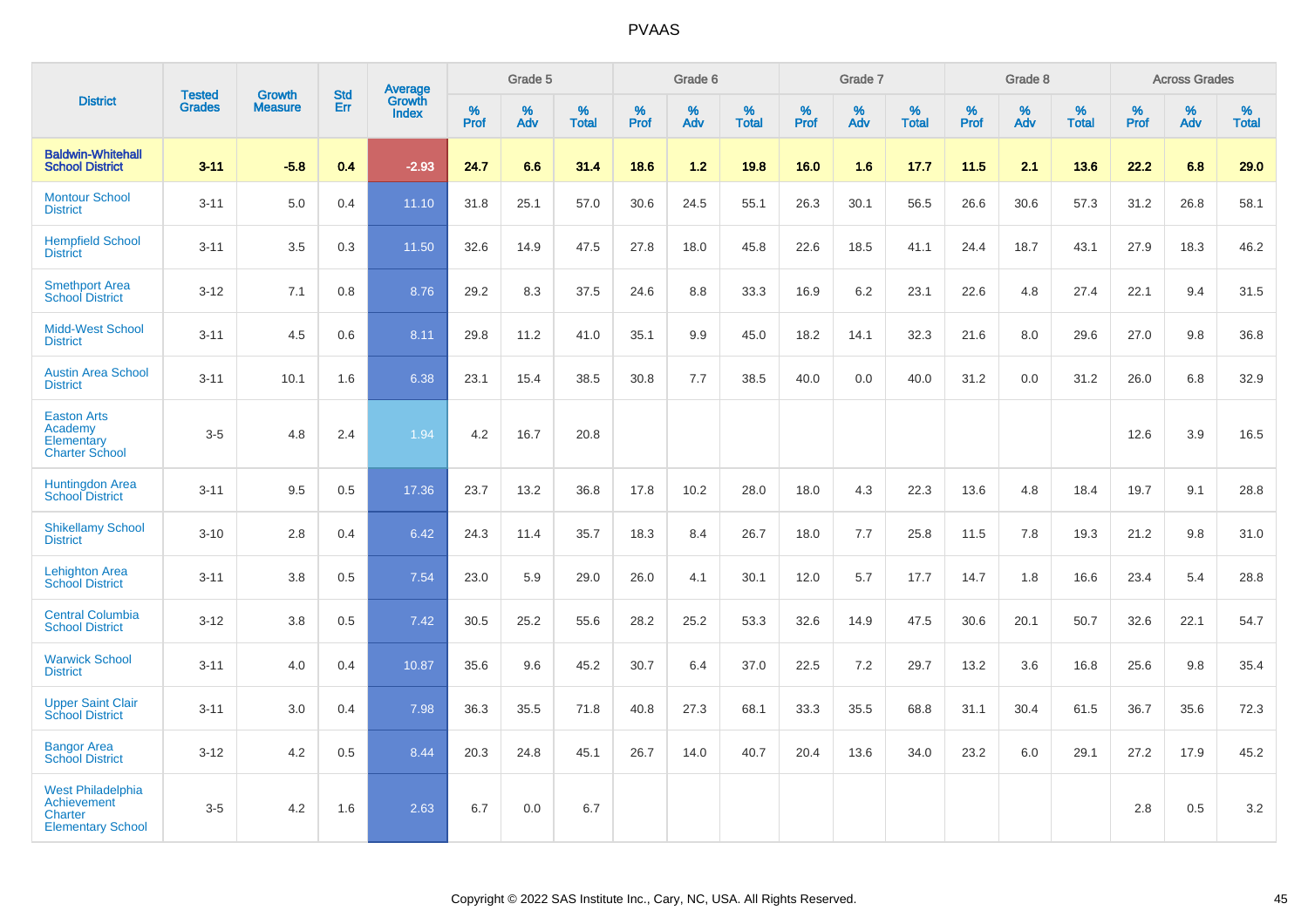# PVAAS

| District | Tested Grades | Growth Measure | Std Err | Average Growth Index | Grade 5 | | | Grade 6 | | | Grade 7 | | | Grade 8 | | | Across Grades | | |
|---|---|---|---|---|---|---|---|---|---|---|---|---|---|---|---|---|---|---|---|
| | | | | | % Prof | % Adv | % Total | % Prof | % Adv | % Total | % Prof | % Adv | % Total | % Prof | % Adv | % Total | % Prof | % Adv | % Total |
| **Baldwin-Whitehall School District** | **3-11** | **-5.8** | **0.4** | **-2.93** | **24.7** | **6.6** | **31.4** | **18.6** | **1.2** | **19.8** | **16.0** | **1.6** | **17.7** | **11.5** | **2.1** | **13.6** | **22.2** | **6.8** | **29.0** |
| Montour School District | 3-11 | 5.0 | 0.4 | 11.10 | 31.8 | 25.1 | 57.0 | 30.6 | 24.5 | 55.1 | 26.3 | 30.1 | 56.5 | 26.6 | 30.6 | 57.3 | 31.2 | 26.8 | 58.1 |
| Hempfield School District | 3-11 | 3.5 | 0.3 | 11.50 | 32.6 | 14.9 | 47.5 | 27.8 | 18.0 | 45.8 | 22.6 | 18.5 | 41.1 | 24.4 | 18.7 | 43.1 | 27.9 | 18.3 | 46.2 |
| Smethport Area School District | 3-12 | 7.1 | 0.8 | 8.76 | 29.2 | 8.3 | 37.5 | 24.6 | 8.8 | 33.3 | 16.9 | 6.2 | 23.1 | 22.6 | 4.8 | 27.4 | 22.1 | 9.4 | 31.5 |
| Midd-West School District | 3-11 | 4.5 | 0.6 | 8.11 | 29.8 | 11.2 | 41.0 | 35.1 | 9.9 | 45.0 | 18.2 | 14.1 | 32.3 | 21.6 | 8.0 | 29.6 | 27.0 | 9.8 | 36.8 |
| Austin Area School District | 3-11 | 10.1 | 1.6 | 6.38 | 23.1 | 15.4 | 38.5 | 30.8 | 7.7 | 38.5 | 40.0 | 0.0 | 40.0 | 31.2 | 0.0 | 31.2 | 26.0 | 6.8 | 32.9 |
| Easton Arts Academy Elementary Charter School | 3-5 | 4.8 | 2.4 | 1.94 | 4.2 | 16.7 | 20.8 | | | | | | | | | | 12.6 | 3.9 | 16.5 |
| Huntingdon Area School District | 3-11 | 9.5 | 0.5 | 17.36 | 23.7 | 13.2 | 36.8 | 17.8 | 10.2 | 28.0 | 18.0 | 4.3 | 22.3 | 13.6 | 4.8 | 18.4 | 19.7 | 9.1 | 28.8 |
| Shikellamy School District | 3-10 | 2.8 | 0.4 | 6.42 | 24.3 | 11.4 | 35.7 | 18.3 | 8.4 | 26.7 | 18.0 | 7.7 | 25.8 | 11.5 | 7.8 | 19.3 | 21.2 | 9.8 | 31.0 |
| Lehighton Area School District | 3-11 | 3.8 | 0.5 | 7.54 | 23.0 | 5.9 | 29.0 | 26.0 | 4.1 | 30.1 | 12.0 | 5.7 | 17.7 | 14.7 | 1.8 | 16.6 | 23.4 | 5.4 | 28.8 |
| Central Columbia School District | 3-12 | 3.8 | 0.5 | 7.42 | 30.5 | 25.2 | 55.6 | 28.2 | 25.2 | 53.3 | 32.6 | 14.9 | 47.5 | 30.6 | 20.1 | 50.7 | 32.6 | 22.1 | 54.7 |
| Warwick School District | 3-11 | 4.0 | 0.4 | 10.87 | 35.6 | 9.6 | 45.2 | 30.7 | 6.4 | 37.0 | 22.5 | 7.2 | 29.7 | 13.2 | 3.6 | 16.8 | 25.6 | 9.8 | 35.4 |
| Upper Saint Clair School District | 3-11 | 3.0 | 0.4 | 7.98 | 36.3 | 35.5 | 71.8 | 40.8 | 27.3 | 68.1 | 33.3 | 35.5 | 68.8 | 31.1 | 30.4 | 61.5 | 36.7 | 35.6 | 72.3 |
| Bangor Area School District | 3-12 | 4.2 | 0.5 | 8.44 | 20.3 | 24.8 | 45.1 | 26.7 | 14.0 | 40.7 | 20.4 | 13.6 | 34.0 | 23.2 | 6.0 | 29.1 | 27.2 | 17.9 | 45.2 |
| West Philadelphia Achievement Charter Elementary School | 3-5 | 4.2 | 1.6 | 2.63 | 6.7 | 0.0 | 6.7 | | | | | | | | | | 2.8 | 0.5 | 3.2 |

Copyright © 2022 SAS Institute Inc., Cary, NC, USA. All Rights Reserved.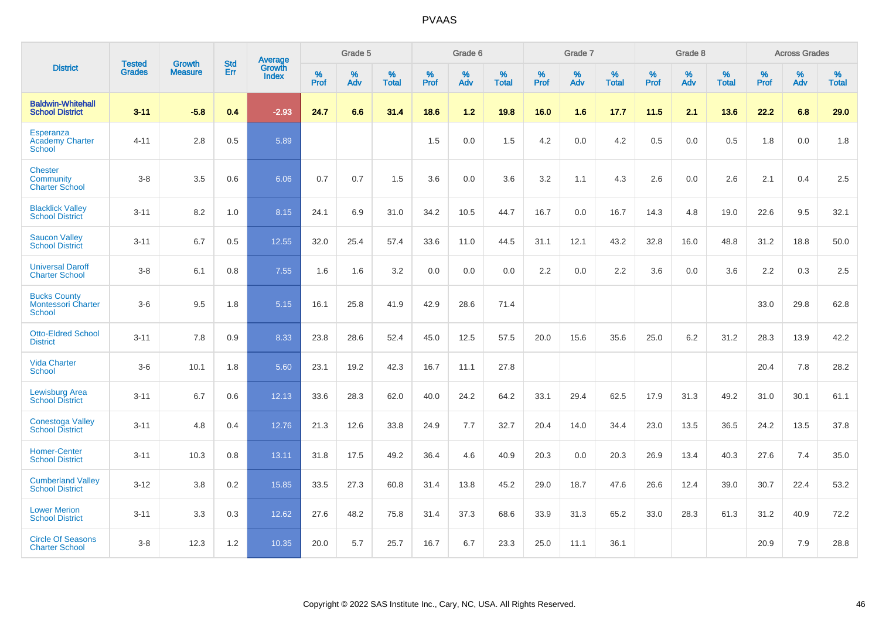# PVAAS

| District | Tested Grades | Growth Measure | Std Err | Average Growth Index | Grade 5 | | | Grade 6 | | | Grade 7 | | | Grade 8 | | | Across Grades | | |
|---|---|---|---|---|---|---|---|---|---|---|---|---|---|---|---|---|---|---|---|
| | | | | | % Prof | % Adv | % Total | % Prof | % Adv | % Total | % Prof | % Adv | % Total | % Prof | % Adv | % Total | % Prof | % Adv | % Total |
| **Baldwin-Whitehall School District** | **3-11** | **-5.8** | **0.4** | **-2.93** | **24.7** | **6.6** | **31.4** | **18.6** | **1.2** | **19.8** | **16.0** | **1.6** | **17.7** | **11.5** | **2.1** | **13.6** | **22.2** | **6.8** | **29.0** |
| Esperanza Academy Charter School | 4-11 | 2.8 | 0.5 | 5.89 | | | | 1.5 | 0.0 | 1.5 | 4.2 | 0.0 | 4.2 | 0.5 | 0.0 | 0.5 | 1.8 | 0.0 | 1.8 |
| Chester Community Charter School | 3-8 | 3.5 | 0.6 | 6.06 | 0.7 | 0.7 | 1.5 | 3.6 | 0.0 | 3.6 | 3.2 | 1.1 | 4.3 | 2.6 | 0.0 | 2.6 | 2.1 | 0.4 | 2.5 |
| Blacklick Valley School District | 3-11 | 8.2 | 1.0 | 8.15 | 24.1 | 6.9 | 31.0 | 34.2 | 10.5 | 44.7 | 16.7 | 0.0 | 16.7 | 14.3 | 4.8 | 19.0 | 22.6 | 9.5 | 32.1 |
| Saucon Valley School District | 3-11 | 6.7 | 0.5 | 12.55 | 32.0 | 25.4 | 57.4 | 33.6 | 11.0 | 44.5 | 31.1 | 12.1 | 43.2 | 32.8 | 16.0 | 48.8 | 31.2 | 18.8 | 50.0 |
| Universal Daroff Charter School | 3-8 | 6.1 | 0.8 | 7.55 | 1.6 | 1.6 | 3.2 | 0.0 | 0.0 | 0.0 | 2.2 | 0.0 | 2.2 | 3.6 | 0.0 | 3.6 | 2.2 | 0.3 | 2.5 |
| Bucks County Montessori Charter School | 3-6 | 9.5 | 1.8 | 5.15 | 16.1 | 25.8 | 41.9 | 42.9 | 28.6 | 71.4 | | | | | | | 33.0 | 29.8 | 62.8 |
| Otto-Eldred School District | 3-11 | 7.8 | 0.9 | 8.33 | 23.8 | 28.6 | 52.4 | 45.0 | 12.5 | 57.5 | 20.0 | 15.6 | 35.6 | 25.0 | 6.2 | 31.2 | 28.3 | 13.9 | 42.2 |
| Vida Charter School | 3-6 | 10.1 | 1.8 | 5.60 | 23.1 | 19.2 | 42.3 | 16.7 | 11.1 | 27.8 | | | | | | | 20.4 | 7.8 | 28.2 |
| Lewisburg Area School District | 3-11 | 6.7 | 0.6 | 12.13 | 33.6 | 28.3 | 62.0 | 40.0 | 24.2 | 64.2 | 33.1 | 29.4 | 62.5 | 17.9 | 31.3 | 49.2 | 31.0 | 30.1 | 61.1 |
| Conestoga Valley School District | 3-11 | 4.8 | 0.4 | 12.76 | 21.3 | 12.6 | 33.8 | 24.9 | 7.7 | 32.7 | 20.4 | 14.0 | 34.4 | 23.0 | 13.5 | 36.5 | 24.2 | 13.5 | 37.8 |
| Homer-Center School District | 3-11 | 10.3 | 0.8 | 13.11 | 31.8 | 17.5 | 49.2 | 36.4 | 4.6 | 40.9 | 20.3 | 0.0 | 20.3 | 26.9 | 13.4 | 40.3 | 27.6 | 7.4 | 35.0 |
| Cumberland Valley School District | 3-12 | 3.8 | 0.2 | 15.85 | 33.5 | 27.3 | 60.8 | 31.4 | 13.8 | 45.2 | 29.0 | 18.7 | 47.6 | 26.6 | 12.4 | 39.0 | 30.7 | 22.4 | 53.2 |
| Lower Merion School District | 3-11 | 3.3 | 0.3 | 12.62 | 27.6 | 48.2 | 75.8 | 31.4 | 37.3 | 68.6 | 33.9 | 31.3 | 65.2 | 33.0 | 28.3 | 61.3 | 31.2 | 40.9 | 72.2 |
| Circle Of Seasons Charter School | 3-8 | 12.3 | 1.2 | 10.35 | 20.0 | 5.7 | 25.7 | 16.7 | 6.7 | 23.3 | 25.0 | 11.1 | 36.1 | | | | 20.9 | 7.9 | 28.8 |

Copyright © 2022 SAS Institute Inc., Cary, NC, USA. All Rights Reserved.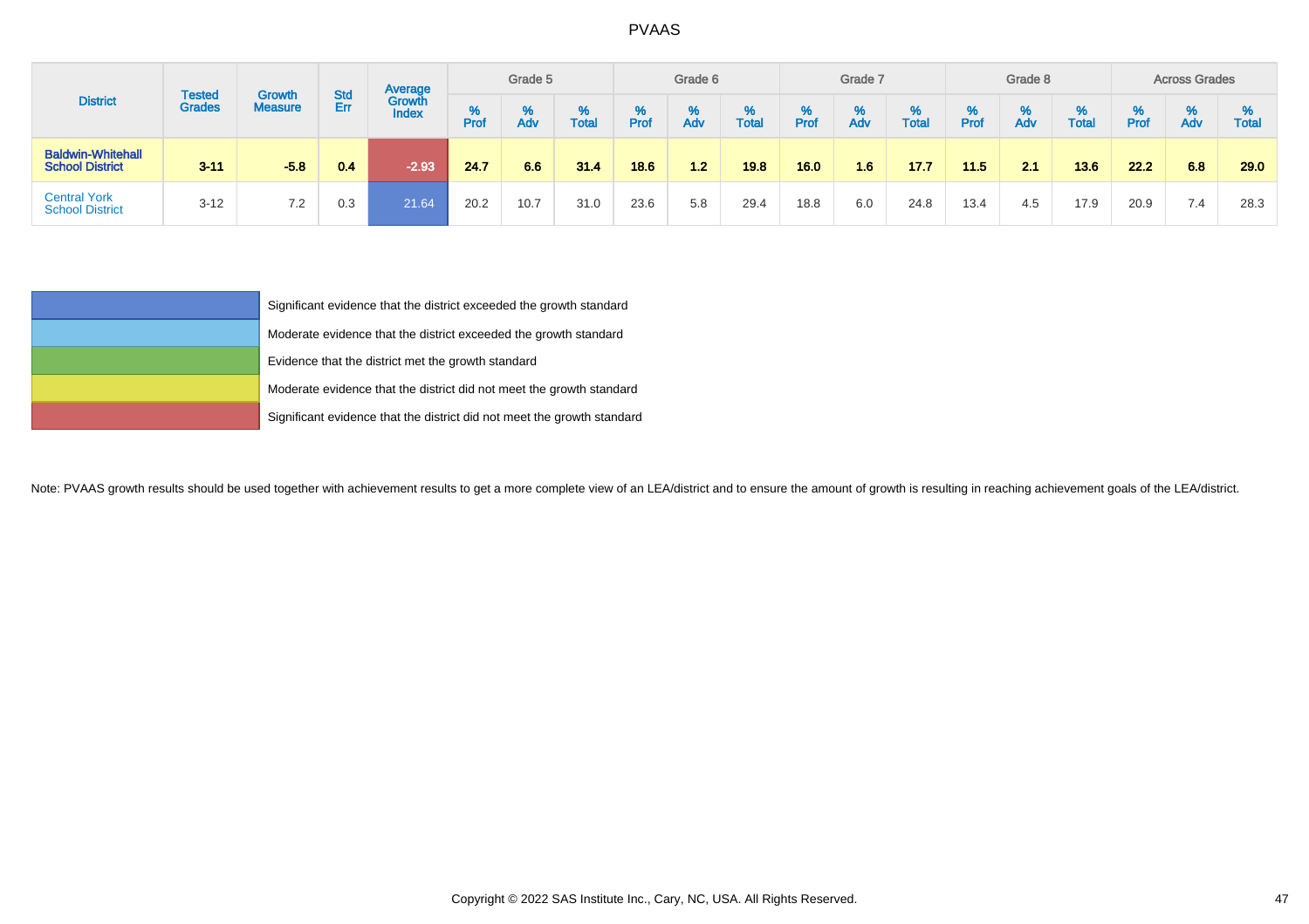# PVAAS

| District | Tested Grades | Growth Measure | Std Err | Average Growth Index | Grade 5 | | | Grade 6 | | | Grade 7 | | | Grade 8 | | | Across Grades | | |
|---|---|---|---|---|---|---|---|---|---|---|---|---|---|---|---|---|---|---|---|
| | | | | | % Prof | % Adv | % Total | % Prof | % Adv | % Total | % Prof | % Adv | % Total | % Prof | % Adv | % Total | % Prof | % Adv | % Total |
| **Baldwin-Whitehall School District** | **3-11** | **-5.8** | **0.4** | **-2.93** | **24.7** | **6.6** | **31.4** | **18.6** | **1.2** | **19.8** | **16.0** | **1.6** | **17.7** | **11.5** | **2.1** | **13.6** | **22.2** | **6.8** | **29.0** |
| Central York School District | 3-12 | 7.2 | 0.3 | 21.64 | 20.2 | 10.7 | 31.0 | 23.6 | 5.8 | 29.4 | 18.8 | 6.0 | 24.8 | 13.4 | 4.5 | 17.9 | 20.9 | 7.4 | 28.3 |

Significant evidence that the district exceeded the growth standard

Moderate evidence that the district exceeded the growth standard

Evidence that the district met the growth standard

Moderate evidence that the district did not meet the growth standard

Significant evidence that the district did not meet the growth standard

Note: PVAAS growth results should be used together with achievement results to get a more complete view of an LEA/district and to ensure the amount of growth is resulting in reaching achievement goals of the LEA/district.

Copyright © 2022 SAS Institute Inc., Cary, NC, USA. All Rights Reserved.